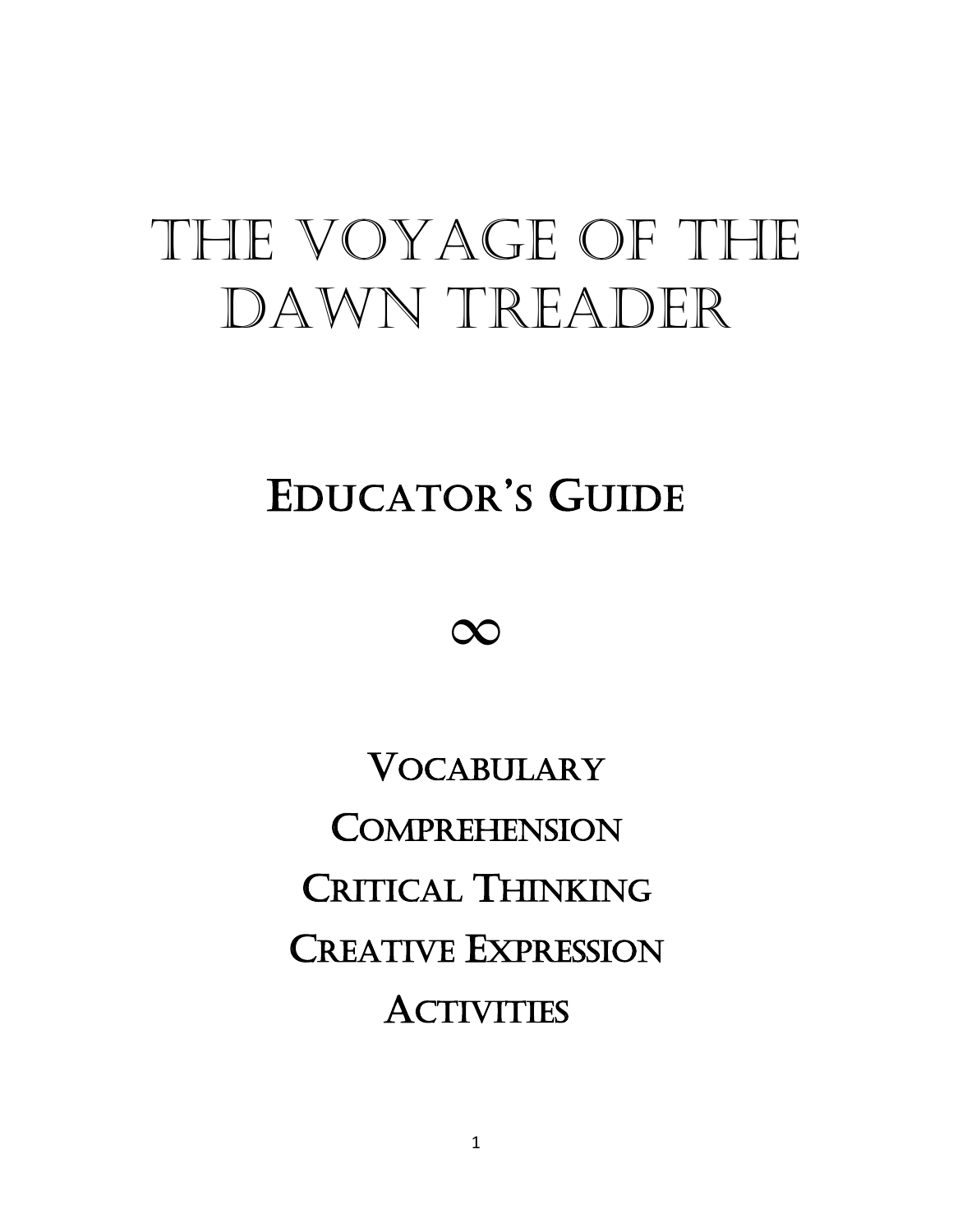# The Voyage of the Dawn Treader

## Educator's Guide

∞

Vocabulary

Comprehension

Critical Thinking

Creative Expression

Activities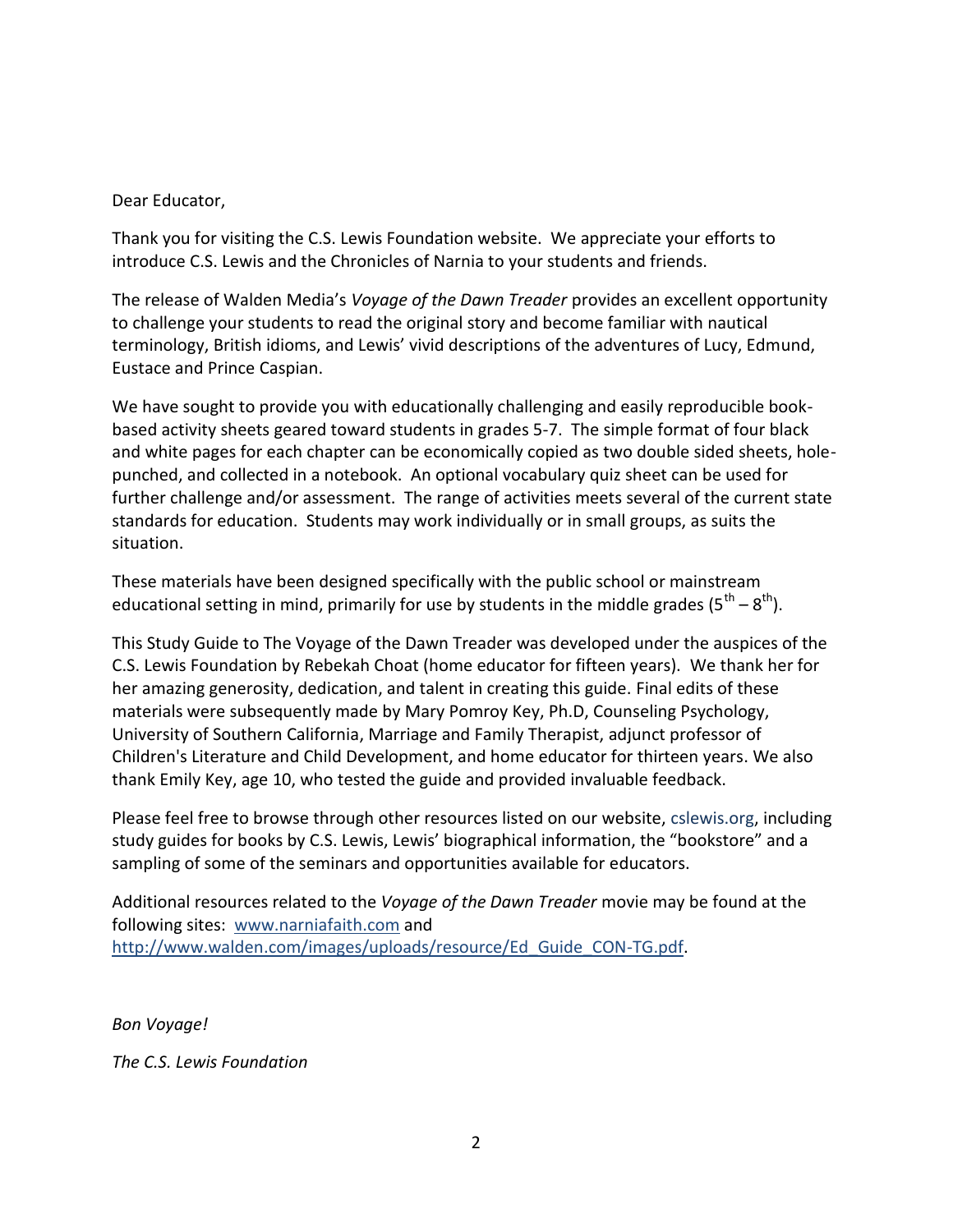Dear Educator,

Thank you for visiting the C.S. Lewis Foundation website. We appreciate your efforts to introduce C.S. Lewis and the Chronicles of Narnia to your students and friends.

The release of Walden Media's *Voyage of the Dawn Treader* provides an excellent opportunity to challenge your students to read the original story and become familiar with nautical terminology, British idioms, and Lewis' vivid descriptions of the adventures of Lucy, Edmund, Eustace and Prince Caspian.

We have sought to provide you with educationally challenging and easily reproducible book-based activity sheets geared toward students in grades 5-7. The simple format of four black and white pages for each chapter can be economically copied as two double sided sheets, hole-punched, and collected in a notebook. An optional vocabulary quiz sheet can be used for further challenge and/or assessment. The range of activities meets several of the current state standards for education. Students may work individually or in small groups, as suits the situation.

These materials have been designed specifically with the public school or mainstream educational setting in mind, primarily for use by students in the middle grades (5th – 8th).

This Study Guide to The Voyage of the Dawn Treader was developed under the auspices of the C.S. Lewis Foundation by Rebekah Choat (home educator for fifteen years). We thank her for her amazing generosity, dedication, and talent in creating this guide. Final edits of these materials were subsequently made by Mary Pomroy Key, Ph.D, Counseling Psychology, University of Southern California, Marriage and Family Therapist, adjunct professor of Children's Literature and Child Development, and home educator for thirteen years. We also thank Emily Key, age 10, who tested the guide and provided invaluable feedback.

Please feel free to browse through other resources listed on our website, cslewis.org, including study guides for books by C.S. Lewis, Lewis' biographical information, the "bookstore" and a sampling of some of the seminars and opportunities available for educators.

Additional resources related to the *Voyage of the Dawn Treader* movie may be found at the following sites: www.narniafaith.com and http://www.walden.com/images/uploads/resource/Ed_Guide_CON-TG.pdf.

*Bon Voyage!*

*The C.S. Lewis Foundation*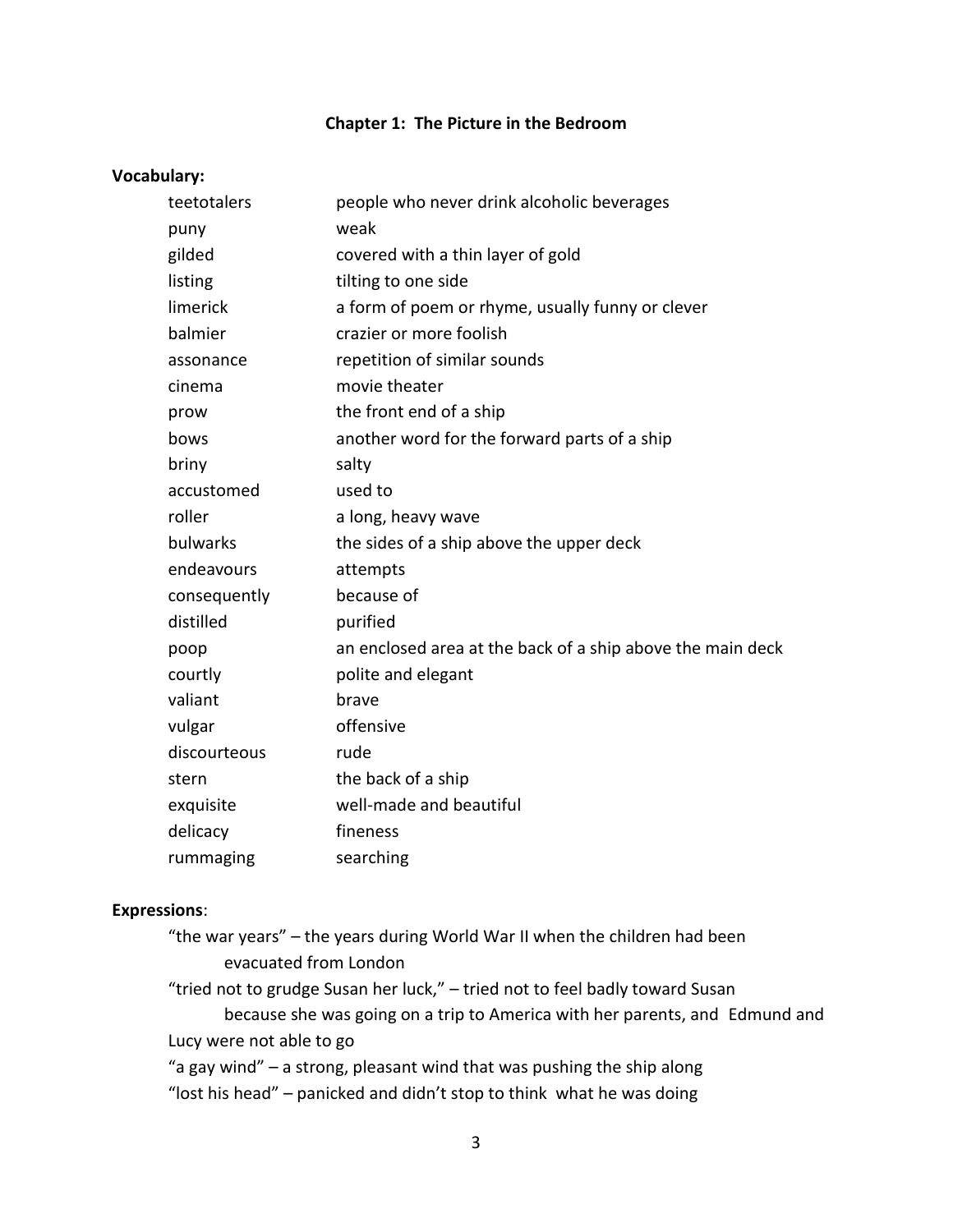## Chapter 1: The Picture in the Bedroom

**Vocabulary:**

| | |
|---|---|
| teetotalers | people who never drink alcoholic beverages |
| puny | weak |
| gilded | covered with a thin layer of gold |
| listing | tilting to one side |
| limerick | a form of poem or rhyme, usually funny or clever |
| balmier | crazier or more foolish |
| assonance | repetition of similar sounds |
| cinema | movie theater |
| prow | the front end of a ship |
| bows | another word for the forward parts of a ship |
| briny | salty |
| accustomed | used to |
| roller | a long, heavy wave |
| bulwarks | the sides of a ship above the upper deck |
| endeavours | attempts |
| consequently | because of |
| distilled | purified |
| poop | an enclosed area at the back of a ship above the main deck |
| courtly | polite and elegant |
| valiant | brave |
| vulgar | offensive |
| discourteous | rude |
| stern | the back of a ship |
| exquisite | well-made and beautiful |
| delicacy | fineness |
| rummaging | searching |

**Expressions**:

"the war years" – the years during World War II when the children had been evacuated from London

"tried not to grudge Susan her luck," – tried not to feel badly toward Susan because she was going on a trip to America with her parents, and Edmund and Lucy were not able to go

"a gay wind" – a strong, pleasant wind that was pushing the ship along

"lost his head" – panicked and didn't stop to think what he was doing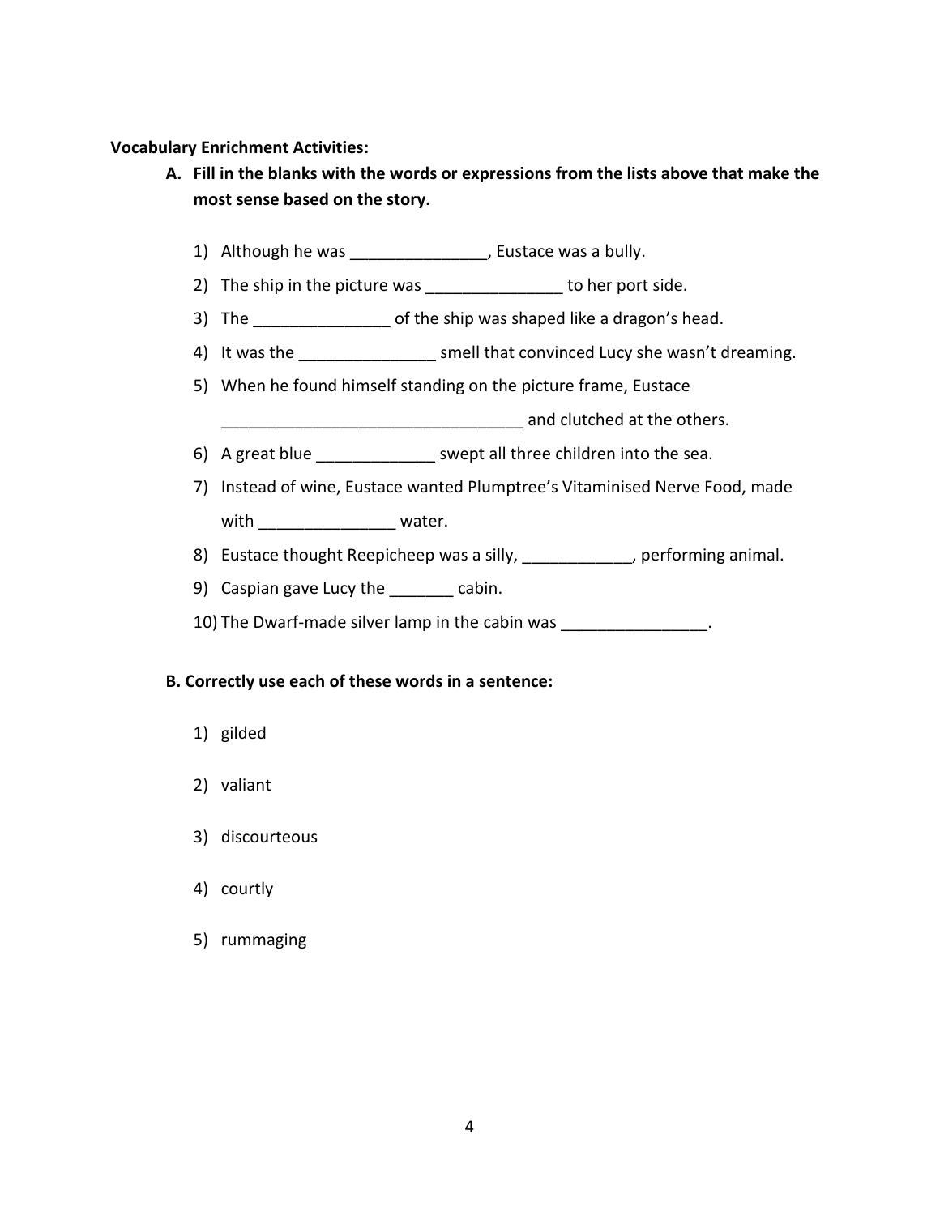**Vocabulary Enrichment Activities:**

**A. Fill in the blanks with the words or expressions from the lists above that make the most sense based on the story.**

1) Although he was _______________, Eustace was a bully.
2) The ship in the picture was _______________ to her port side.
3) The _______________ of the ship was shaped like a dragon's head.
4) It was the _______________ smell that convinced Lucy she wasn't dreaming.
5) When he found himself standing on the picture frame, Eustace _________________________________ and clutched at the others.
6) A great blue _____________ swept all three children into the sea.
7) Instead of wine, Eustace wanted Plumptree's Vitaminised Nerve Food, made with _______________ water.
8) Eustace thought Reepicheep was a silly, ____________, performing animal.
9) Caspian gave Lucy the _______ cabin.
10) The Dwarf-made silver lamp in the cabin was ________________.

**B. Correctly use each of these words in a sentence:**

1) gilded
2) valiant
3) discourteous
4) courtly
5) rummaging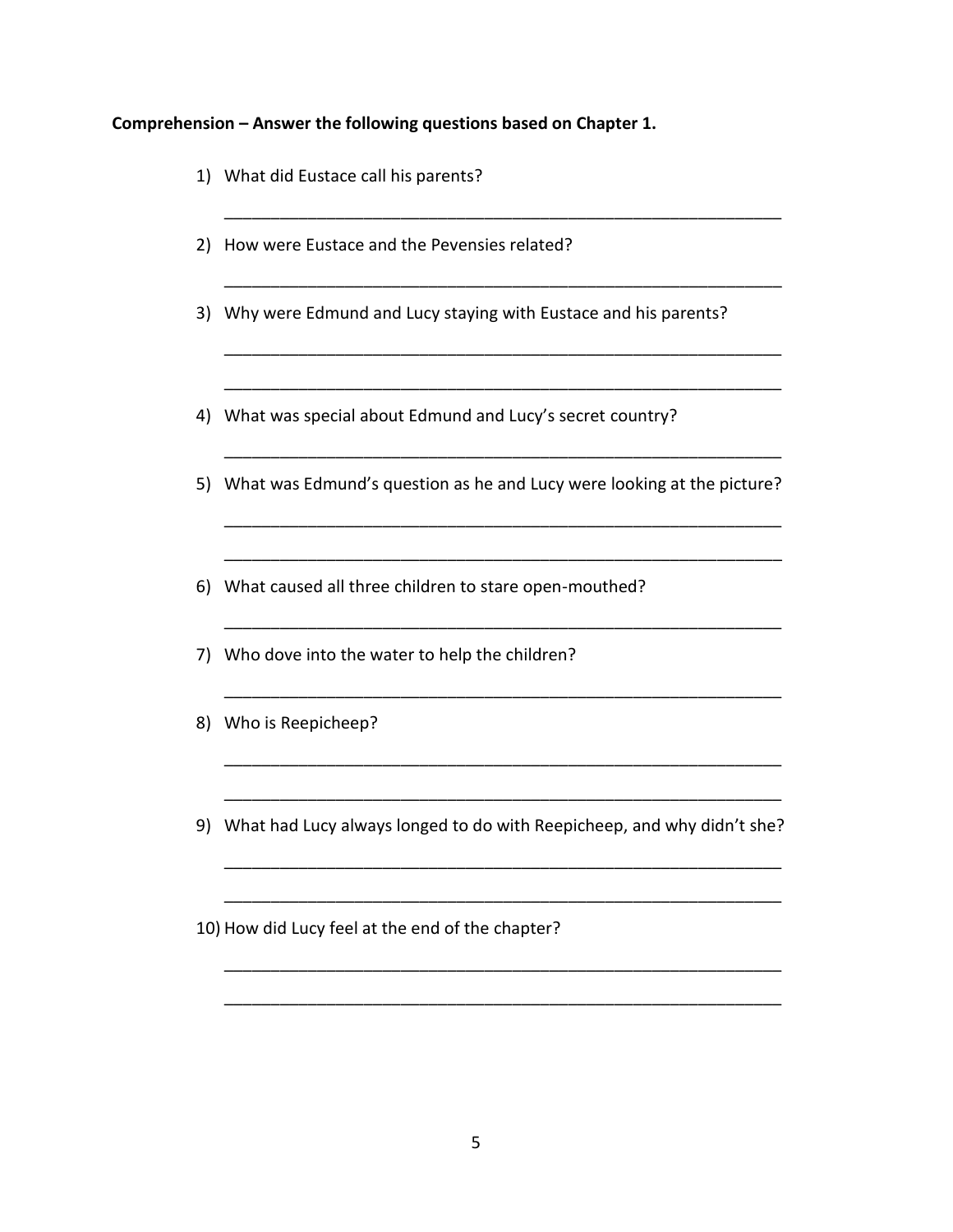**Comprehension – Answer the following questions based on Chapter 1.**

1) What did Eustace call his parents?

_______________________________________________________________

2) How were Eustace and the Pevensies related?

_______________________________________________________________

3) Why were Edmund and Lucy staying with Eustace and his parents?

_______________________________________________________________

_______________________________________________________________

4) What was special about Edmund and Lucy's secret country?

_______________________________________________________________

5) What was Edmund's question as he and Lucy were looking at the picture?

_______________________________________________________________

_______________________________________________________________

6) What caused all three children to stare open-mouthed?

_______________________________________________________________

7) Who dove into the water to help the children?

_______________________________________________________________

8) Who is Reepicheep?

_______________________________________________________________

_______________________________________________________________

9) What had Lucy always longed to do with Reepicheep, and why didn't she?

_______________________________________________________________

_______________________________________________________________

10) How did Lucy feel at the end of the chapter?

_______________________________________________________________

_______________________________________________________________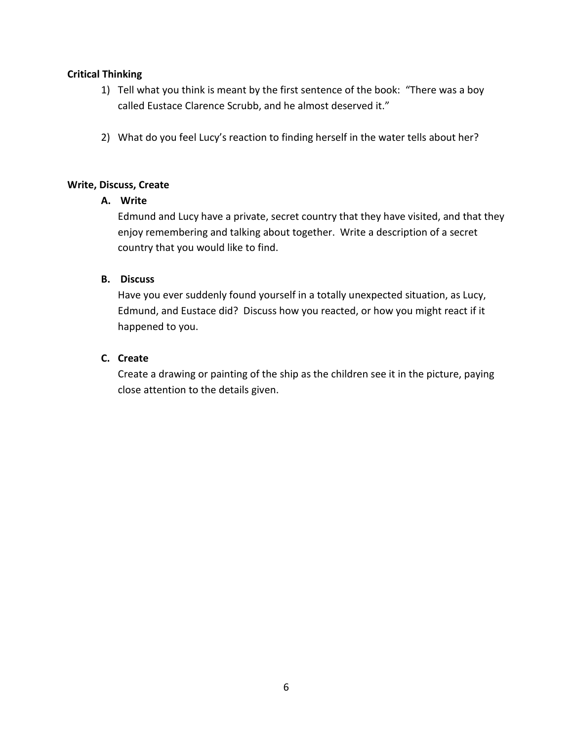**Critical Thinking**

1) Tell what you think is meant by the first sentence of the book: "There was a boy called Eustace Clarence Scrubb, and he almost deserved it."

2) What do you feel Lucy's reaction to finding herself in the water tells about her?

**Write, Discuss, Create**

**A. Write**

Edmund and Lucy have a private, secret country that they have visited, and that they enjoy remembering and talking about together. Write a description of a secret country that you would like to find.

**B. Discuss**

Have you ever suddenly found yourself in a totally unexpected situation, as Lucy, Edmund, and Eustace did? Discuss how you reacted, or how you might react if it happened to you.

**C. Create**

Create a drawing or painting of the ship as the children see it in the picture, paying close attention to the details given.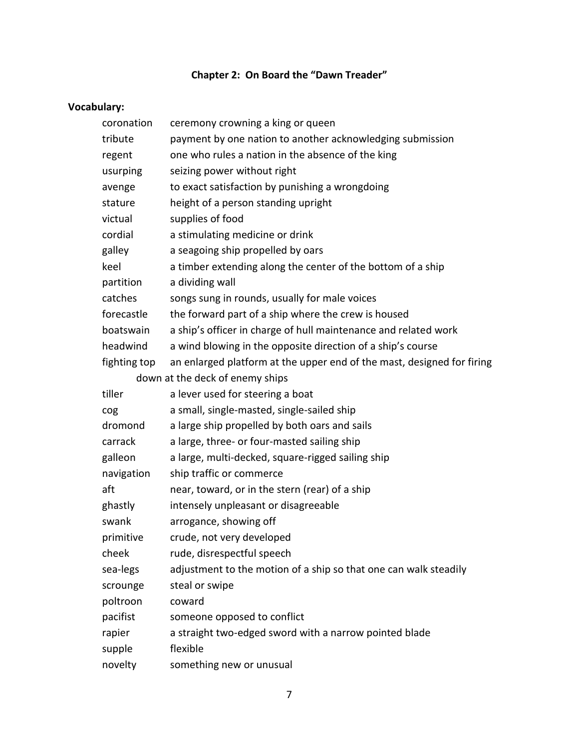## Chapter 2: On Board the "Dawn Treader"

**Vocabulary:**

| | |
|---|---|
| coronation | ceremony crowning a king or queen |
| tribute | payment by one nation to another acknowledging submission |
| regent | one who rules a nation in the absence of the king |
| usurping | seizing power without right |
| avenge | to exact satisfaction by punishing a wrongdoing |
| stature | height of a person standing upright |
| victual | supplies of food |
| cordial | a stimulating medicine or drink |
| galley | a seagoing ship propelled by oars |
| keel | a timber extending along the center of the bottom of a ship |
| partition | a dividing wall |
| catches | songs sung in rounds, usually for male voices |
| forecastle | the forward part of a ship where the crew is housed |
| boatswain | a ship's officer in charge of hull maintenance and related work |
| headwind | a wind blowing in the opposite direction of a ship's course |
| fighting top | an enlarged platform at the upper end of the mast, designed for firing down at the deck of enemy ships |
| tiller | a lever used for steering a boat |
| cog | a small, single-masted, single-sailed ship |
| dromond | a large ship propelled by both oars and sails |
| carrack | a large, three- or four-masted sailing ship |
| galleon | a large, multi-decked, square-rigged sailing ship |
| navigation | ship traffic or commerce |
| aft | near, toward, or in the stern (rear) of a ship |
| ghastly | intensely unpleasant or disagreeable |
| swank | arrogance, showing off |
| primitive | crude, not very developed |
| cheek | rude, disrespectful speech |
| sea-legs | adjustment to the motion of a ship so that one can walk steadily |
| scrounge | steal or swipe |
| poltroon | coward |
| pacifist | someone opposed to conflict |
| rapier | a straight two-edged sword with a narrow pointed blade |
| supple | flexible |
| novelty | something new or unusual |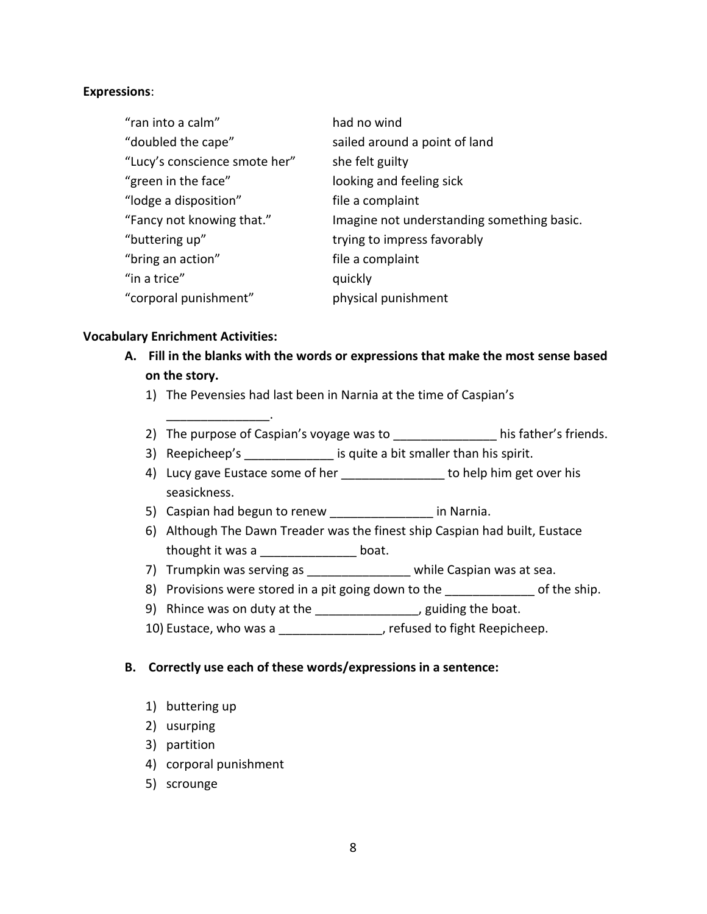**Expressions**:

| | |
|---|---|
| "ran into a calm" | had no wind |
| "doubled the cape" | sailed around a point of land |
| "Lucy's conscience smote her" | she felt guilty |
| "green in the face" | looking and feeling sick |
| "lodge a disposition" | file a complaint |
| "Fancy not knowing that." | Imagine not understanding something basic. |
| "buttering up" | trying to impress favorably |
| "bring an action" | file a complaint |
| "in a trice" | quickly |
| "corporal punishment" | physical punishment |

**Vocabulary Enrichment Activities:**

**A. Fill in the blanks with the words or expressions that make the most sense based on the story.**

1) The Pevensies had last been in Narnia at the time of Caspian's _______________.
2) The purpose of Caspian's voyage was to _______________ his father's friends.
3) Reepicheep's _____________ is quite a bit smaller than his spirit.
4) Lucy gave Eustace some of her _______________ to help him get over his seasickness.
5) Caspian had begun to renew _______________ in Narnia.
6) Although The Dawn Treader was the finest ship Caspian had built, Eustace thought it was a ______________ boat.
7) Trumpkin was serving as _______________ while Caspian was at sea.
8) Provisions were stored in a pit going down to the _____________ of the ship.
9) Rhince was on duty at the _______________, guiding the boat.
10) Eustace, who was a _______________, refused to fight Reepicheep.

**B. Correctly use each of these words/expressions in a sentence:**

1) buttering up
2) usurping
3) partition
4) corporal punishment
5) scrounge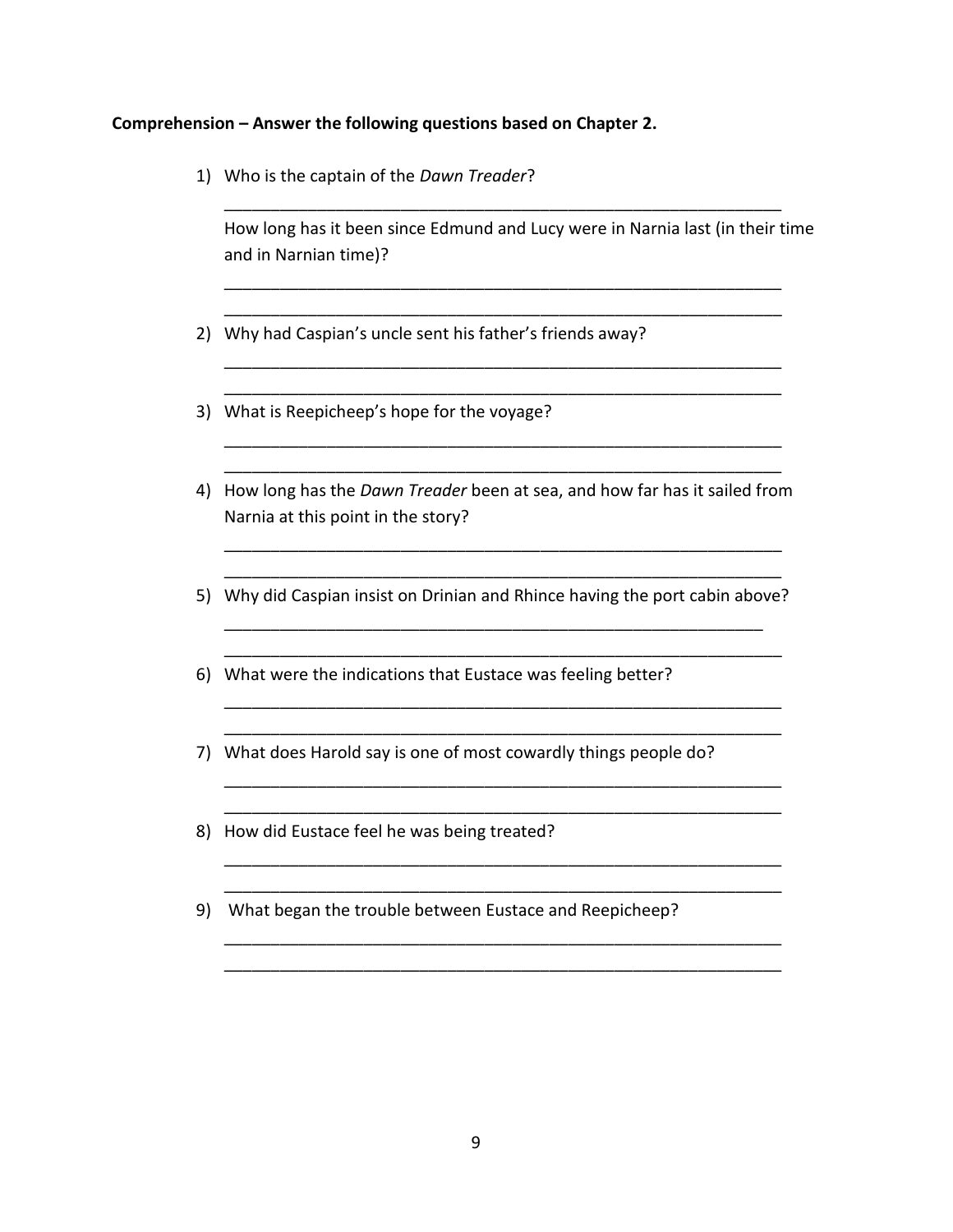**Comprehension – Answer the following questions based on Chapter 2.**

1) Who is the captain of the *Dawn Treader*?

   ______________________________________________________________

   How long has it been since Edmund and Lucy were in Narnia last (in their time and in Narnian time)?

   ______________________________________________________________

   ______________________________________________________________

2) Why had Caspian's uncle sent his father's friends away?

   ______________________________________________________________

   ______________________________________________________________

3) What is Reepicheep's hope for the voyage?

   ______________________________________________________________

   ______________________________________________________________

4) How long has the *Dawn Treader* been at sea, and how far has it sailed from Narnia at this point in the story?

   ______________________________________________________________

   ______________________________________________________________

5) Why did Caspian insist on Drinian and Rhince having the port cabin above?

   ______________________________________________________________

   ______________________________________________________________

6) What were the indications that Eustace was feeling better?

   ______________________________________________________________

   ______________________________________________________________

7) What does Harold say is one of most cowardly things people do?

   ______________________________________________________________

   ______________________________________________________________

8) How did Eustace feel he was being treated?

   ______________________________________________________________

   ______________________________________________________________

9) What began the trouble between Eustace and Reepicheep?

   ______________________________________________________________

   ______________________________________________________________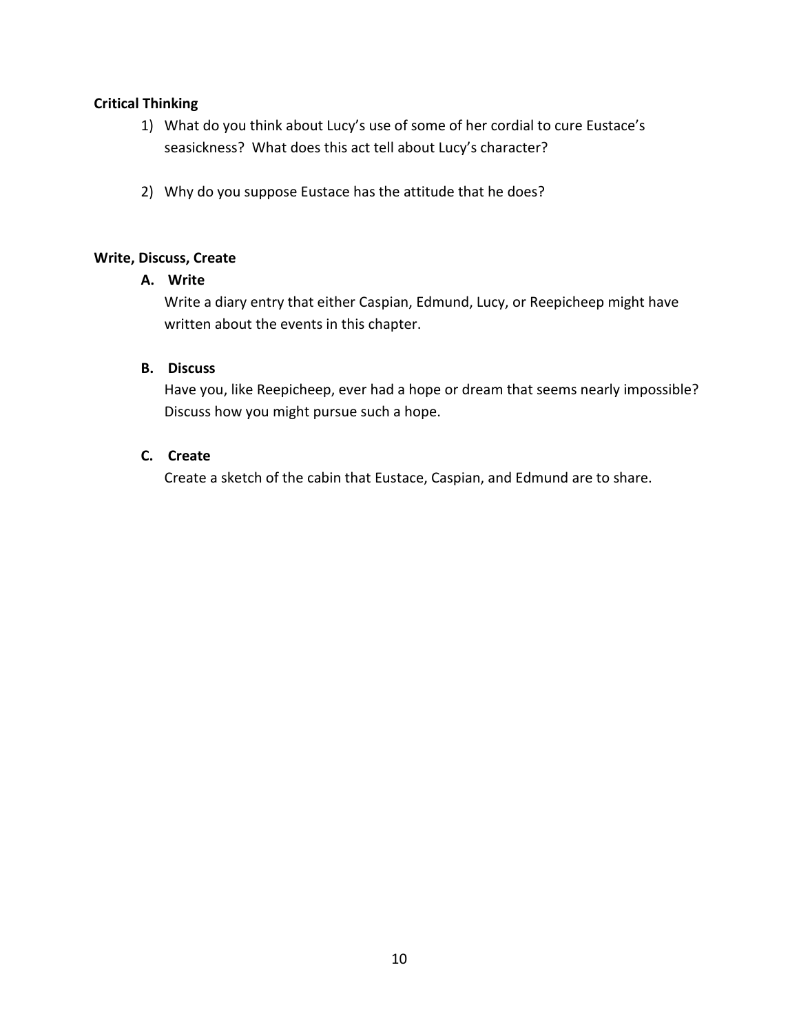**Critical Thinking**

1) What do you think about Lucy's use of some of her cordial to cure Eustace's seasickness? What does this act tell about Lucy's character?

2) Why do you suppose Eustace has the attitude that he does?

**Write, Discuss, Create**

**A. Write**

Write a diary entry that either Caspian, Edmund, Lucy, or Reepicheep might have written about the events in this chapter.

**B. Discuss**

Have you, like Reepicheep, ever had a hope or dream that seems nearly impossible? Discuss how you might pursue such a hope.

**C. Create**

Create a sketch of the cabin that Eustace, Caspian, and Edmund are to share.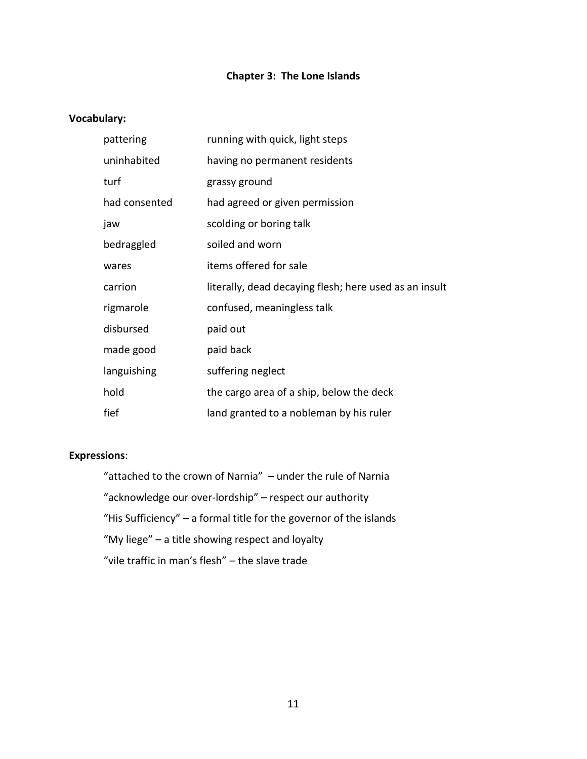## Chapter 3: The Lone Islands

**Vocabulary:**

| | |
|---|---|
| pattering | running with quick, light steps |
| uninhabited | having no permanent residents |
| turf | grassy ground |
| had consented | had agreed or given permission |
| jaw | scolding or boring talk |
| bedraggled | soiled and worn |
| wares | items offered for sale |
| carrion | literally, dead decaying flesh; here used as an insult |
| rigmarole | confused, meaningless talk |
| disbursed | paid out |
| made good | paid back |
| languishing | suffering neglect |
| hold | the cargo area of a ship, below the deck |
| fief | land granted to a nobleman by his ruler |

**Expressions**:

“attached to the crown of Narnia” – under the rule of Narnia

“acknowledge our over-lordship” – respect our authority

“His Sufficiency” – a formal title for the governor of the islands

“My liege” – a title showing respect and loyalty

“vile traffic in man’s flesh” – the slave trade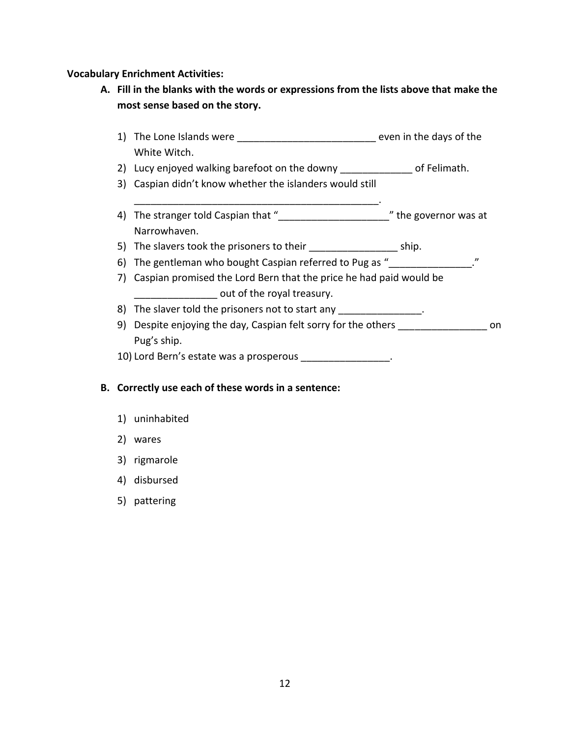**Vocabulary Enrichment Activities:**

**A. Fill in the blanks with the words or expressions from the lists above that make the most sense based on the story.**

1) The Lone Islands were _________________________ even in the days of the White Witch.
2) Lucy enjoyed walking barefoot on the downy _____________ of Felimath.
3) Caspian didn't know whether the islanders would still _____________________________________________.
4) The stranger told Caspian that "____________________" the governor was at Narrowhaven.
5) The slavers took the prisoners to their ________________ ship.
6) The gentleman who bought Caspian referred to Pug as "_______________."
7) Caspian promised the Lord Bern that the price he had paid would be _______________ out of the royal treasury.
8) The slaver told the prisoners not to start any _______________.
9) Despite enjoying the day, Caspian felt sorry for the others ________________ on Pug's ship.
10) Lord Bern's estate was a prosperous ________________.

**B. Correctly use each of these words in a sentence:**

1) uninhabited
2) wares
3) rigmarole
4) disbursed
5) pattering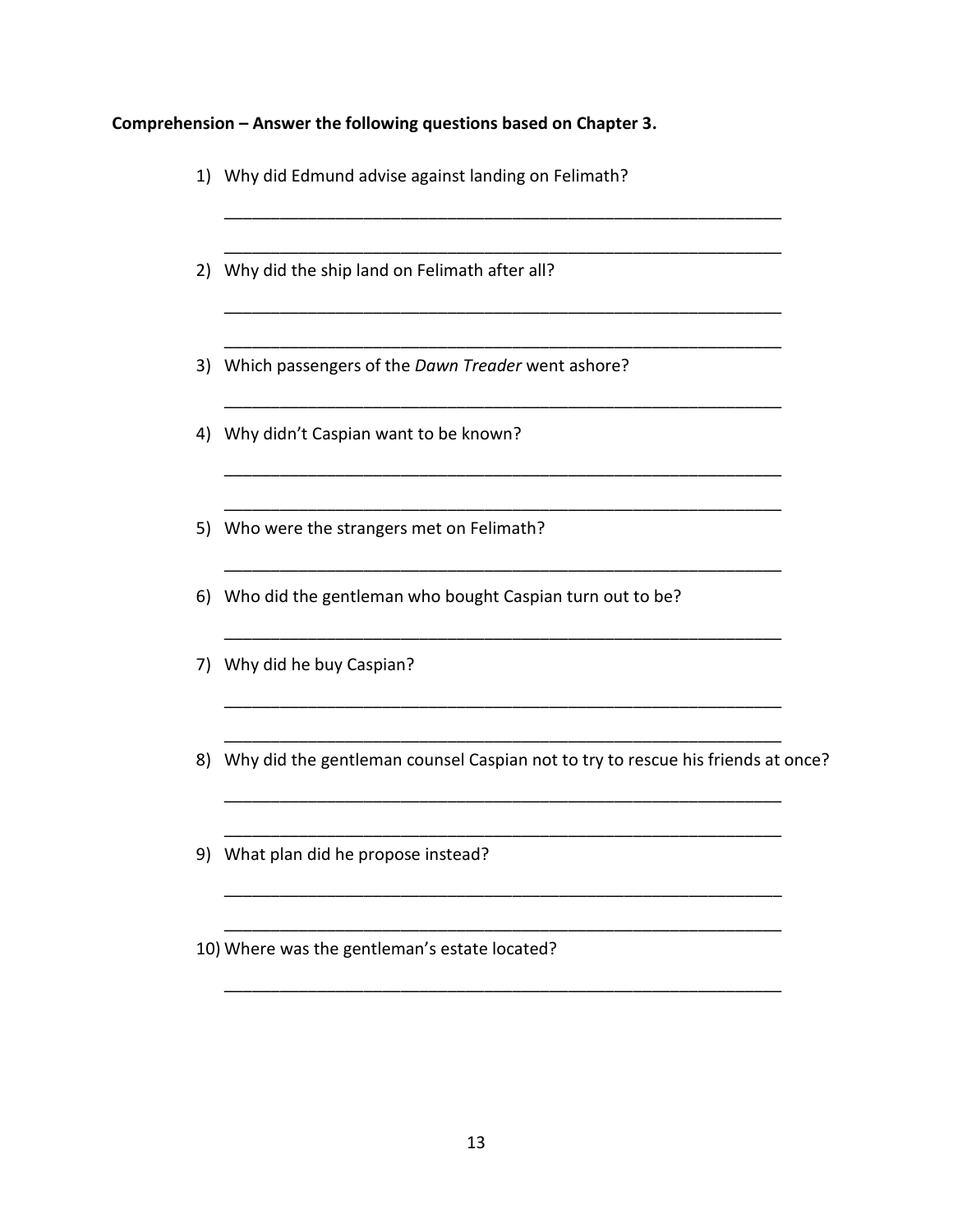**Comprehension – Answer the following questions based on Chapter 3.**

1) Why did Edmund advise against landing on Felimath?

_______________________________________________________________

_______________________________________________________________

2) Why did the ship land on Felimath after all?

_______________________________________________________________

_______________________________________________________________

3) Which passengers of the *Dawn Treader* went ashore?

_______________________________________________________________

4) Why didn't Caspian want to be known?

_______________________________________________________________

_______________________________________________________________

5) Who were the strangers met on Felimath?

_______________________________________________________________

6) Who did the gentleman who bought Caspian turn out to be?

_______________________________________________________________

7) Why did he buy Caspian?

_______________________________________________________________

_______________________________________________________________

8) Why did the gentleman counsel Caspian not to try to rescue his friends at once?

_______________________________________________________________

_______________________________________________________________

9) What plan did he propose instead?

_______________________________________________________________

_______________________________________________________________

10) Where was the gentleman's estate located?

_______________________________________________________________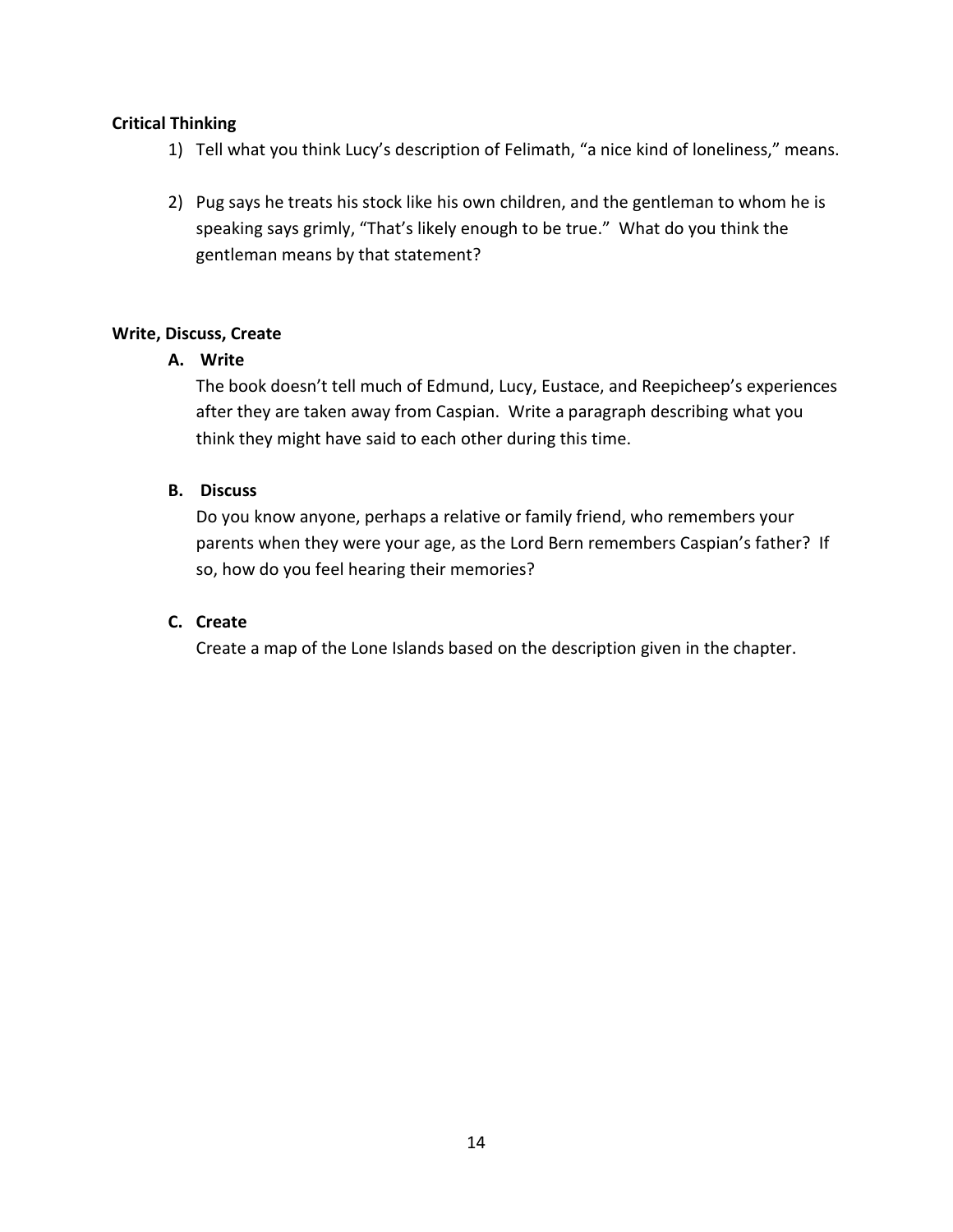**Critical Thinking**

1) Tell what you think Lucy's description of Felimath, "a nice kind of loneliness," means.

2) Pug says he treats his stock like his own children, and the gentleman to whom he is speaking says grimly, "That's likely enough to be true." What do you think the gentleman means by that statement?

**Write, Discuss, Create**

**A. Write**

The book doesn't tell much of Edmund, Lucy, Eustace, and Reepicheep's experiences after they are taken away from Caspian. Write a paragraph describing what you think they might have said to each other during this time.

**B. Discuss**

Do you know anyone, perhaps a relative or family friend, who remembers your parents when they were your age, as the Lord Bern remembers Caspian's father? If so, how do you feel hearing their memories?

**C. Create**

Create a map of the Lone Islands based on the description given in the chapter.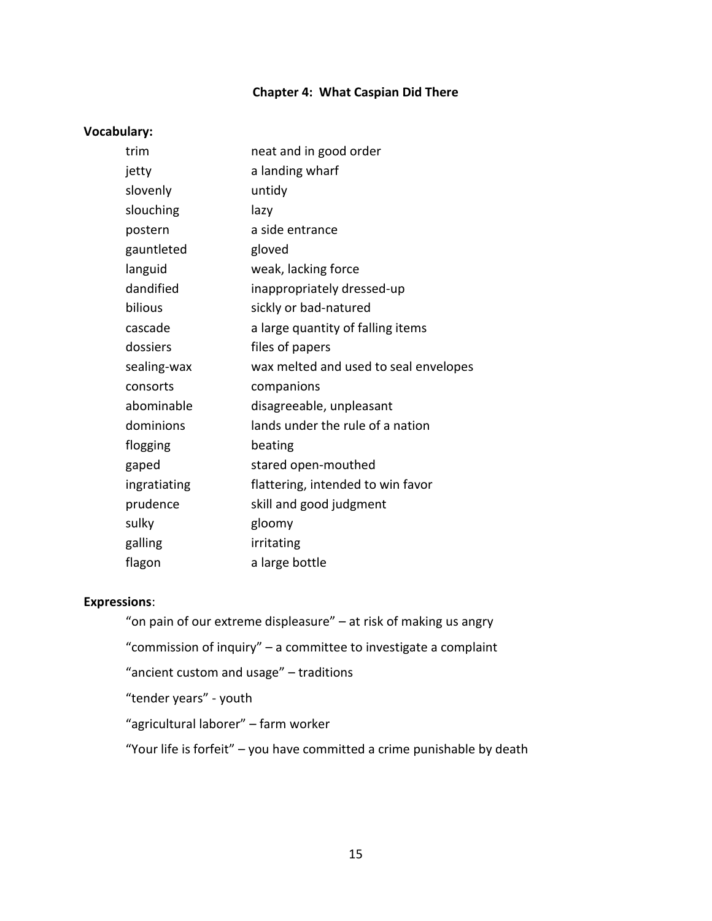## Chapter 4: What Caspian Did There

**Vocabulary:**

| | |
|---|---|
| trim | neat and in good order |
| jetty | a landing wharf |
| slovenly | untidy |
| slouching | lazy |
| postern | a side entrance |
| gauntleted | gloved |
| languid | weak, lacking force |
| dandified | inappropriately dressed-up |
| bilious | sickly or bad-natured |
| cascade | a large quantity of falling items |
| dossiers | files of papers |
| sealing-wax | wax melted and used to seal envelopes |
| consorts | companions |
| abominable | disagreeable, unpleasant |
| dominions | lands under the rule of a nation |
| flogging | beating |
| gaped | stared open-mouthed |
| ingratiating | flattering, intended to win favor |
| prudence | skill and good judgment |
| sulky | gloomy |
| galling | irritating |
| flagon | a large bottle |

**Expressions**:

"on pain of our extreme displeasure" – at risk of making us angry

"commission of inquiry" – a committee to investigate a complaint

"ancient custom and usage" – traditions

"tender years" - youth

"agricultural laborer" – farm worker

"Your life is forfeit" – you have committed a crime punishable by death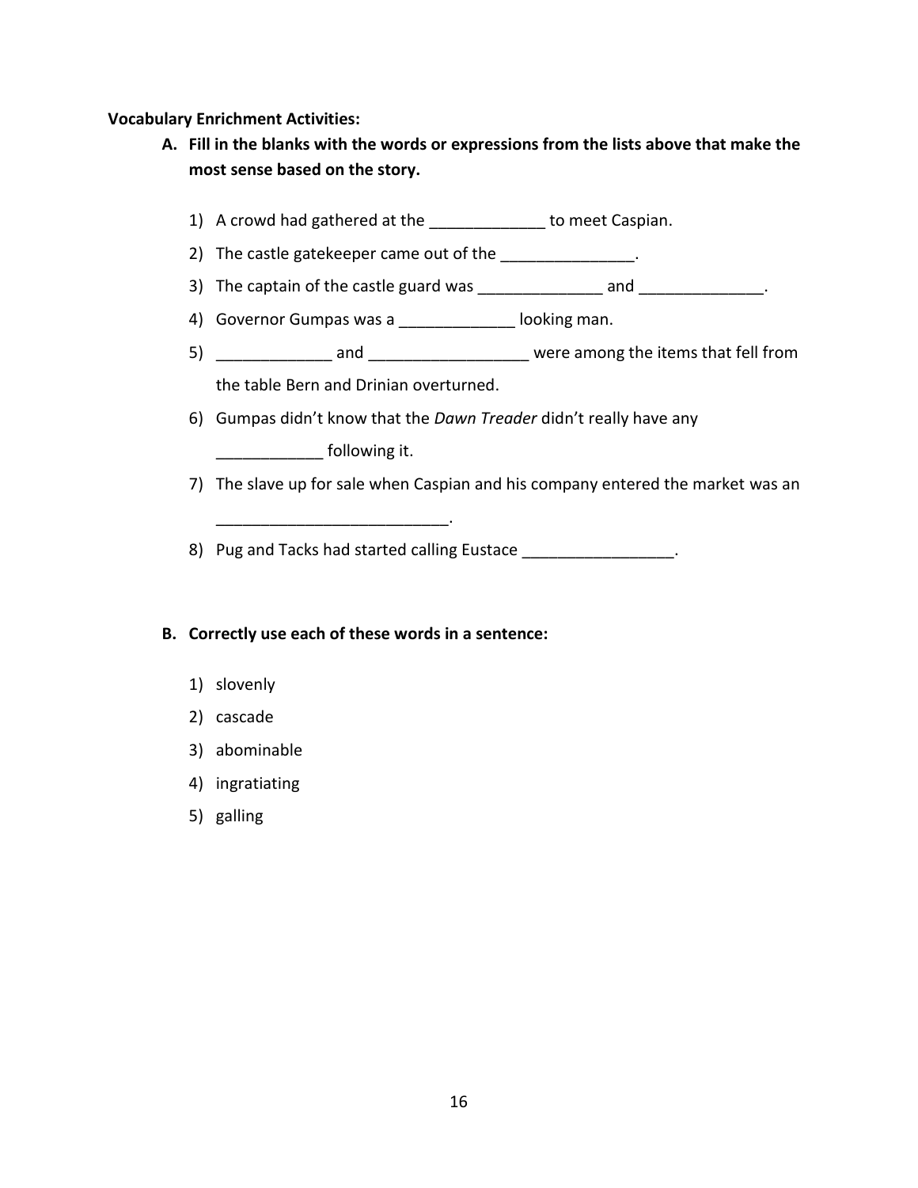**Vocabulary Enrichment Activities:**

A. **Fill in the blanks with the words or expressions from the lists above that make the most sense based on the story.**

   1) A crowd had gathered at the _____________ to meet Caspian.
   2) The castle gatekeeper came out of the _______________.
   3) The captain of the castle guard was ______________ and ______________.
   4) Governor Gumpas was a _____________ looking man.
   5) _____________ and __________________ were among the items that fell from the table Bern and Drinian overturned.
   6) Gumpas didn't know that the *Dawn Treader* didn't really have any ____________ following it.
   7) The slave up for sale when Caspian and his company entered the market was an __________________________.
   8) Pug and Tacks had started calling Eustace _________________.

B. **Correctly use each of these words in a sentence:**

   1) slovenly
   2) cascade
   3) abominable
   4) ingratiating
   5) galling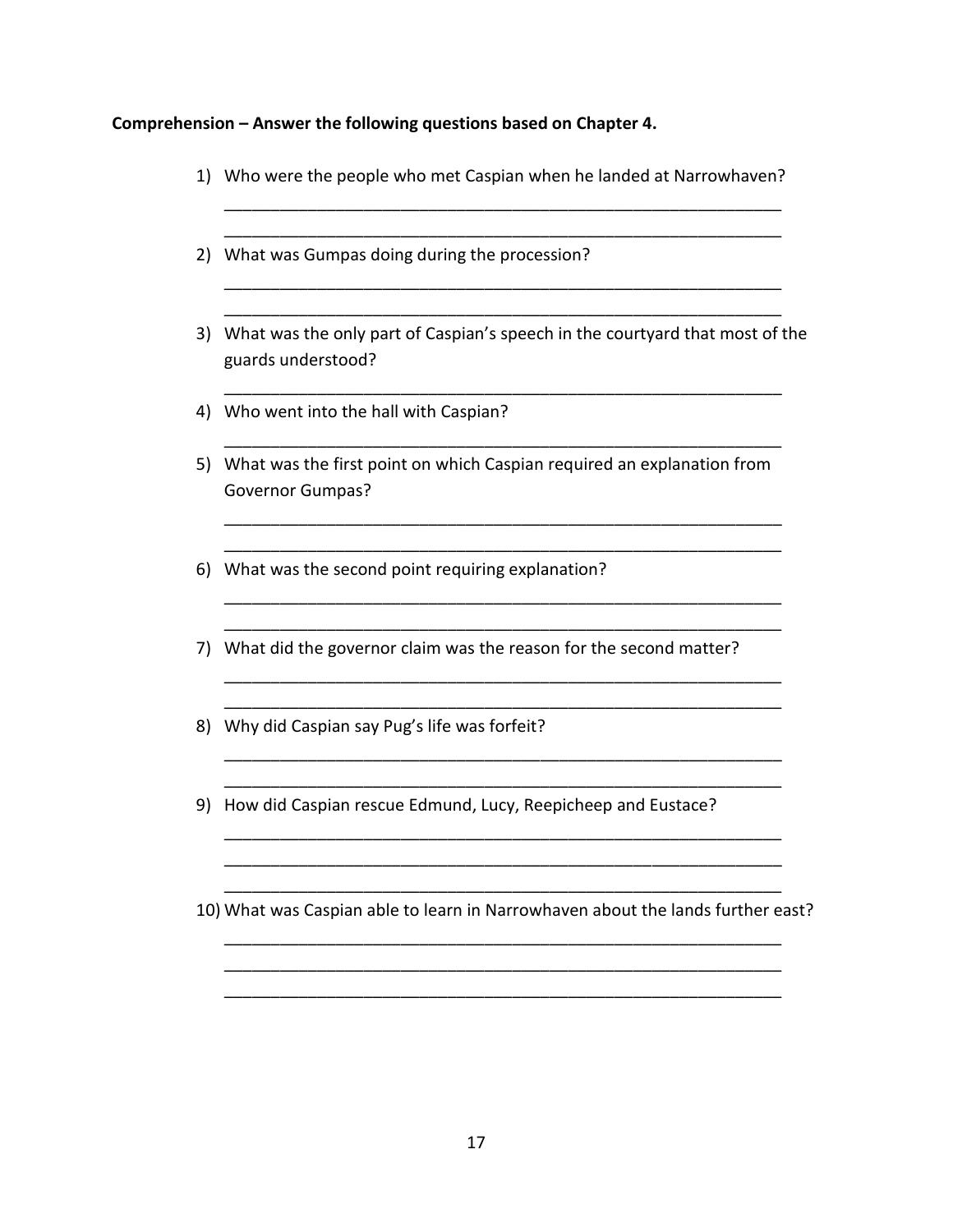**Comprehension – Answer the following questions based on Chapter 4.**

1) Who were the people who met Caspian when he landed at Narrowhaven?

_______________________________________________________________

_______________________________________________________________

2) What was Gumpas doing during the procession?

_______________________________________________________________

_______________________________________________________________

3) What was the only part of Caspian's speech in the courtyard that most of the guards understood?

_______________________________________________________________

4) Who went into the hall with Caspian?

_______________________________________________________________

5) What was the first point on which Caspian required an explanation from Governor Gumpas?

_______________________________________________________________

_______________________________________________________________

6) What was the second point requiring explanation?

_______________________________________________________________

_______________________________________________________________

7) What did the governor claim was the reason for the second matter?

_______________________________________________________________

_______________________________________________________________

8) Why did Caspian say Pug's life was forfeit?

_______________________________________________________________

_______________________________________________________________

9) How did Caspian rescue Edmund, Lucy, Reepicheep and Eustace?

_______________________________________________________________

_______________________________________________________________

_______________________________________________________________

10) What was Caspian able to learn in Narrowhaven about the lands further east?

_______________________________________________________________

_______________________________________________________________

_______________________________________________________________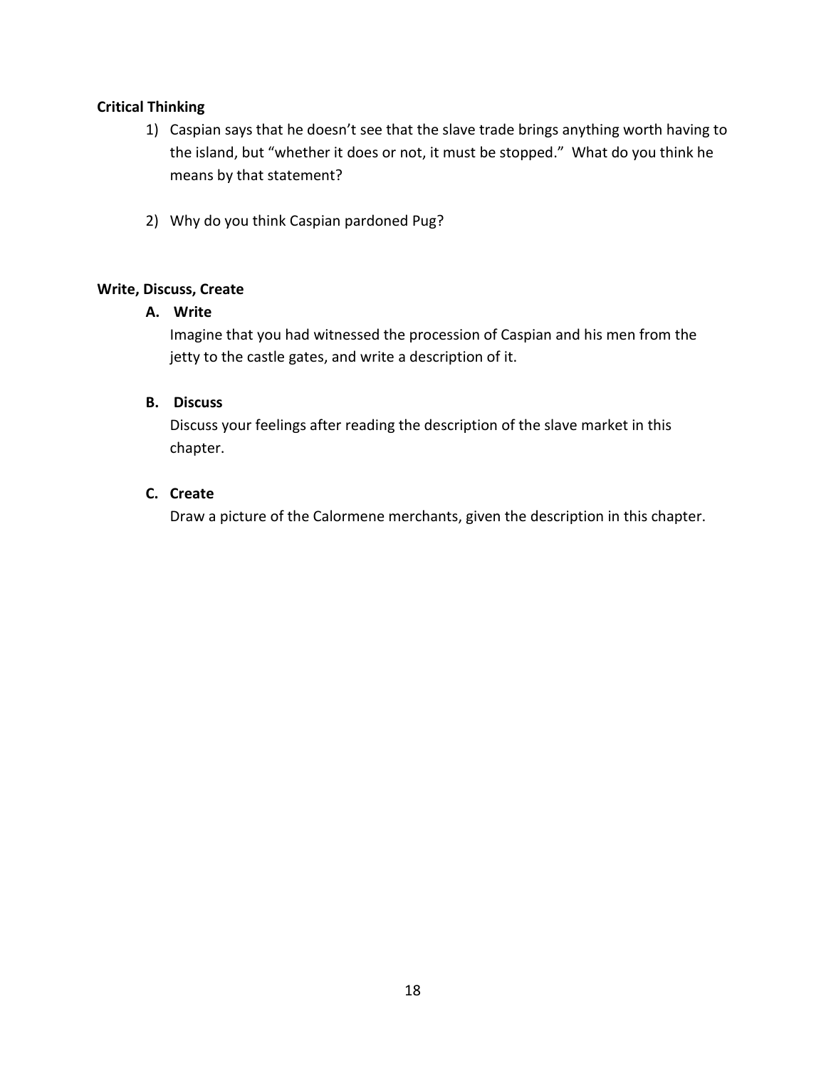**Critical Thinking**

1) Caspian says that he doesn't see that the slave trade brings anything worth having to the island, but "whether it does or not, it must be stopped." What do you think he means by that statement?

2) Why do you think Caspian pardoned Pug?

**Write, Discuss, Create**

**A. Write**

Imagine that you had witnessed the procession of Caspian and his men from the jetty to the castle gates, and write a description of it.

**B. Discuss**

Discuss your feelings after reading the description of the slave market in this chapter.

**C. Create**

Draw a picture of the Calormene merchants, given the description in this chapter.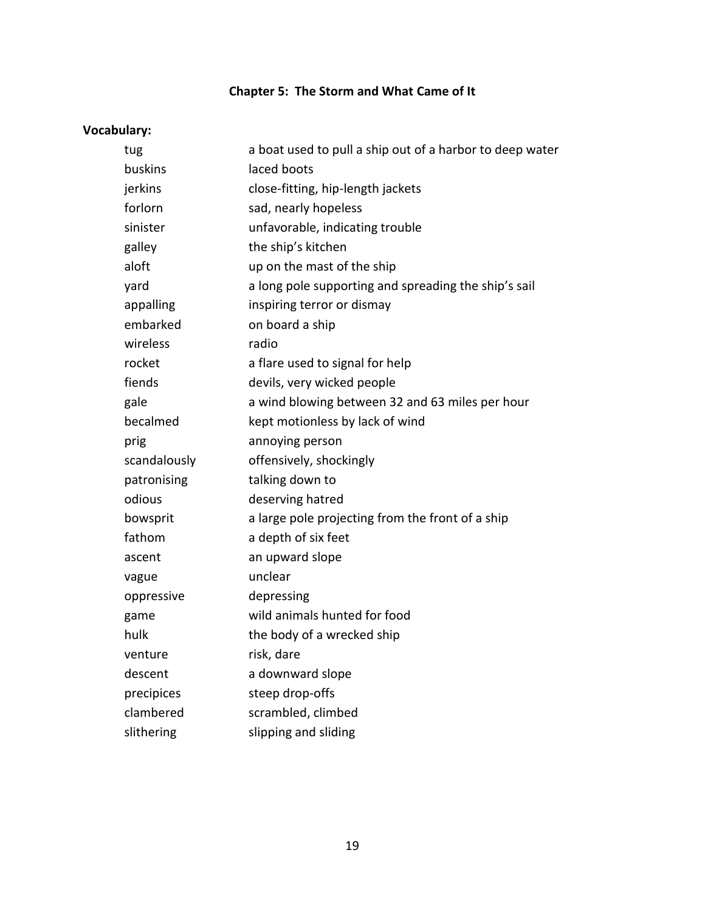## Chapter 5: The Storm and What Came of It

**Vocabulary:**

| | |
|---|---|
| tug | a boat used to pull a ship out of a harbor to deep water |
| buskins | laced boots |
| jerkins | close-fitting, hip-length jackets |
| forlorn | sad, nearly hopeless |
| sinister | unfavorable, indicating trouble |
| galley | the ship's kitchen |
| aloft | up on the mast of the ship |
| yard | a long pole supporting and spreading the ship's sail |
| appalling | inspiring terror or dismay |
| embarked | on board a ship |
| wireless | radio |
| rocket | a flare used to signal for help |
| fiends | devils, very wicked people |
| gale | a wind blowing between 32 and 63 miles per hour |
| becalmed | kept motionless by lack of wind |
| prig | annoying person |
| scandalously | offensively, shockingly |
| patronising | talking down to |
| odious | deserving hatred |
| bowsprit | a large pole projecting from the front of a ship |
| fathom | a depth of six feet |
| ascent | an upward slope |
| vague | unclear |
| oppressive | depressing |
| game | wild animals hunted for food |
| hulk | the body of a wrecked ship |
| venture | risk, dare |
| descent | a downward slope |
| precipices | steep drop-offs |
| clambered | scrambled, climbed |
| slithering | slipping and sliding |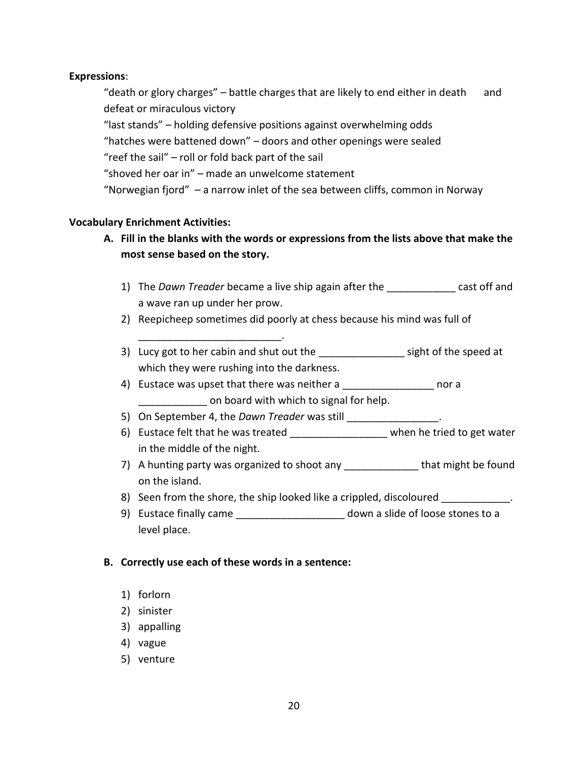**Expressions**:

“death or glory charges” – battle charges that are likely to end either in death and defeat or miraculous victory
“last stands” – holding defensive positions against overwhelming odds
“hatches were battened down” – doors and other openings were sealed
“reef the sail” – roll or fold back part of the sail
“shoved her oar in” – made an unwelcome statement
“Norwegian fjord” – a narrow inlet of the sea between cliffs, common in Norway

**Vocabulary Enrichment Activities:**

**A. Fill in the blanks with the words or expressions from the lists above that make the most sense based on the story.**

1) The *Dawn Treader* became a live ship again after the ____________ cast off and a wave ran up under her prow.
2) Reepicheep sometimes did poorly at chess because his mind was full of _________________________.
3) Lucy got to her cabin and shut out the _______________ sight of the speed at which they were rushing into the darkness.
4) Eustace was upset that there was neither a ________________ nor a ____________ on board with which to signal for help.
5) On September 4, the *Dawn Treader* was still ________________.
6) Eustace felt that he was treated _________________ when he tried to get water in the middle of the night.
7) A hunting party was organized to shoot any _____________ that might be found on the island.
8) Seen from the shore, the ship looked like a crippled, discoloured ____________.
9) Eustace finally came ___________________ down a slide of loose stones to a level place.

**B. Correctly use each of these words in a sentence:**

1) forlorn
2) sinister
3) appalling
4) vague
5) venture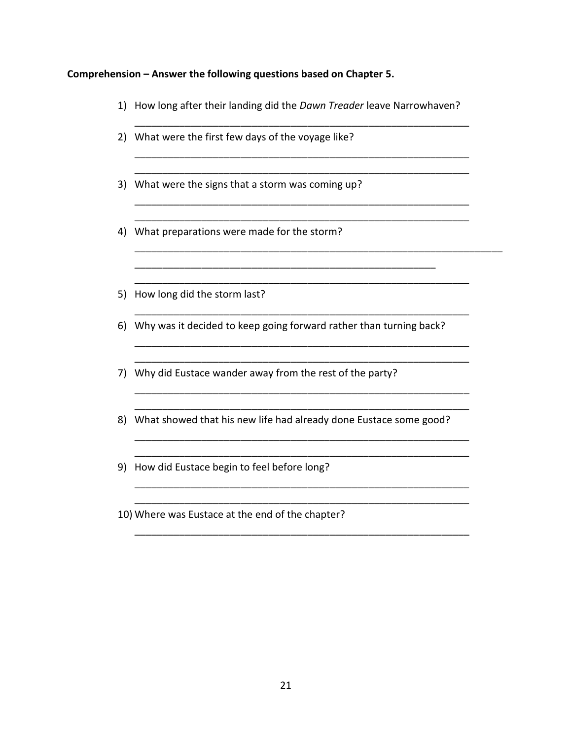**Comprehension – Answer the following questions based on Chapter 5.**

1) How long after their landing did the *Dawn Treader* leave Narrowhaven?

   ______________________________________________________________

2) What were the first few days of the voyage like?

   ______________________________________________________________

   ______________________________________________________________

3) What were the signs that a storm was coming up?

   ______________________________________________________________

   ______________________________________________________________

4) What preparations were made for the storm?

   ____________________________________________________________________

   ________________________________________________________

   ______________________________________________________________

5) How long did the storm last?

   ______________________________________________________________

6) Why was it decided to keep going forward rather than turning back?

   ______________________________________________________________

   ______________________________________________________________

7) Why did Eustace wander away from the rest of the party?

   ______________________________________________________________

   ______________________________________________________________

8) What showed that his new life had already done Eustace some good?

   ______________________________________________________________

   ______________________________________________________________

9) How did Eustace begin to feel before long?

   ______________________________________________________________

   ______________________________________________________________

10) Where was Eustace at the end of the chapter?

   ______________________________________________________________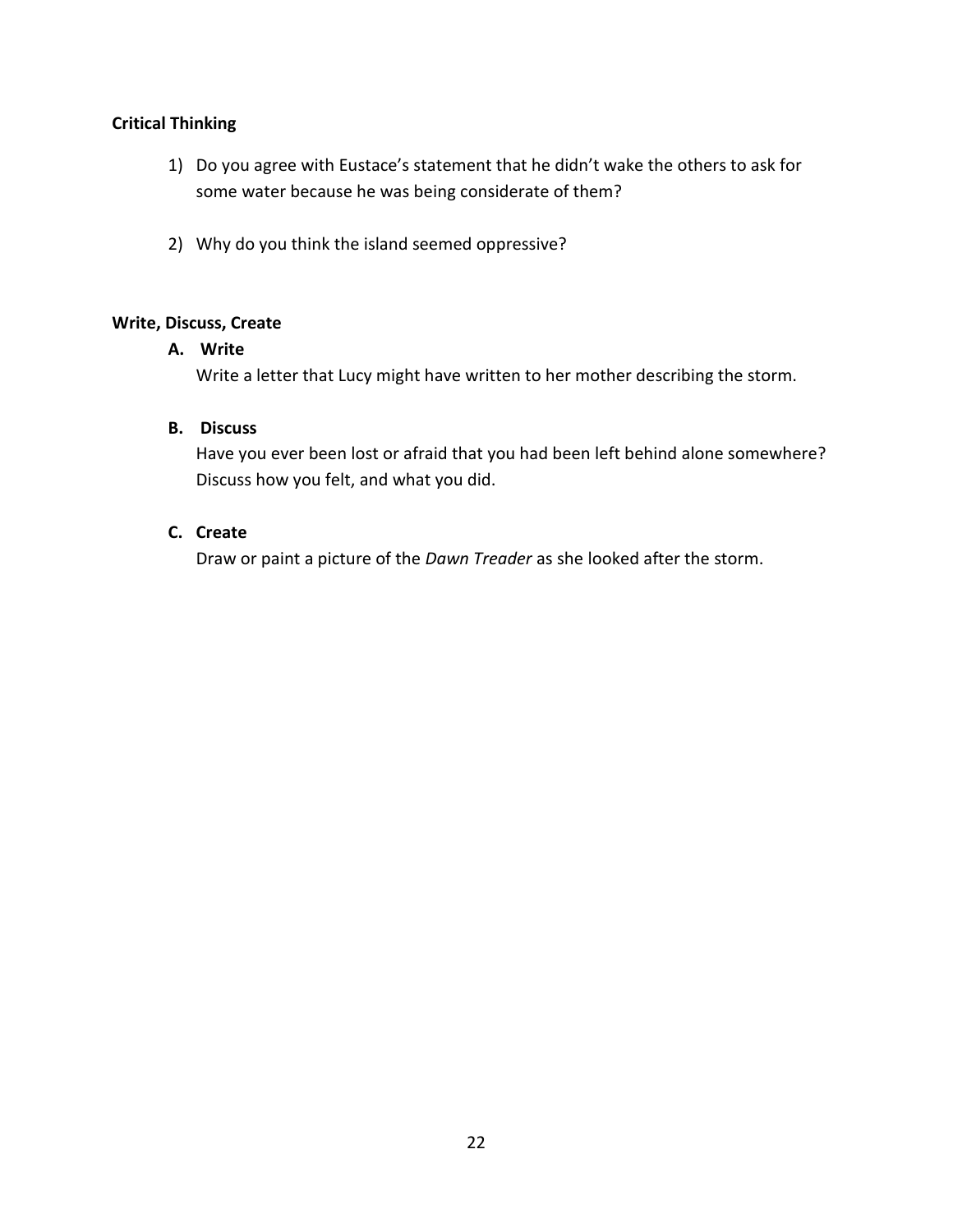**Critical Thinking**

1) Do you agree with Eustace's statement that he didn't wake the others to ask for some water because he was being considerate of them?

2) Why do you think the island seemed oppressive?

**Write, Discuss, Create**

**A. Write**

Write a letter that Lucy might have written to her mother describing the storm.

**B. Discuss**

Have you ever been lost or afraid that you had been left behind alone somewhere? Discuss how you felt, and what you did.

**C. Create**

Draw or paint a picture of the *Dawn Treader* as she looked after the storm.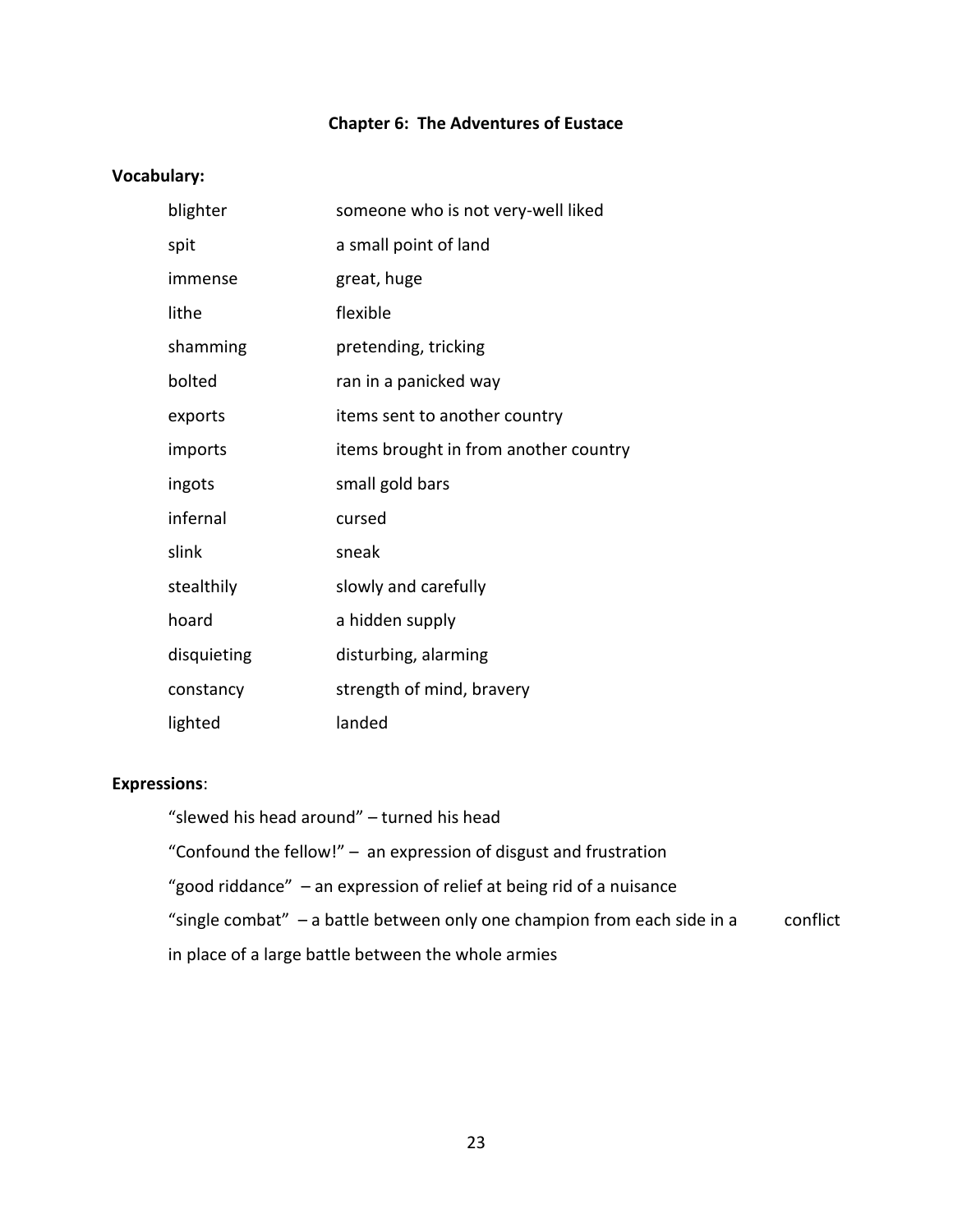## Chapter 6: The Adventures of Eustace

**Vocabulary:**

| | |
|---|---|
| blighter | someone who is not very-well liked |
| spit | a small point of land |
| immense | great, huge |
| lithe | flexible |
| shamming | pretending, tricking |
| bolted | ran in a panicked way |
| exports | items sent to another country |
| imports | items brought in from another country |
| ingots | small gold bars |
| infernal | cursed |
| slink | sneak |
| stealthily | slowly and carefully |
| hoard | a hidden supply |
| disquieting | disturbing, alarming |
| constancy | strength of mind, bravery |
| lighted | landed |

**Expressions**:

"slewed his head around" – turned his head

"Confound the fellow!" – an expression of disgust and frustration

"good riddance" – an expression of relief at being rid of a nuisance

"single combat" – a battle between only one champion from each side in a conflict in place of a large battle between the whole armies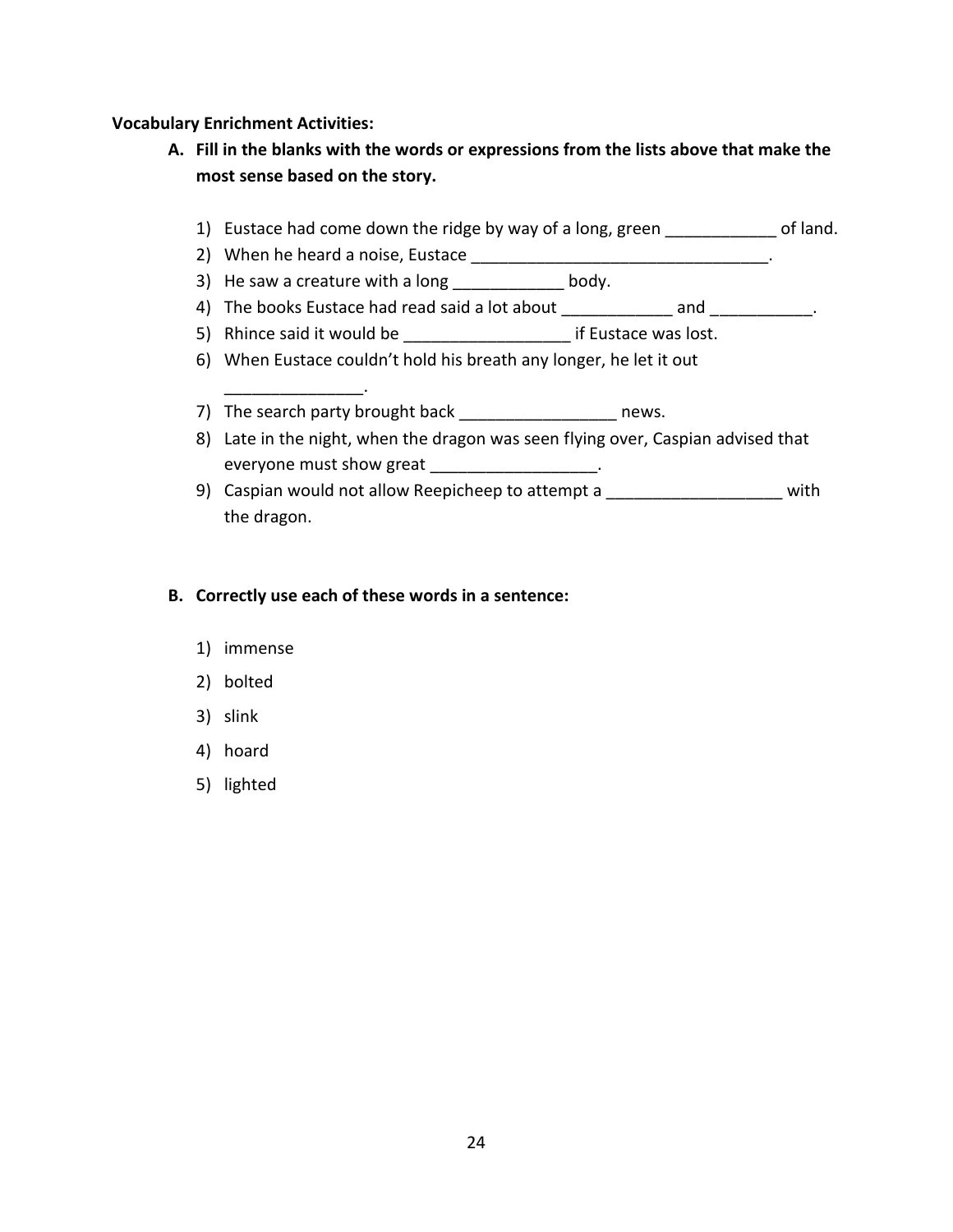**Vocabulary Enrichment Activities:**

A. **Fill in the blanks with the words or expressions from the lists above that make the most sense based on the story.**

1) Eustace had come down the ridge by way of a long, green ____________ of land.
2) When he heard a noise, Eustace ________________________________.
3) He saw a creature with a long ____________ body.
4) The books Eustace had read said a lot about ____________ and ___________.
5) Rhince said it would be __________________ if Eustace was lost.
6) When Eustace couldn't hold his breath any longer, he let it out _______________.
7) The search party brought back _________________ news.
8) Late in the night, when the dragon was seen flying over, Caspian advised that everyone must show great __________________.
9) Caspian would not allow Reepicheep to attempt a ___________________ with the dragon.

B. **Correctly use each of these words in a sentence:**

1) immense
2) bolted
3) slink
4) hoard
5) lighted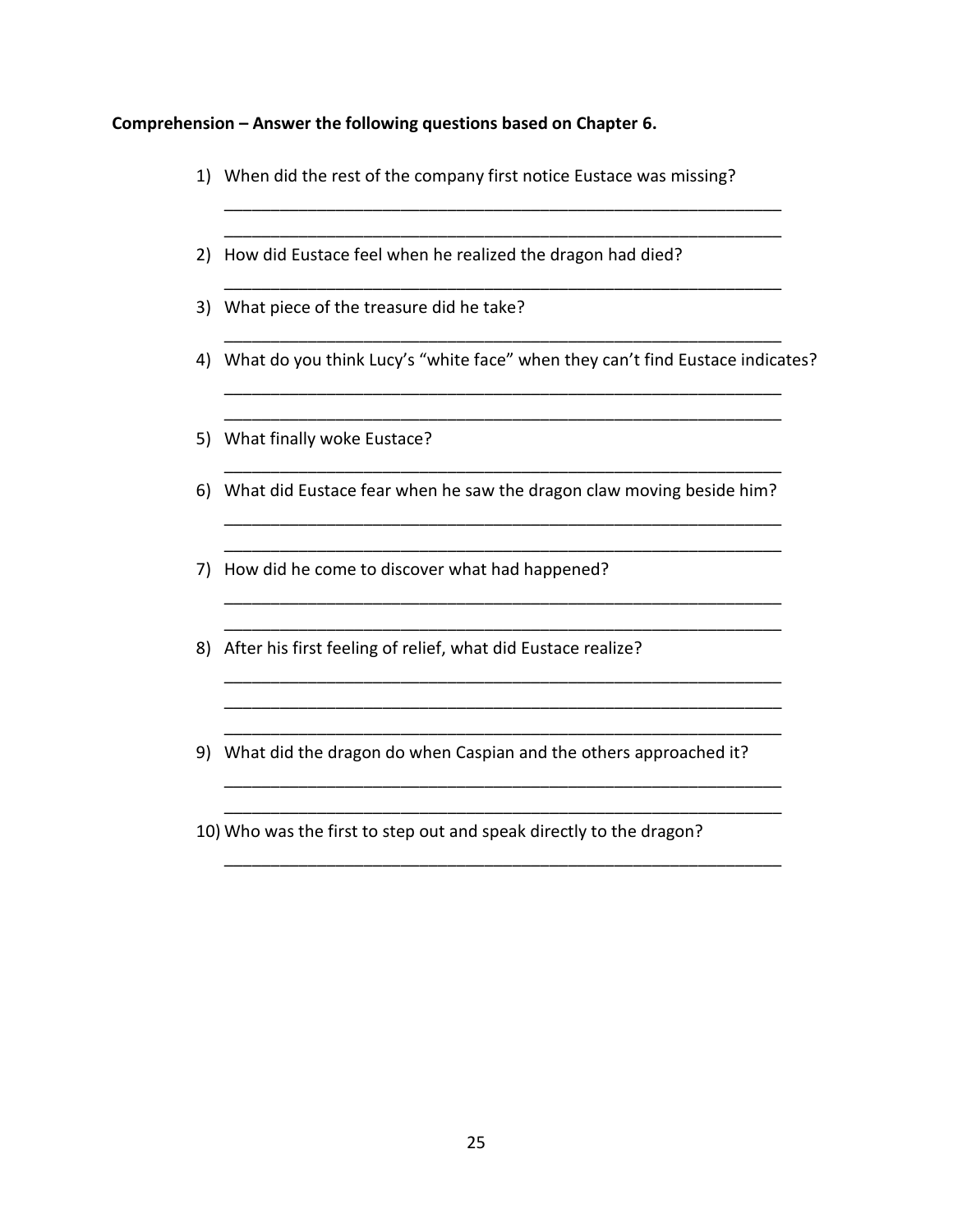**Comprehension – Answer the following questions based on Chapter 6.**

1) When did the rest of the company first notice Eustace was missing?

_____________________________________________________________

_____________________________________________________________

2) How did Eustace feel when he realized the dragon had died?

_____________________________________________________________

3) What piece of the treasure did he take?

_____________________________________________________________

4) What do you think Lucy's "white face" when they can't find Eustace indicates?

_____________________________________________________________

_____________________________________________________________

5) What finally woke Eustace?

_____________________________________________________________

6) What did Eustace fear when he saw the dragon claw moving beside him?

_____________________________________________________________

_____________________________________________________________

7) How did he come to discover what had happened?

_____________________________________________________________

_____________________________________________________________

8) After his first feeling of relief, what did Eustace realize?

_____________________________________________________________

_____________________________________________________________

_____________________________________________________________

9) What did the dragon do when Caspian and the others approached it?

_____________________________________________________________

_____________________________________________________________

10) Who was the first to step out and speak directly to the dragon?

_____________________________________________________________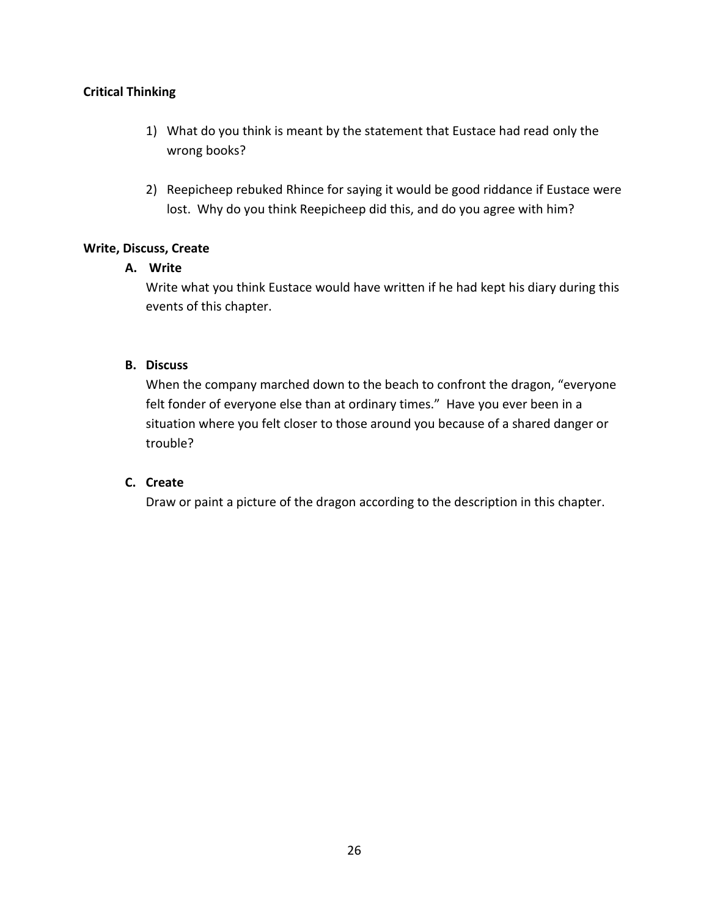**Critical Thinking**

1) What do you think is meant by the statement that Eustace had read only the wrong books?

2) Reepicheep rebuked Rhince for saying it would be good riddance if Eustace were lost. Why do you think Reepicheep did this, and do you agree with him?

**Write, Discuss, Create**

**A. Write**

Write what you think Eustace would have written if he had kept his diary during this events of this chapter.

**B. Discuss**

When the company marched down to the beach to confront the dragon, "everyone felt fonder of everyone else than at ordinary times." Have you ever been in a situation where you felt closer to those around you because of a shared danger or trouble?

**C. Create**

Draw or paint a picture of the dragon according to the description in this chapter.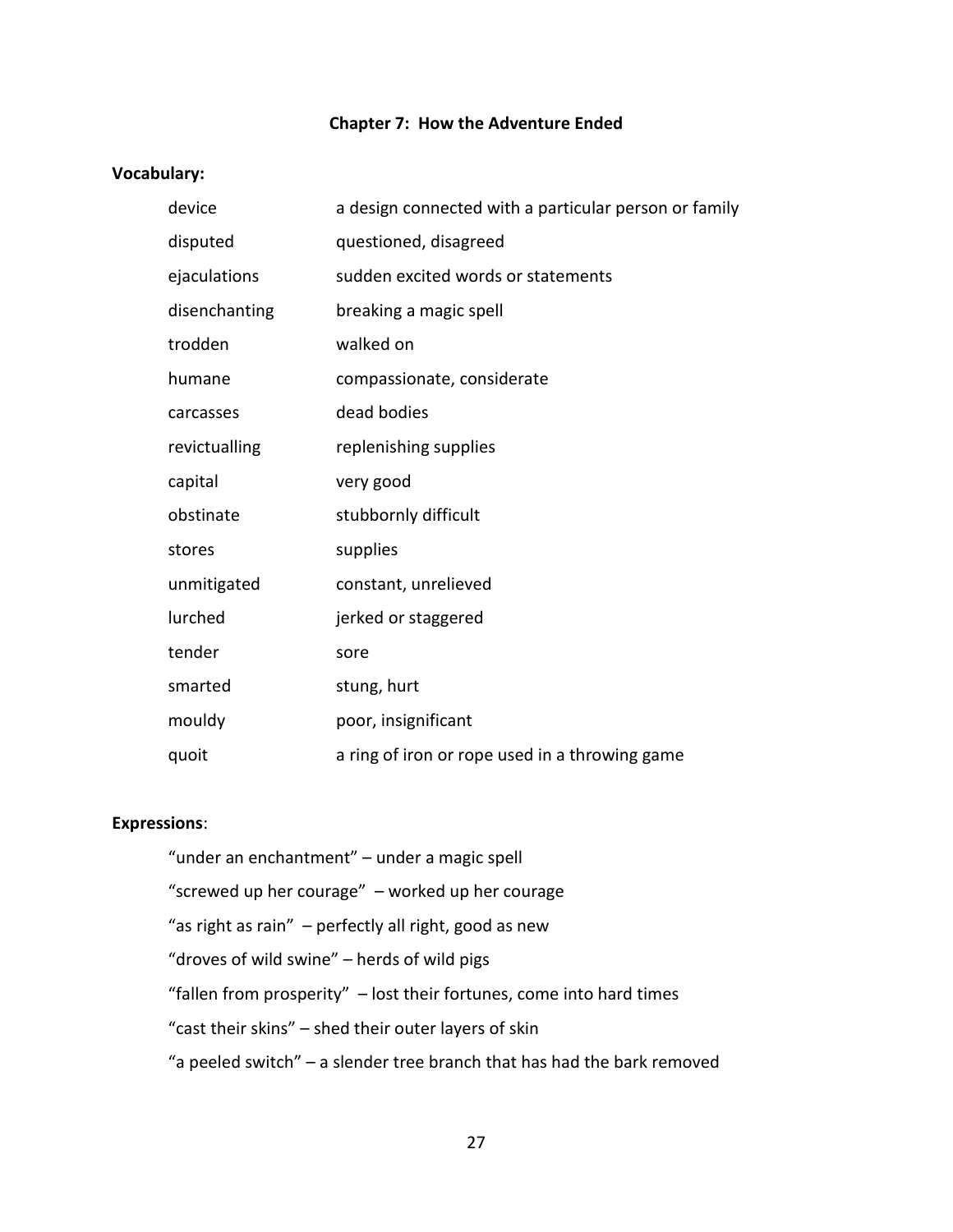## Chapter 7: How the Adventure Ended

**Vocabulary:**

| | |
|---|---|
| device | a design connected with a particular person or family |
| disputed | questioned, disagreed |
| ejaculations | sudden excited words or statements |
| disenchanting | breaking a magic spell |
| trodden | walked on |
| humane | compassionate, considerate |
| carcasses | dead bodies |
| revictualling | replenishing supplies |
| capital | very good |
| obstinate | stubbornly difficult |
| stores | supplies |
| unmitigated | constant, unrelieved |
| lurched | jerked or staggered |
| tender | sore |
| smarted | stung, hurt |
| mouldy | poor, insignificant |
| quoit | a ring of iron or rope used in a throwing game |

**Expressions**:

"under an enchantment" – under a magic spell

"screwed up her courage" – worked up her courage

"as right as rain" – perfectly all right, good as new

"droves of wild swine" – herds of wild pigs

"fallen from prosperity" – lost their fortunes, come into hard times

"cast their skins" – shed their outer layers of skin

"a peeled switch" – a slender tree branch that has had the bark removed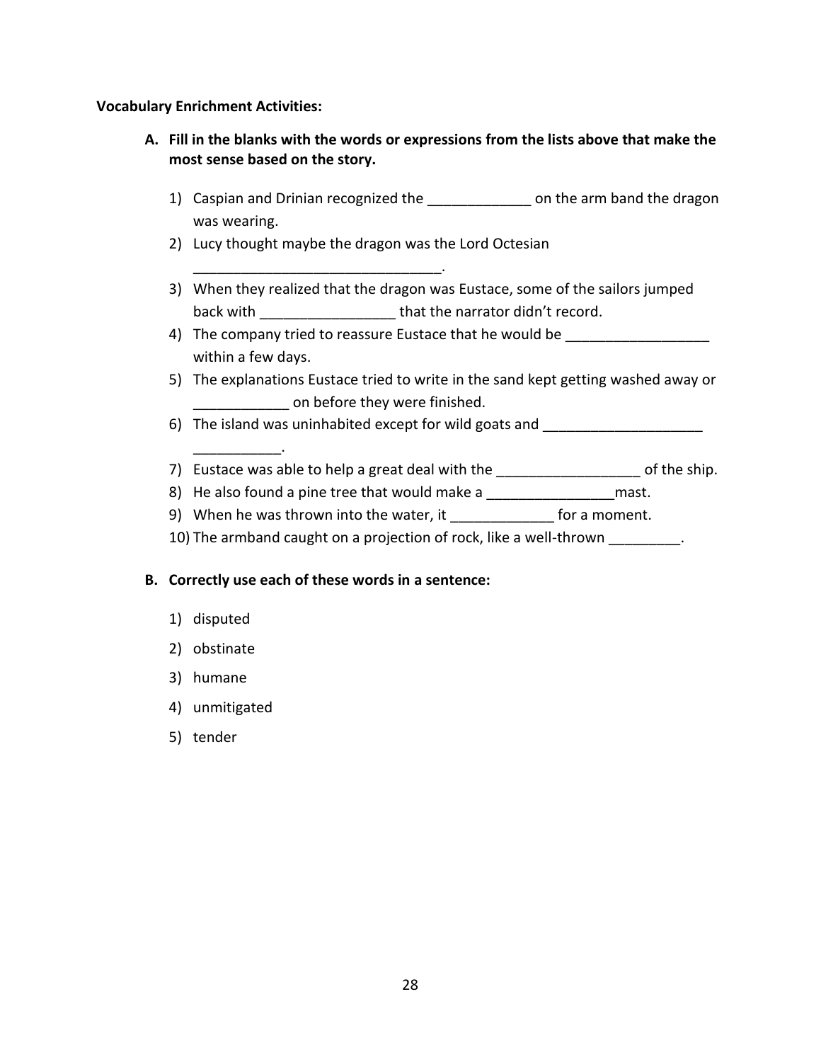**Vocabulary Enrichment Activities:**

**A. Fill in the blanks with the words or expressions from the lists above that make the most sense based on the story.**

1) Caspian and Drinian recognized the _____________ on the arm band the dragon was wearing.
2) Lucy thought maybe the dragon was the Lord Octesian _______________________________.
3) When they realized that the dragon was Eustace, some of the sailors jumped back with _________________ that the narrator didn't record.
4) The company tried to reassure Eustace that he would be __________________ within a few days.
5) The explanations Eustace tried to write in the sand kept getting washed away or ____________ on before they were finished.
6) The island was uninhabited except for wild goats and ____________________ ___________.
7) Eustace was able to help a great deal with the __________________ of the ship.
8) He also found a pine tree that would make a ________________mast.
9) When he was thrown into the water, it _____________ for a moment.
10) The armband caught on a projection of rock, like a well-thrown _________.

**B. Correctly use each of these words in a sentence:**

1) disputed
2) obstinate
3) humane
4) unmitigated
5) tender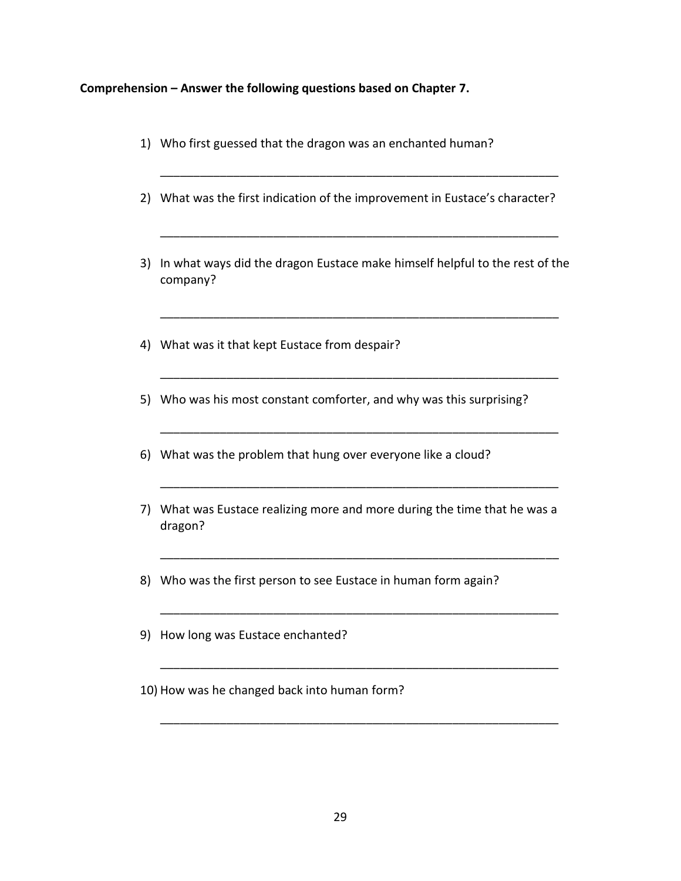**Comprehension – Answer the following questions based on Chapter 7.**

1) Who first guessed that the dragon was an enchanted human?

_____________________________________________________________

2) What was the first indication of the improvement in Eustace's character?

_____________________________________________________________

3) In what ways did the dragon Eustace make himself helpful to the rest of the company?

_____________________________________________________________

4) What was it that kept Eustace from despair?

_____________________________________________________________

5) Who was his most constant comforter, and why was this surprising?

_____________________________________________________________

6) What was the problem that hung over everyone like a cloud?

_____________________________________________________________

7) What was Eustace realizing more and more during the time that he was a dragon?

_____________________________________________________________

8) Who was the first person to see Eustace in human form again?

_____________________________________________________________

9) How long was Eustace enchanted?

_____________________________________________________________

10) How was he changed back into human form?

_____________________________________________________________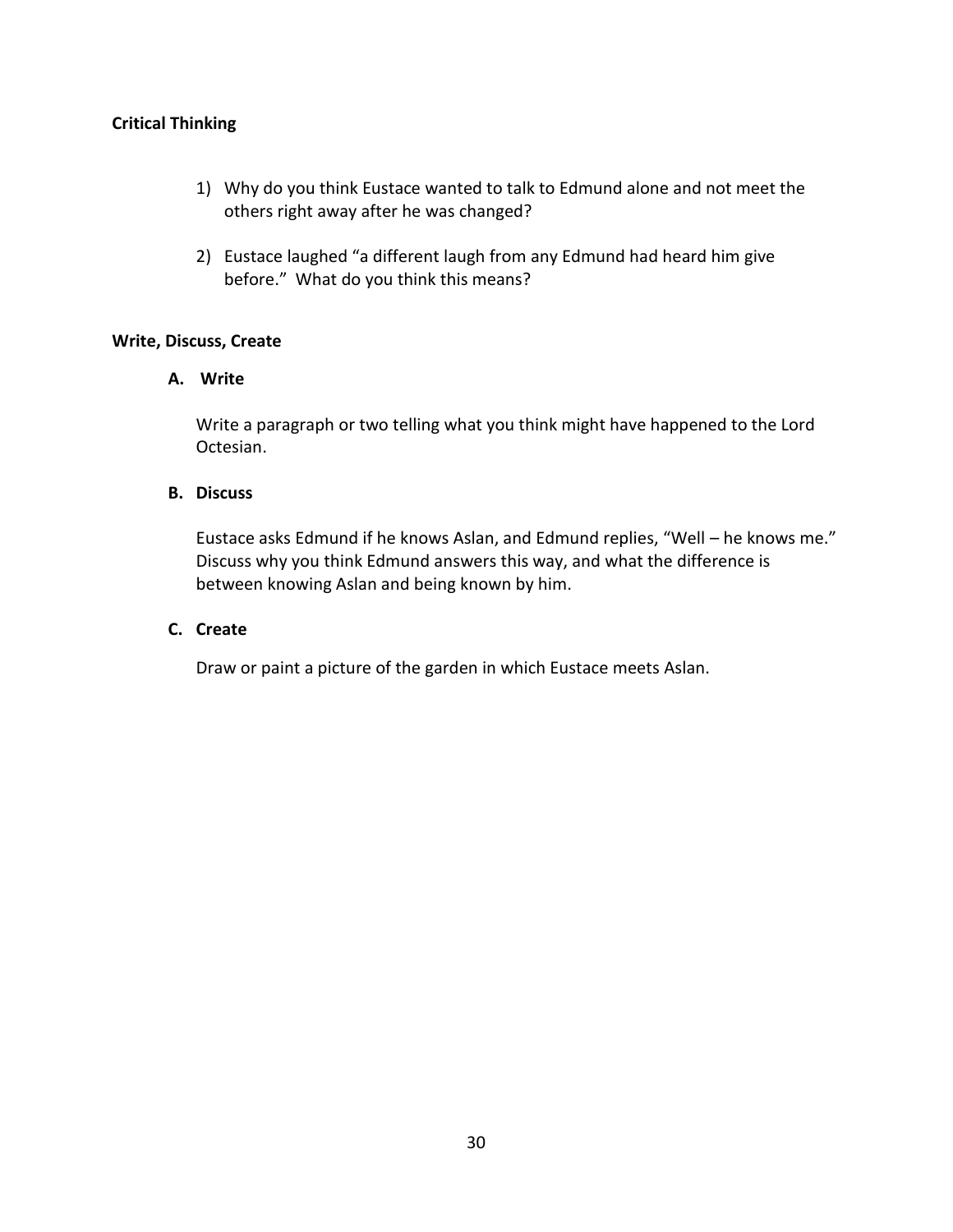**Critical Thinking**

1) Why do you think Eustace wanted to talk to Edmund alone and not meet the others right away after he was changed?

2) Eustace laughed "a different laugh from any Edmund had heard him give before." What do you think this means?

**Write, Discuss, Create**

**A. Write**

Write a paragraph or two telling what you think might have happened to the Lord Octesian.

**B. Discuss**

Eustace asks Edmund if he knows Aslan, and Edmund replies, "Well – he knows me." Discuss why you think Edmund answers this way, and what the difference is between knowing Aslan and being known by him.

**C. Create**

Draw or paint a picture of the garden in which Eustace meets Aslan.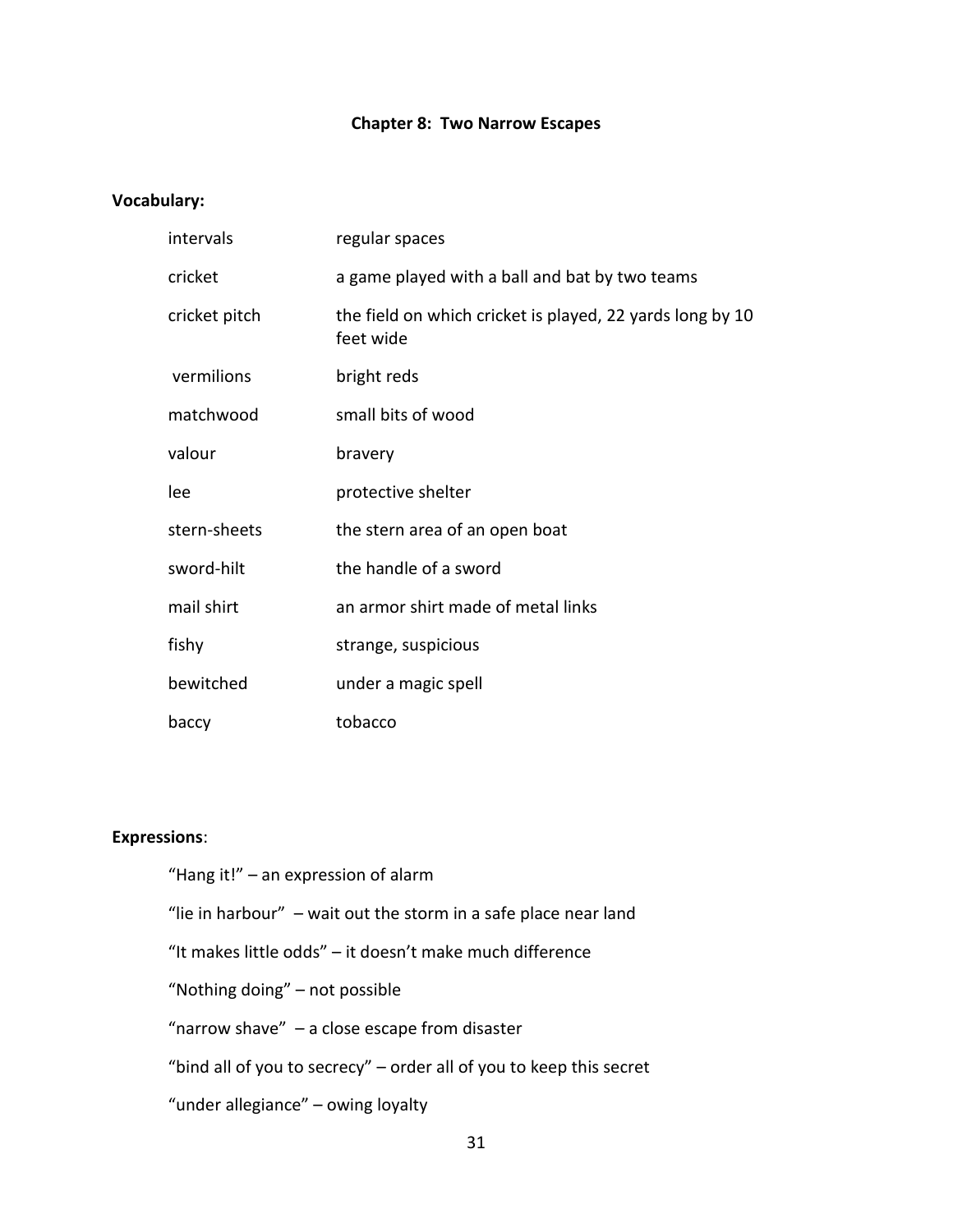## Chapter 8: Two Narrow Escapes

**Vocabulary:**

| | |
|---|---|
| intervals | regular spaces |
| cricket | a game played with a ball and bat by two teams |
| cricket pitch | the field on which cricket is played, 22 yards long by 10 feet wide |
| vermilions | bright reds |
| matchwood | small bits of wood |
| valour | bravery |
| lee | protective shelter |
| stern-sheets | the stern area of an open boat |
| sword-hilt | the handle of a sword |
| mail shirt | an armor shirt made of metal links |
| fishy | strange, suspicious |
| bewitched | under a magic spell |
| baccy | tobacco |

**Expressions**:

"Hang it!" – an expression of alarm

"lie in harbour" – wait out the storm in a safe place near land

"It makes little odds" – it doesn't make much difference

"Nothing doing" – not possible

"narrow shave" – a close escape from disaster

"bind all of you to secrecy" – order all of you to keep this secret

"under allegiance" – owing loyalty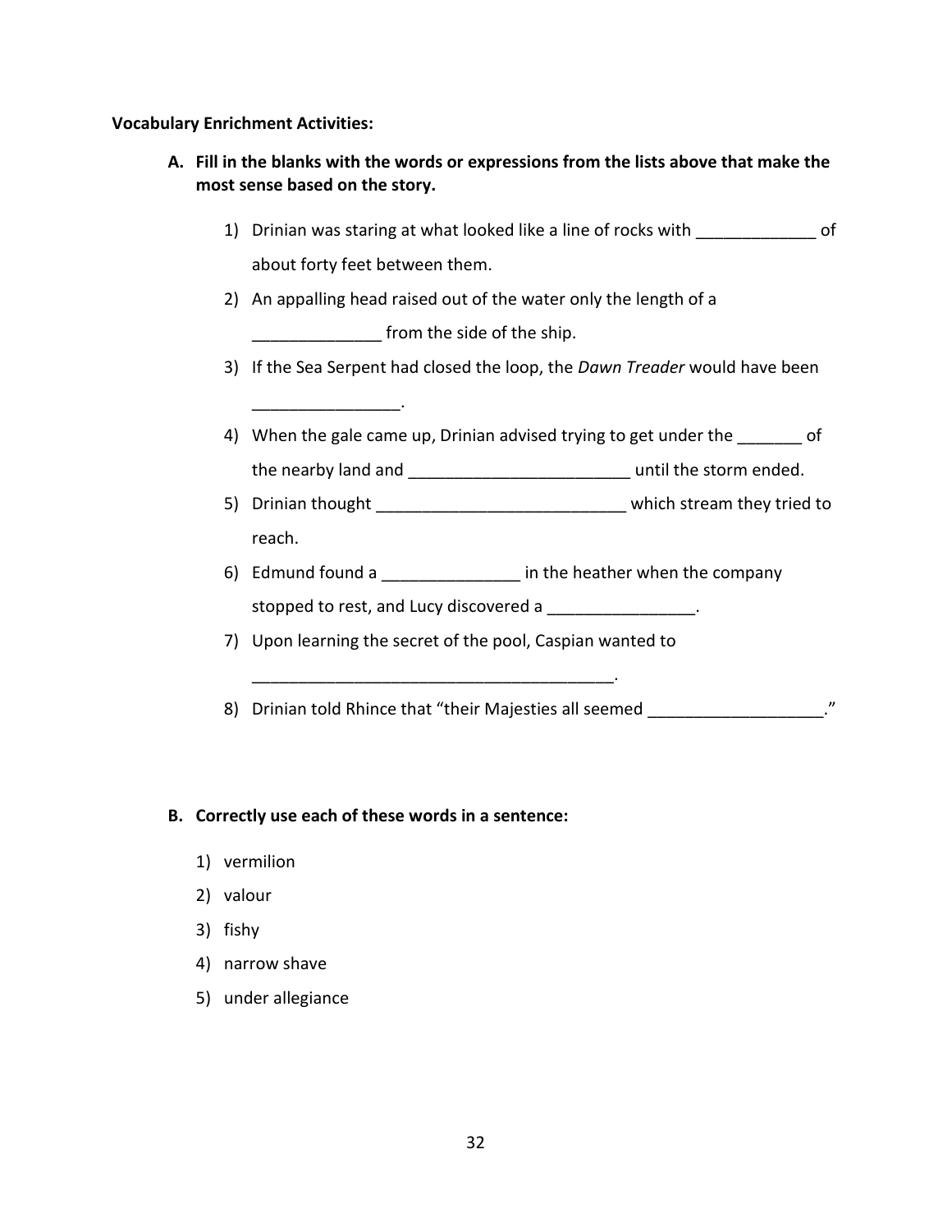**Vocabulary Enrichment Activities:**

**A. Fill in the blanks with the words or expressions from the lists above that make the most sense based on the story.**

1) Drinian was staring at what looked like a line of rocks with _____________ of about forty feet between them.
2) An appalling head raised out of the water only the length of a ______________ from the side of the ship.
3) If the Sea Serpent had closed the loop, the *Dawn Treader* would have been ________________.
4) When the gale came up, Drinian advised trying to get under the _______ of the nearby land and ________________________ until the storm ended.
5) Drinian thought ___________________________ which stream they tried to reach.
6) Edmund found a _______________ in the heather when the company stopped to rest, and Lucy discovered a ________________.
7) Upon learning the secret of the pool, Caspian wanted to ________________________________________.
8) Drinian told Rhince that "their Majesties all seemed ___________________."

**B. Correctly use each of these words in a sentence:**

1) vermilion
2) valour
3) fishy
4) narrow shave
5) under allegiance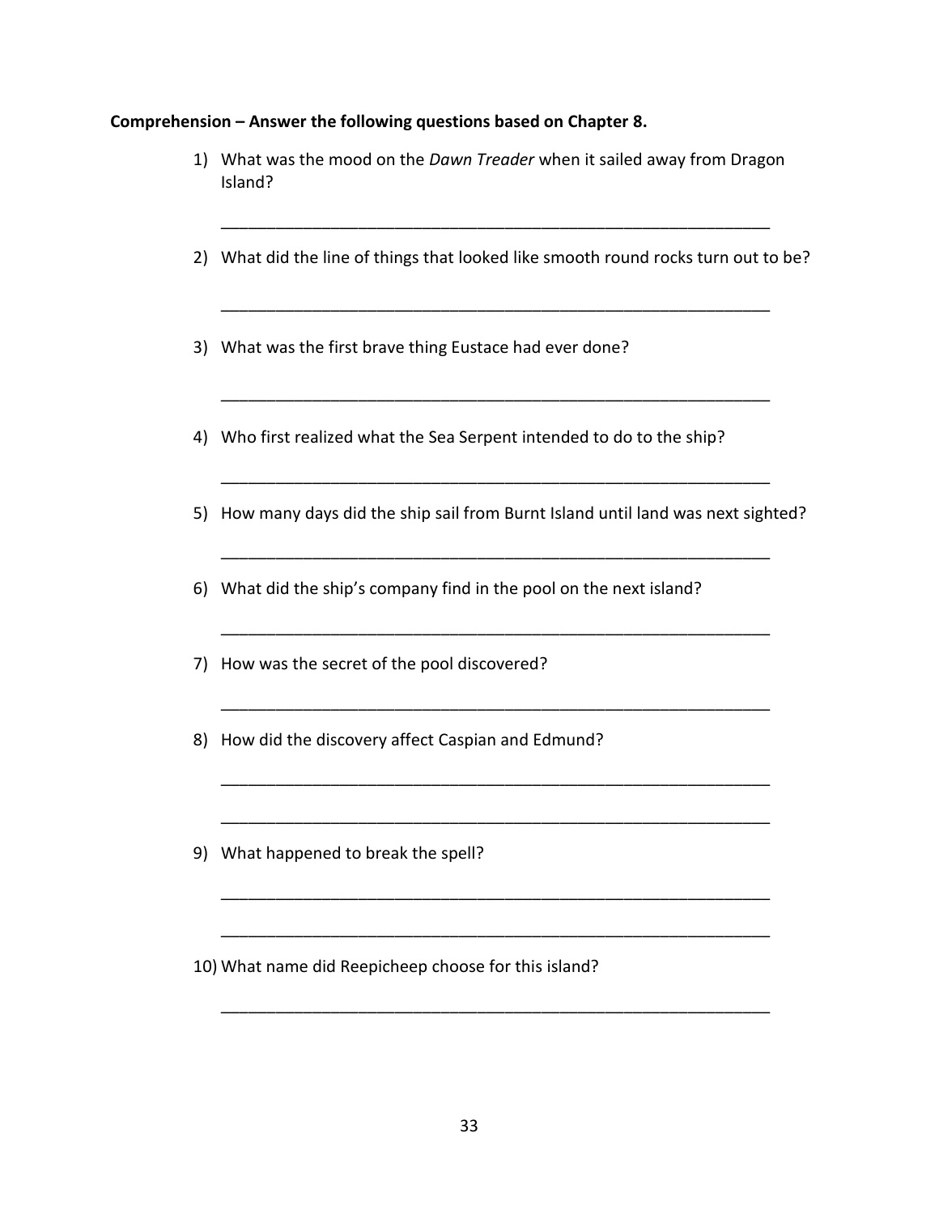**Comprehension – Answer the following questions based on Chapter 8.**

1) What was the mood on the *Dawn Treader* when it sailed away from Dragon Island?

_______________________________________________________________

2) What did the line of things that looked like smooth round rocks turn out to be?

_______________________________________________________________

3) What was the first brave thing Eustace had ever done?

_______________________________________________________________

4) Who first realized what the Sea Serpent intended to do to the ship?

_______________________________________________________________

5) How many days did the ship sail from Burnt Island until land was next sighted?

_______________________________________________________________

6) What did the ship's company find in the pool on the next island?

_______________________________________________________________

7) How was the secret of the pool discovered?

_______________________________________________________________

8) How did the discovery affect Caspian and Edmund?

_______________________________________________________________

_______________________________________________________________

9) What happened to break the spell?

_______________________________________________________________

_______________________________________________________________

10) What name did Reepicheep choose for this island?

_______________________________________________________________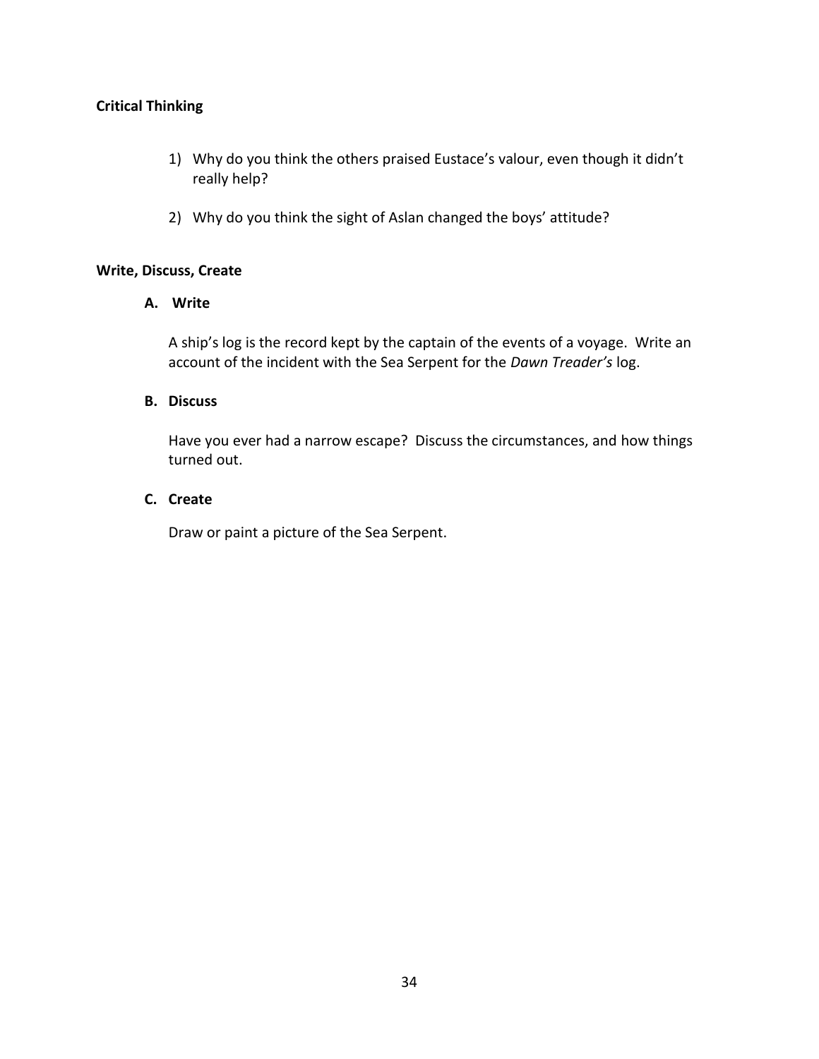**Critical Thinking**

1) Why do you think the others praised Eustace's valour, even though it didn't really help?

2) Why do you think the sight of Aslan changed the boys' attitude?

**Write, Discuss, Create**

**A. Write**

A ship's log is the record kept by the captain of the events of a voyage. Write an account of the incident with the Sea Serpent for the *Dawn Treader's* log.

**B. Discuss**

Have you ever had a narrow escape? Discuss the circumstances, and how things turned out.

**C. Create**

Draw or paint a picture of the Sea Serpent.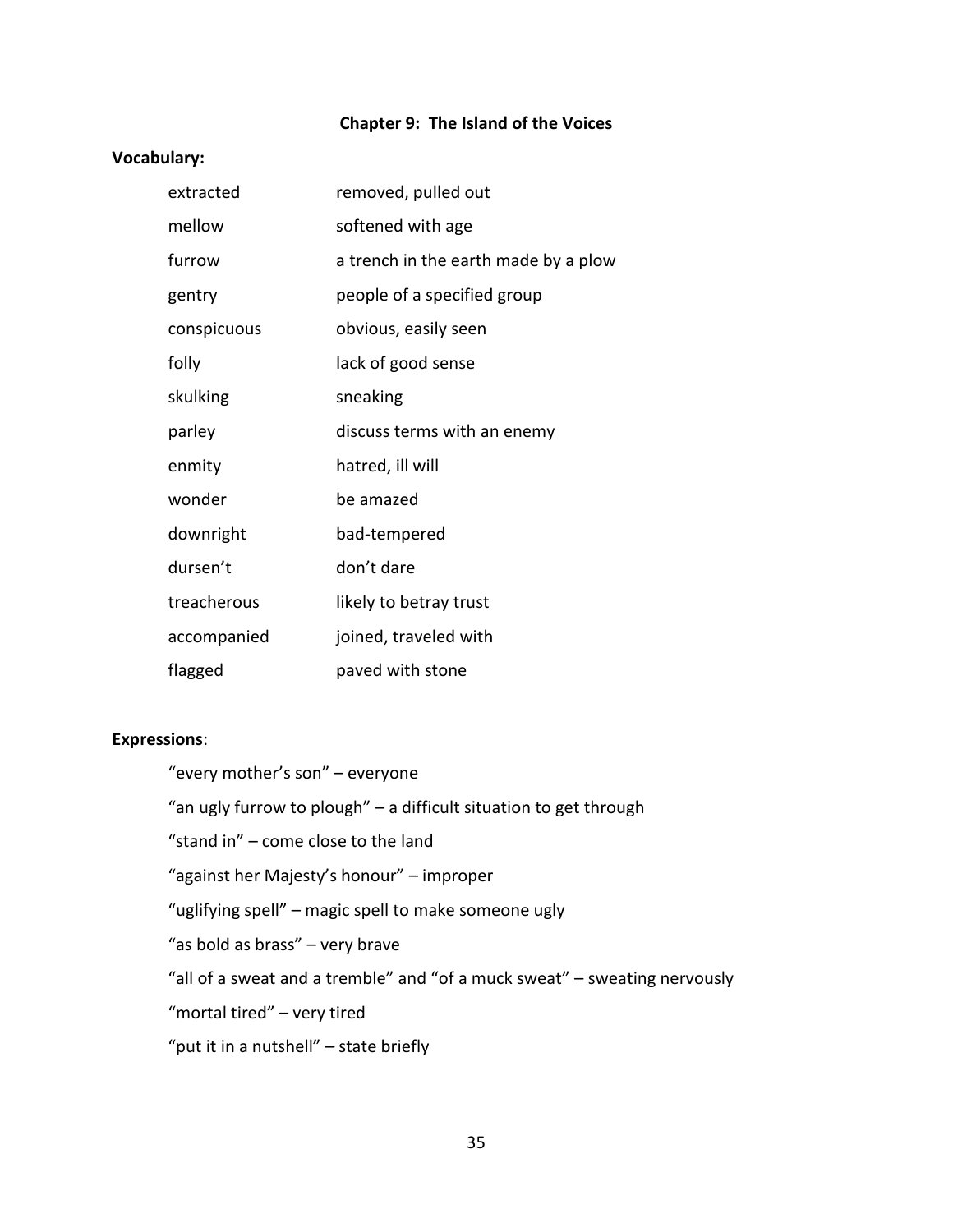## Chapter 9: The Island of the Voices

**Vocabulary:**

| | |
|---|---|
| extracted | removed, pulled out |
| mellow | softened with age |
| furrow | a trench in the earth made by a plow |
| gentry | people of a specified group |
| conspicuous | obvious, easily seen |
| folly | lack of good sense |
| skulking | sneaking |
| parley | discuss terms with an enemy |
| enmity | hatred, ill will |
| wonder | be amazed |
| downright | bad-tempered |
| dursen't | don't dare |
| treacherous | likely to betray trust |
| accompanied | joined, traveled with |
| flagged | paved with stone |

**Expressions**:

"every mother's son" – everyone

"an ugly furrow to plough" – a difficult situation to get through

"stand in" – come close to the land

"against her Majesty's honour" – improper

"uglifying spell" – magic spell to make someone ugly

"as bold as brass" – very brave

"all of a sweat and a tremble" and "of a muck sweat" – sweating nervously

"mortal tired" – very tired

"put it in a nutshell" – state briefly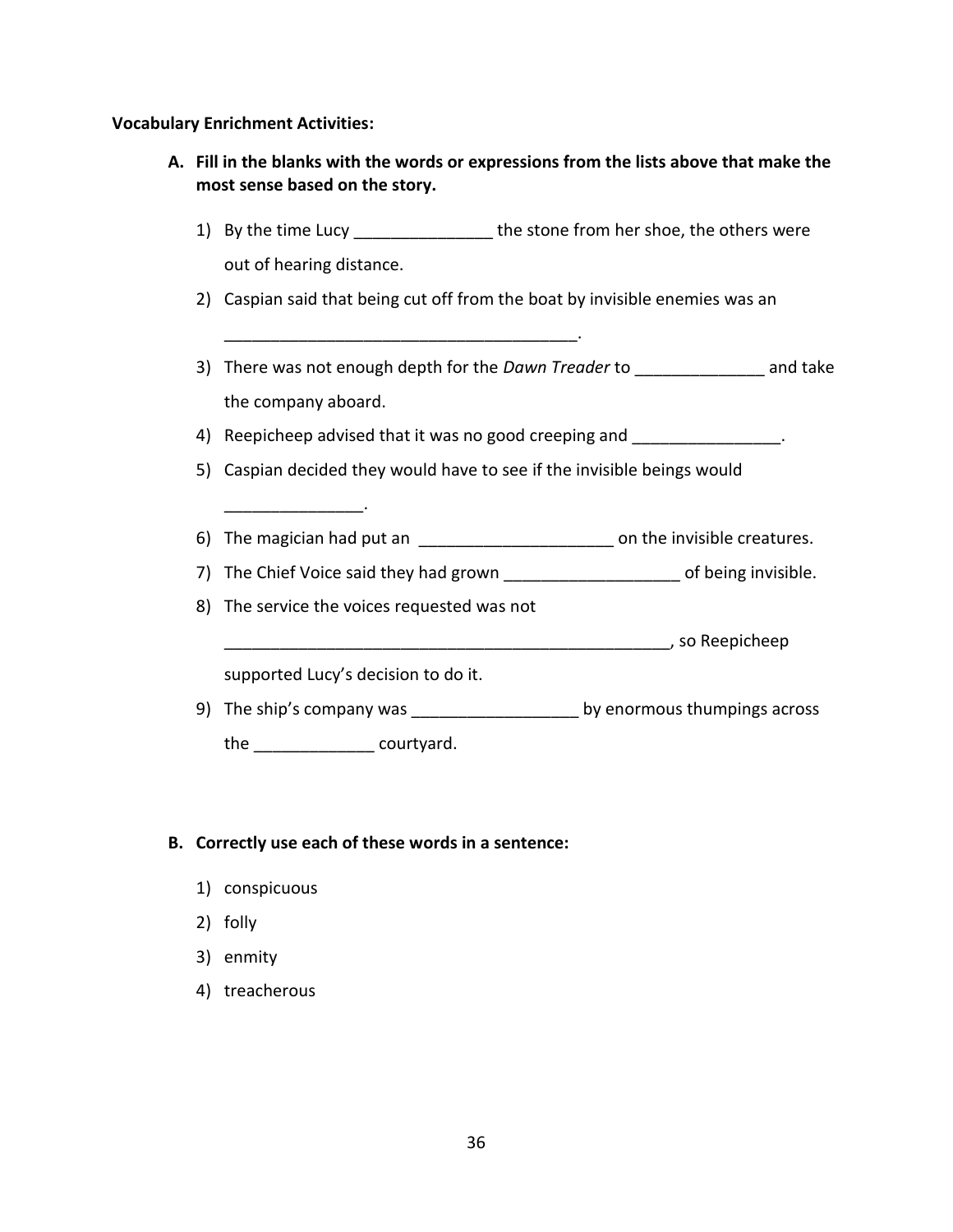**Vocabulary Enrichment Activities:**

**A. Fill in the blanks with the words or expressions from the lists above that make the most sense based on the story.**

1) By the time Lucy _______________ the stone from her shoe, the others were out of hearing distance.
2) Caspian said that being cut off from the boat by invisible enemies was an _______________________________________.
3) There was not enough depth for the *Dawn Treader* to ______________ and take the company aboard.
4) Reepicheep advised that it was no good creeping and ________________.
5) Caspian decided they would have to see if the invisible beings would _______________.
6) The magician had put an _____________________ on the invisible creatures.
7) The Chief Voice said they had grown ___________________ of being invisible.
8) The service the voices requested was not __________________________________________________, so Reepicheep supported Lucy's decision to do it.
9) The ship's company was __________________ by enormous thumpings across the _____________ courtyard.

**B. Correctly use each of these words in a sentence:**

1) conspicuous
2) folly
3) enmity
4) treacherous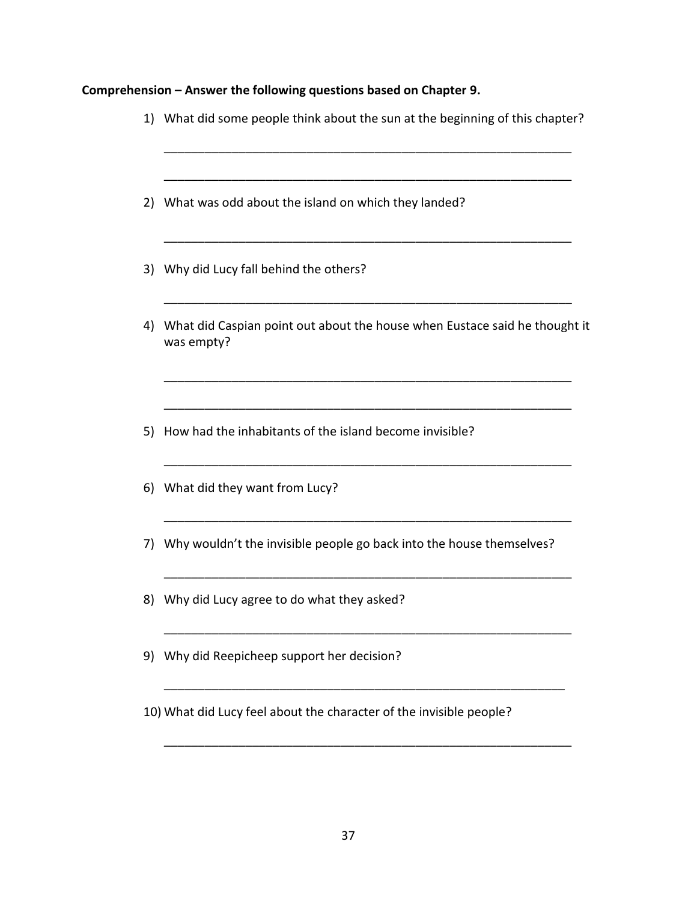**Comprehension – Answer the following questions based on Chapter 9.**

1) What did some people think about the sun at the beginning of this chapter?

_______________________________________________________________

_______________________________________________________________

2) What was odd about the island on which they landed?

_______________________________________________________________

3) Why did Lucy fall behind the others?

_______________________________________________________________

4) What did Caspian point out about the house when Eustace said he thought it was empty?

_______________________________________________________________

_______________________________________________________________

5) How had the inhabitants of the island become invisible?

_______________________________________________________________

6) What did they want from Lucy?

_______________________________________________________________

7) Why wouldn't the invisible people go back into the house themselves?

_______________________________________________________________

8) Why did Lucy agree to do what they asked?

_______________________________________________________________

9) Why did Reepicheep support her decision?

_______________________________________________________________

10) What did Lucy feel about the character of the invisible people?

_______________________________________________________________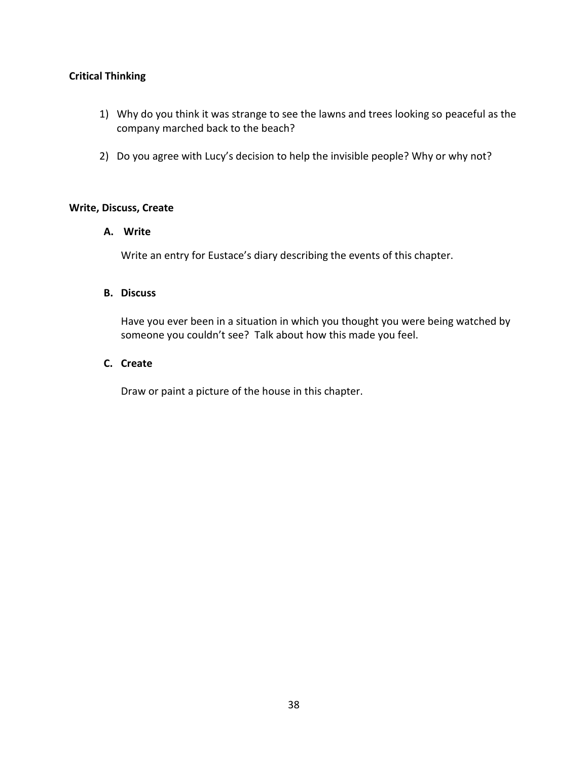**Critical Thinking**

1) Why do you think it was strange to see the lawns and trees looking so peaceful as the company marched back to the beach?

2) Do you agree with Lucy's decision to help the invisible people? Why or why not?

**Write, Discuss, Create**

**A. Write**

Write an entry for Eustace's diary describing the events of this chapter.

**B. Discuss**

Have you ever been in a situation in which you thought you were being watched by someone you couldn't see? Talk about how this made you feel.

**C. Create**

Draw or paint a picture of the house in this chapter.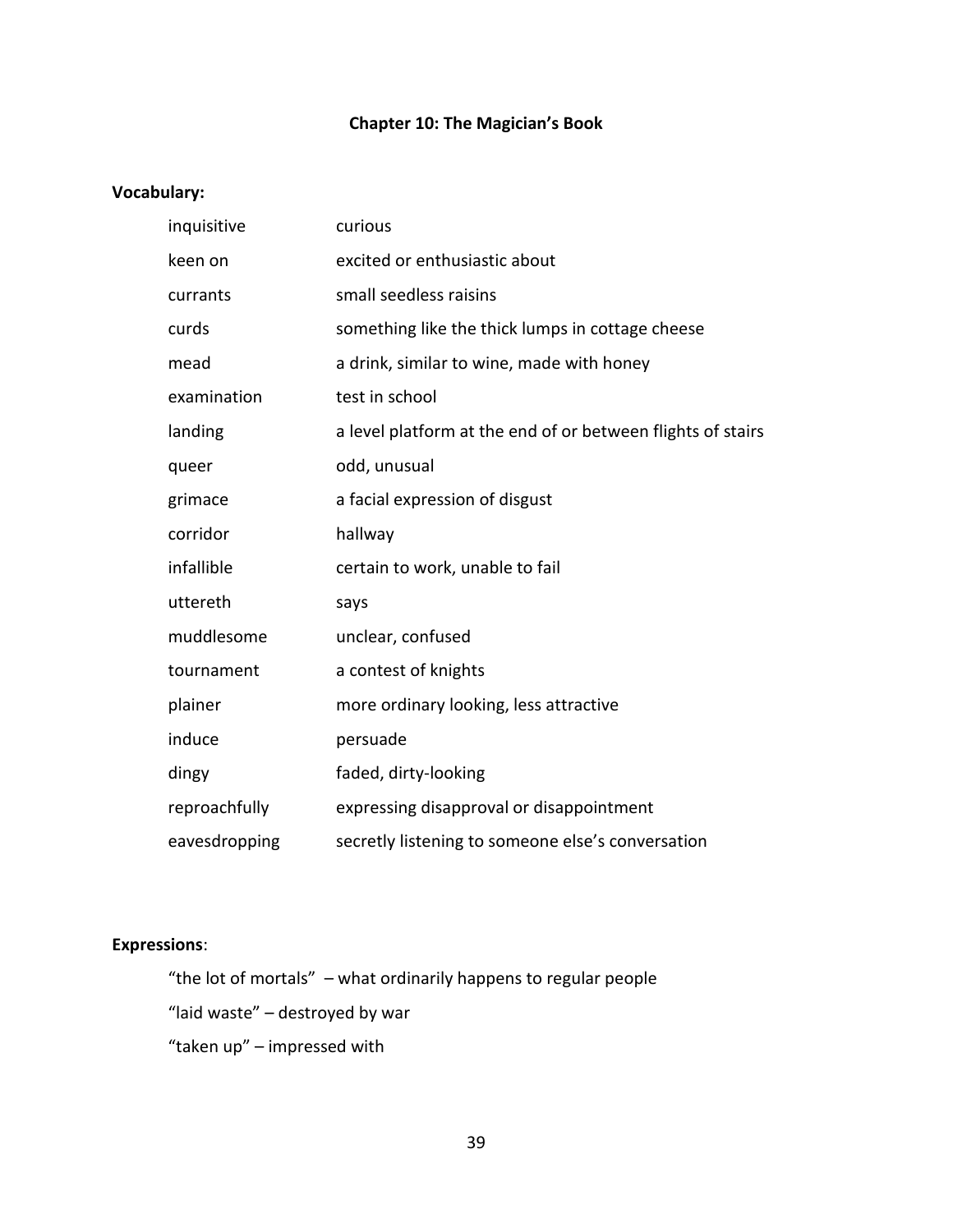## Chapter 10: The Magician's Book

**Vocabulary:**

| | |
|---|---|
| inquisitive | curious |
| keen on | excited or enthusiastic about |
| currants | small seedless raisins |
| curds | something like the thick lumps in cottage cheese |
| mead | a drink, similar to wine, made with honey |
| examination | test in school |
| landing | a level platform at the end of or between flights of stairs |
| queer | odd, unusual |
| grimace | a facial expression of disgust |
| corridor | hallway |
| infallible | certain to work, unable to fail |
| uttereth | says |
| muddlesome | unclear, confused |
| tournament | a contest of knights |
| plainer | more ordinary looking, less attractive |
| induce | persuade |
| dingy | faded, dirty-looking |
| reproachfully | expressing disapproval or disappointment |
| eavesdropping | secretly listening to someone else's conversation |

**Expressions**:

"the lot of mortals" – what ordinarily happens to regular people

"laid waste" – destroyed by war

"taken up" – impressed with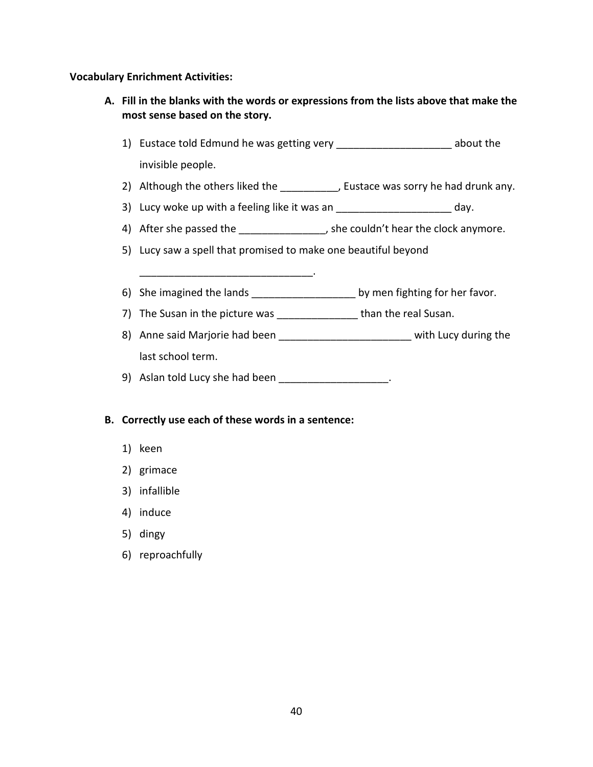**Vocabulary Enrichment Activities:**

**A. Fill in the blanks with the words or expressions from the lists above that make the most sense based on the story.**

1) Eustace told Edmund he was getting very ____________________ about the invisible people.
2) Although the others liked the __________, Eustace was sorry he had drunk any.
3) Lucy woke up with a feeling like it was an ____________________ day.
4) After she passed the _______________, she couldn't hear the clock anymore.
5) Lucy saw a spell that promised to make one beautiful beyond ______________________________.
6) She imagined the lands __________________ by men fighting for her favor.
7) The Susan in the picture was ______________ than the real Susan.
8) Anne said Marjorie had been _______________________ with Lucy during the last school term.
9) Aslan told Lucy she had been ___________________.

**B. Correctly use each of these words in a sentence:**

1) keen
2) grimace
3) infallible
4) induce
5) dingy
6) reproachfully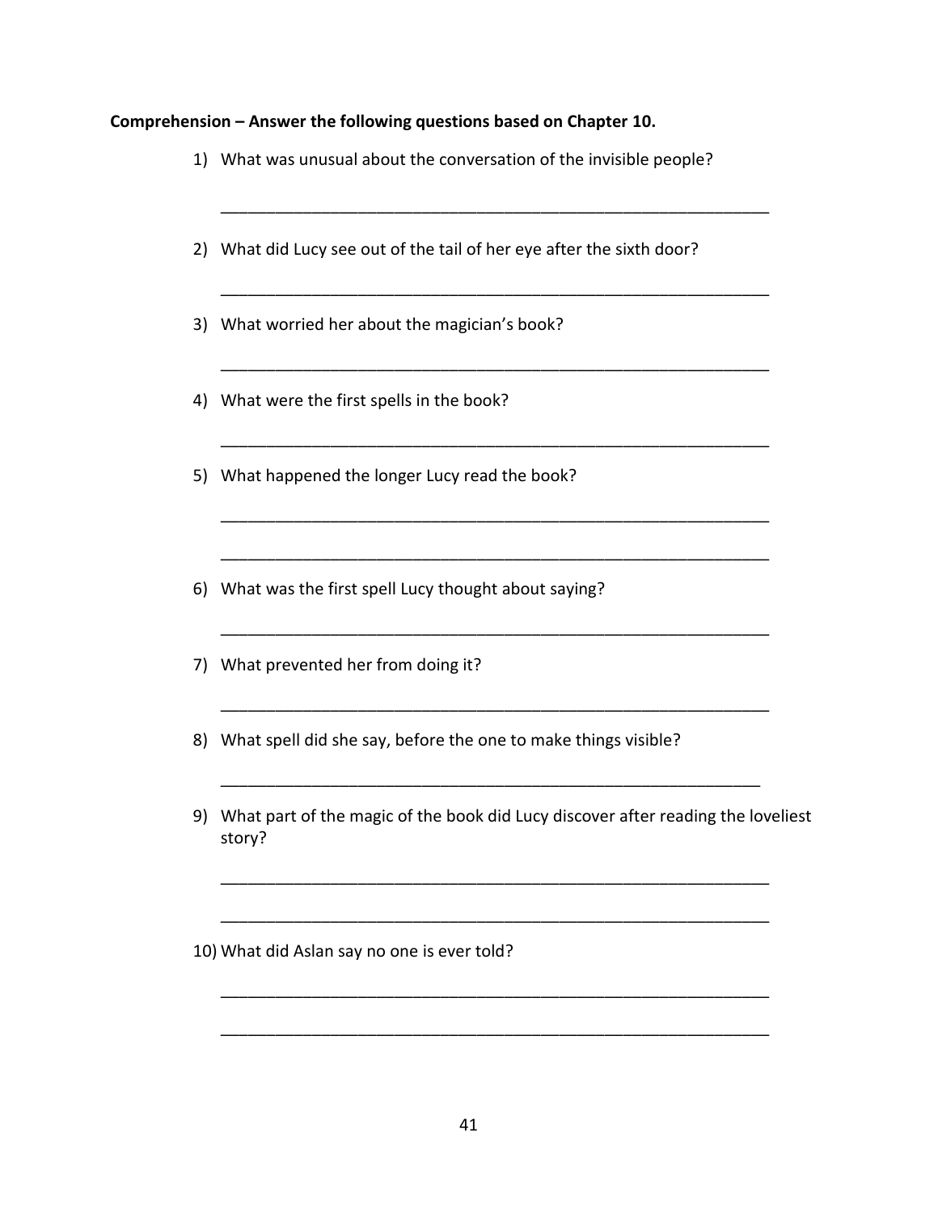**Comprehension – Answer the following questions based on Chapter 10.**

1) What was unusual about the conversation of the invisible people?

_______________________________________________________________

2) What did Lucy see out of the tail of her eye after the sixth door?

_______________________________________________________________

3) What worried her about the magician's book?

_______________________________________________________________

4) What were the first spells in the book?

_______________________________________________________________

5) What happened the longer Lucy read the book?

_______________________________________________________________

_______________________________________________________________

6) What was the first spell Lucy thought about saying?

_______________________________________________________________

7) What prevented her from doing it?

_______________________________________________________________

8) What spell did she say, before the one to make things visible?

______________________________________________________________

9) What part of the magic of the book did Lucy discover after reading the loveliest story?

_______________________________________________________________

_______________________________________________________________

10) What did Aslan say no one is ever told?

_______________________________________________________________

_______________________________________________________________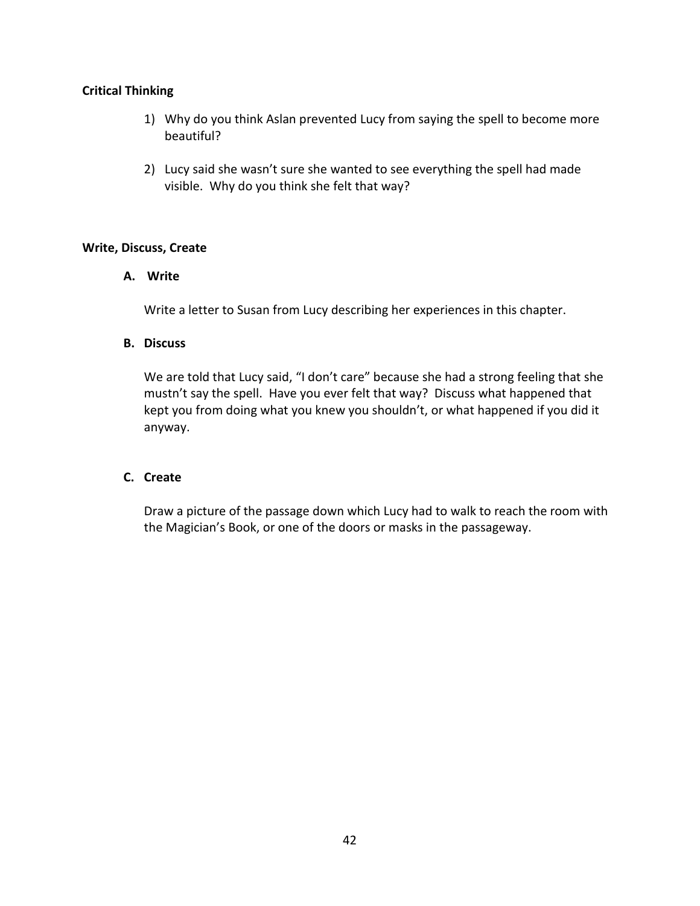**Critical Thinking**

1) Why do you think Aslan prevented Lucy from saying the spell to become more beautiful?

2) Lucy said she wasn't sure she wanted to see everything the spell had made visible. Why do you think she felt that way?

**Write, Discuss, Create**

**A. Write**

Write a letter to Susan from Lucy describing her experiences in this chapter.

**B. Discuss**

We are told that Lucy said, "I don't care" because she had a strong feeling that she mustn't say the spell. Have you ever felt that way? Discuss what happened that kept you from doing what you knew you shouldn't, or what happened if you did it anyway.

**C. Create**

Draw a picture of the passage down which Lucy had to walk to reach the room with the Magician's Book, or one of the doors or masks in the passageway.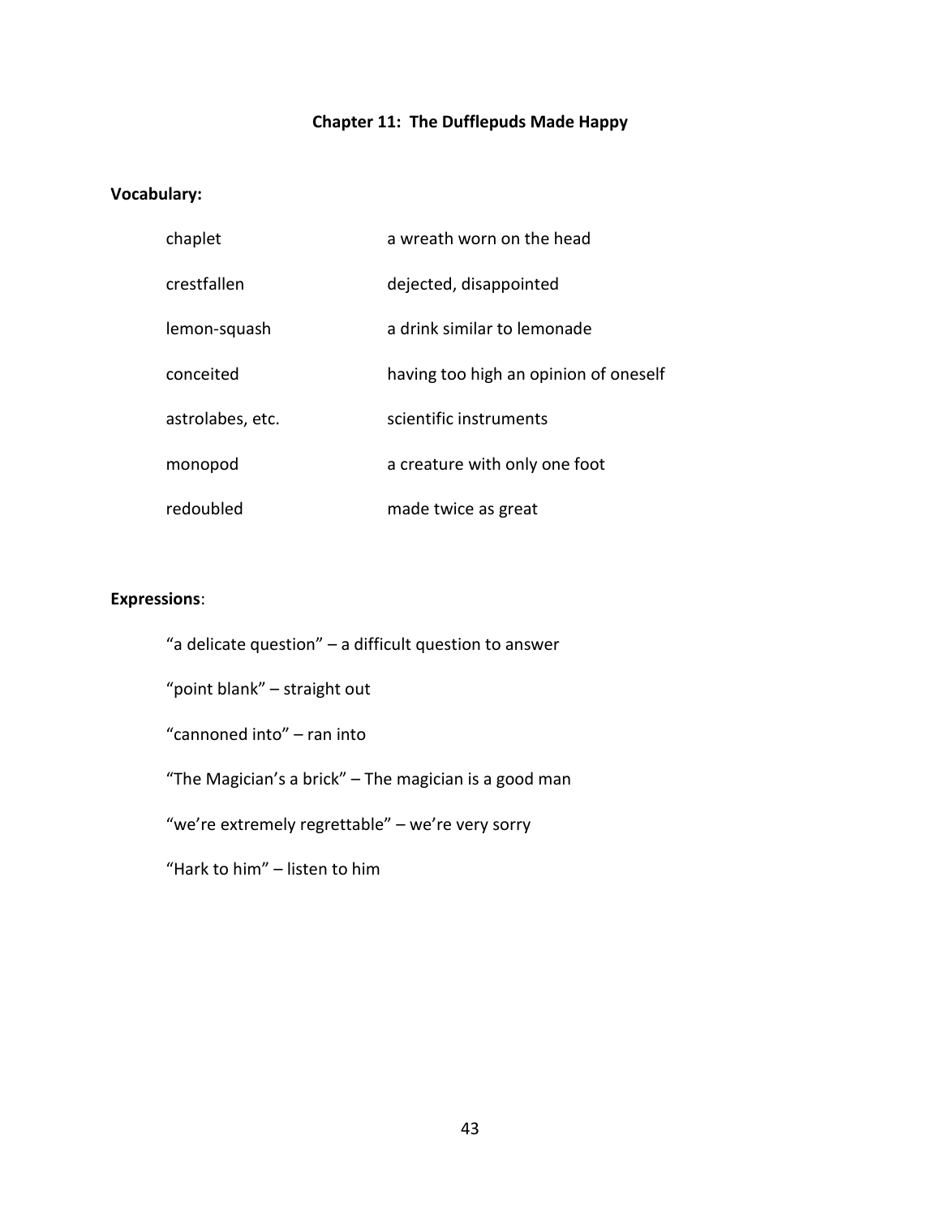# Chapter 11: The Dufflepuds Made Happy

**Vocabulary:**

| | |
|---|---|
| chaplet | a wreath worn on the head |
| crestfallen | dejected, disappointed |
| lemon-squash | a drink similar to lemonade |
| conceited | having too high an opinion of oneself |
| astrolabes, etc. | scientific instruments |
| monopod | a creature with only one foot |
| redoubled | made twice as great |

**Expressions**:

"a delicate question" – a difficult question to answer

"point blank" – straight out

"cannoned into" – ran into

"The Magician's a brick" – The magician is a good man

"we're extremely regrettable" – we're very sorry

"Hark to him" – listen to him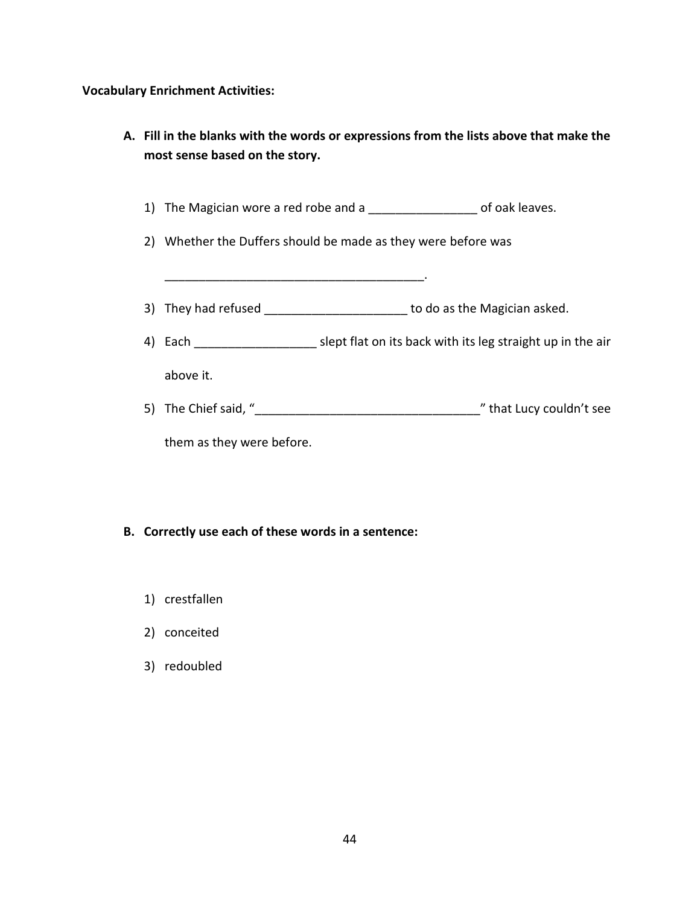**Vocabulary Enrichment Activities:**

**A. Fill in the blanks with the words or expressions from the lists above that make the most sense based on the story.**

1) The Magician wore a red robe and a ________________ of oak leaves.

2) Whether the Duffers should be made as they were before was ______________________________________.

3) They had refused _____________________ to do as the Magician asked.

4) Each __________________ slept flat on its back with its leg straight up in the air above it.

5) The Chief said, "_________________________________" that Lucy couldn't see them as they were before.

**B. Correctly use each of these words in a sentence:**

1) crestfallen

2) conceited

3) redoubled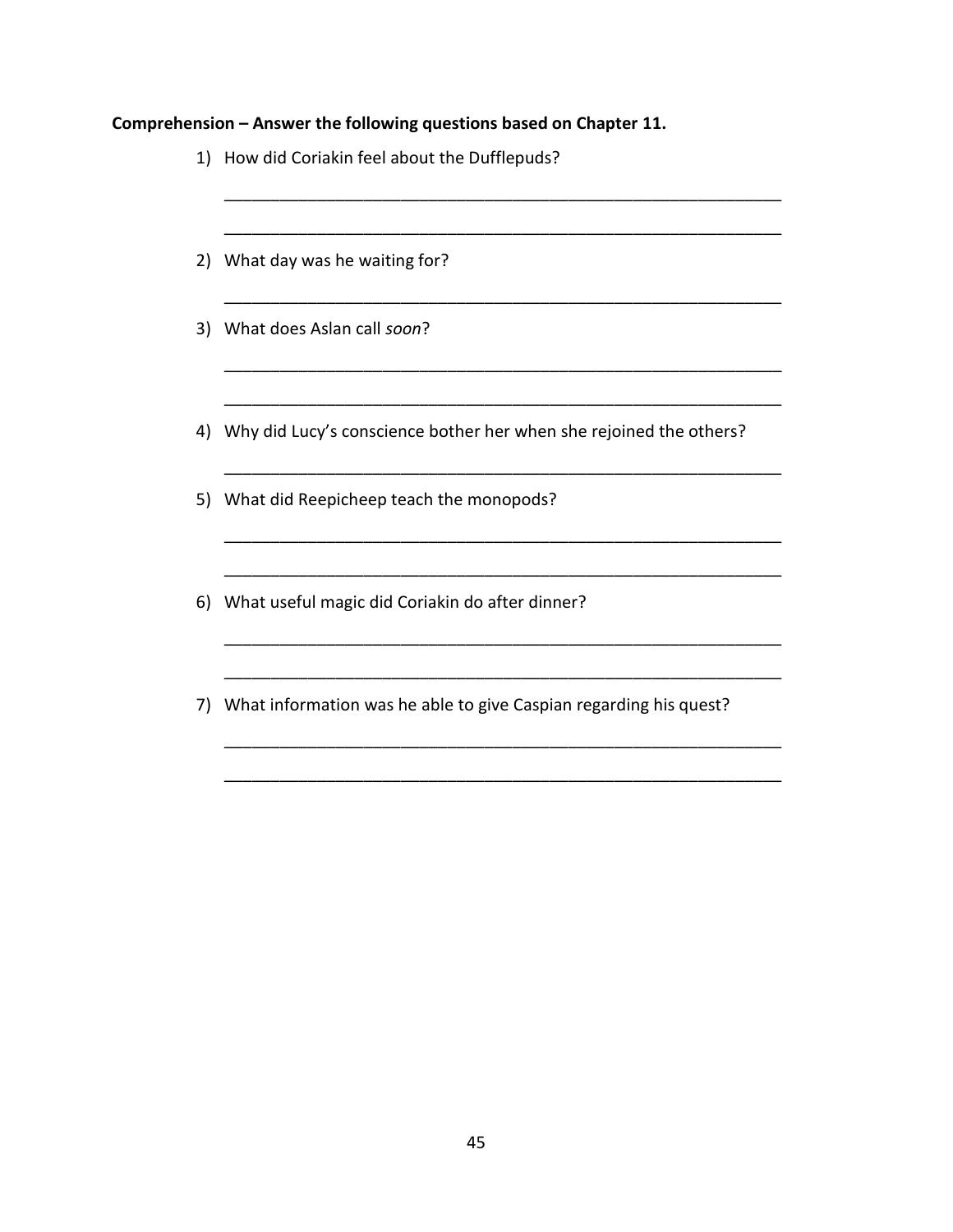**Comprehension – Answer the following questions based on Chapter 11.**

1) How did Coriakin feel about the Dufflepuds?

_____________________________________________________________

_____________________________________________________________

2) What day was he waiting for?

_____________________________________________________________

3) What does Aslan call *soon*?

_____________________________________________________________

_____________________________________________________________

4) Why did Lucy's conscience bother her when she rejoined the others?

_____________________________________________________________

5) What did Reepicheep teach the monopods?

_____________________________________________________________

_____________________________________________________________

6) What useful magic did Coriakin do after dinner?

_____________________________________________________________

_____________________________________________________________

7) What information was he able to give Caspian regarding his quest?

_____________________________________________________________

_____________________________________________________________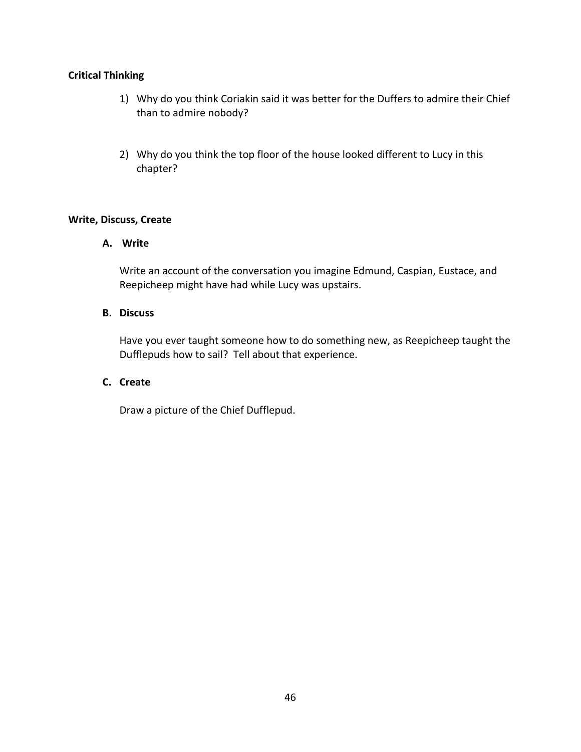**Critical Thinking**

1) Why do you think Coriakin said it was better for the Duffers to admire their Chief than to admire nobody?

2) Why do you think the top floor of the house looked different to Lucy in this chapter?

**Write, Discuss, Create**

**A. Write**

Write an account of the conversation you imagine Edmund, Caspian, Eustace, and Reepicheep might have had while Lucy was upstairs.

**B. Discuss**

Have you ever taught someone how to do something new, as Reepicheep taught the Dufflepuds how to sail? Tell about that experience.

**C. Create**

Draw a picture of the Chief Dufflepud.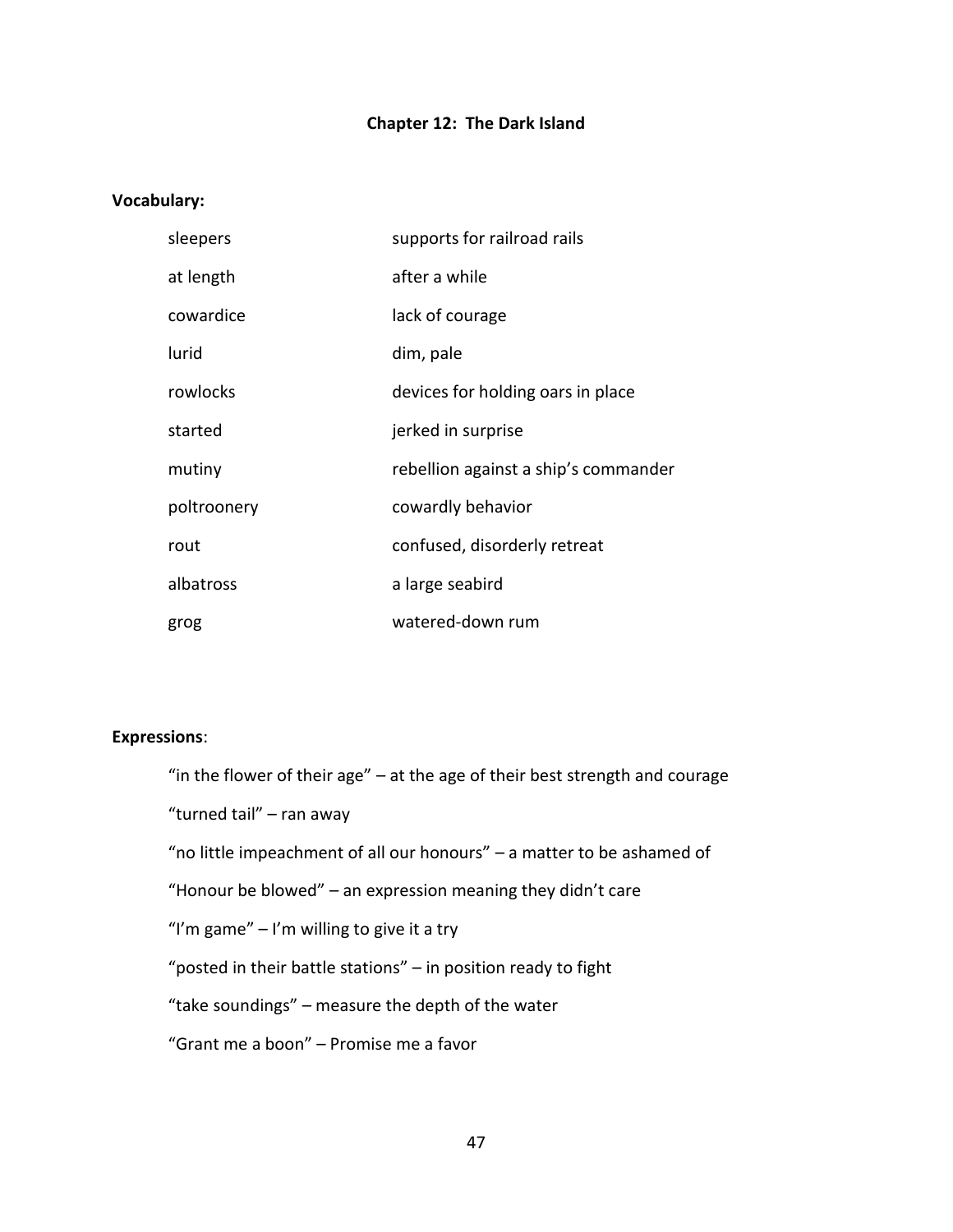## Chapter 12: The Dark Island

**Vocabulary:**

| | |
|---|---|
| sleepers | supports for railroad rails |
| at length | after a while |
| cowardice | lack of courage |
| lurid | dim, pale |
| rowlocks | devices for holding oars in place |
| started | jerked in surprise |
| mutiny | rebellion against a ship's commander |
| poltroonery | cowardly behavior |
| rout | confused, disorderly retreat |
| albatross | a large seabird |
| grog | watered-down rum |

**Expressions**:

"in the flower of their age" – at the age of their best strength and courage

"turned tail" – ran away

"no little impeachment of all our honours" – a matter to be ashamed of

"Honour be blowed" – an expression meaning they didn't care

"I'm game" – I'm willing to give it a try

"posted in their battle stations" – in position ready to fight

"take soundings" – measure the depth of the water

"Grant me a boon" – Promise me a favor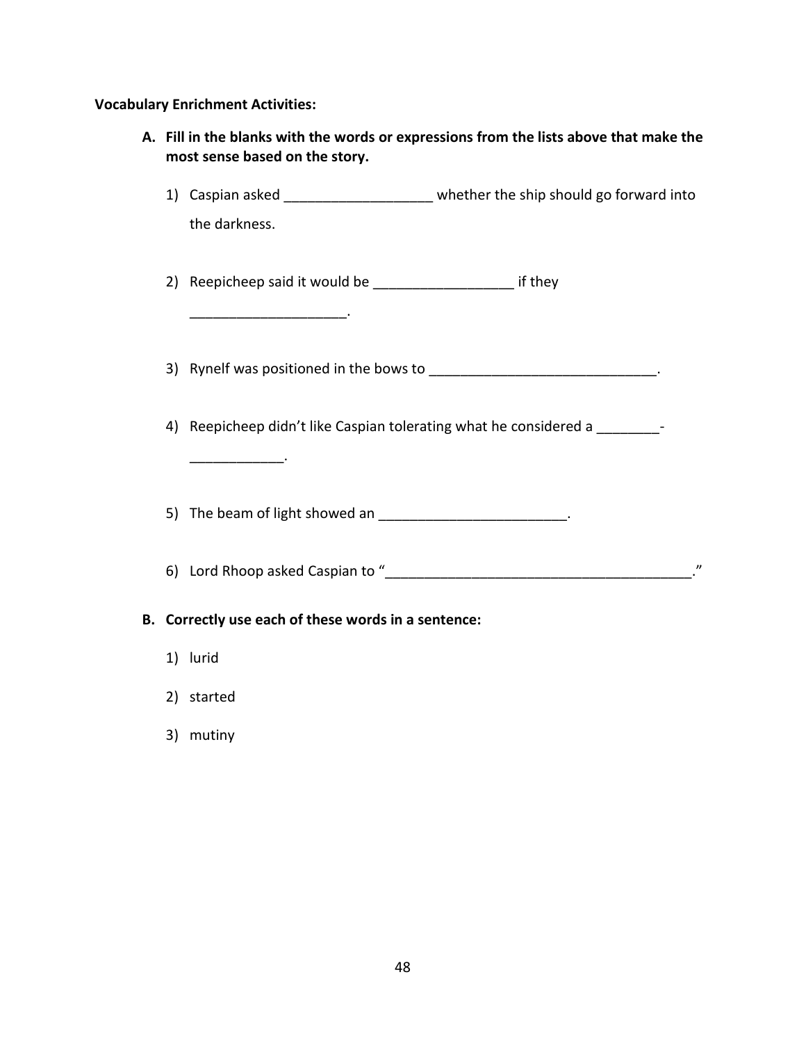**Vocabulary Enrichment Activities:**

A. **Fill in the blanks with the words or expressions from the lists above that make the most sense based on the story.**

   1) Caspian asked ___________________ whether the ship should go forward into the darkness.

   2) Reepicheep said it would be __________________ if they ____________________.

   3) Rynelf was positioned in the bows to _____________________________.

   4) Reepicheep didn't like Caspian tolerating what he considered a ________-____________.

   5) The beam of light showed an ________________________.

   6) Lord Rhoop asked Caspian to "________________________________________."

B. **Correctly use each of these words in a sentence:**

   1) lurid

   2) started

   3) mutiny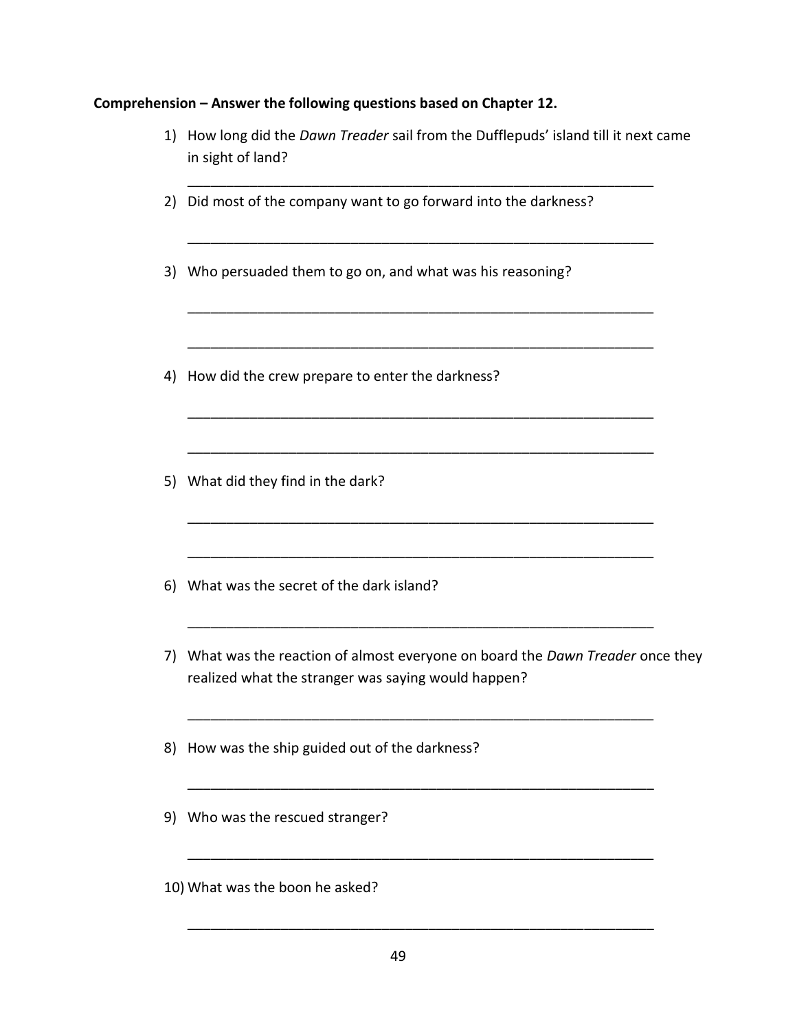**Comprehension – Answer the following questions based on Chapter 12.**

1) How long did the *Dawn Treader* sail from the Dufflepuds' island till it next came in sight of land?

_______________________________________________________________

2) Did most of the company want to go forward into the darkness?

_______________________________________________________________

3) Who persuaded them to go on, and what was his reasoning?

_______________________________________________________________

_______________________________________________________________

4) How did the crew prepare to enter the darkness?

_______________________________________________________________

_______________________________________________________________

5) What did they find in the dark?

_______________________________________________________________

_______________________________________________________________

6) What was the secret of the dark island?

_______________________________________________________________

7) What was the reaction of almost everyone on board the *Dawn Treader* once they realized what the stranger was saying would happen?

_______________________________________________________________

8) How was the ship guided out of the darkness?

_______________________________________________________________

9) Who was the rescued stranger?

_______________________________________________________________

10) What was the boon he asked?

_______________________________________________________________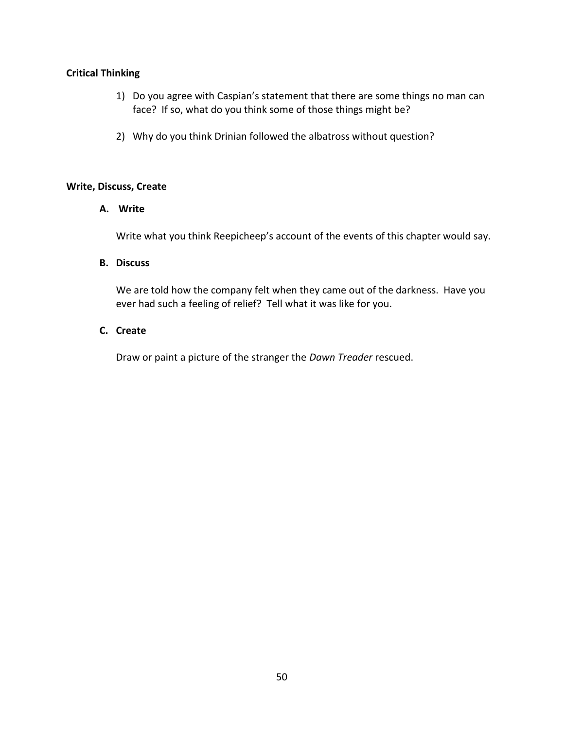**Critical Thinking**

1) Do you agree with Caspian's statement that there are some things no man can face? If so, what do you think some of those things might be?

2) Why do you think Drinian followed the albatross without question?

**Write, Discuss, Create**

**A. Write**

Write what you think Reepicheep's account of the events of this chapter would say.

**B. Discuss**

We are told how the company felt when they came out of the darkness. Have you ever had such a feeling of relief? Tell what it was like for you.

**C. Create**

Draw or paint a picture of the stranger the *Dawn Treader* rescued.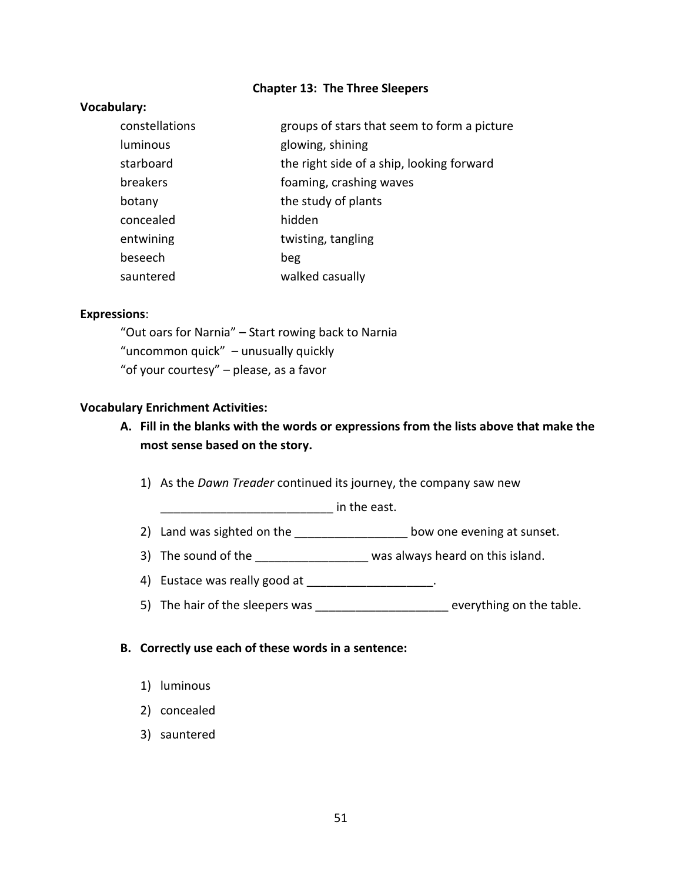## Chapter 13: The Three Sleepers

**Vocabulary:**

| | |
|---|---|
| constellations | groups of stars that seem to form a picture |
| luminous | glowing, shining |
| starboard | the right side of a ship, looking forward |
| breakers | foaming, crashing waves |
| botany | the study of plants |
| concealed | hidden |
| entwining | twisting, tangling |
| beseech | beg |
| sauntered | walked casually |

**Expressions**:

"Out oars for Narnia" – Start rowing back to Narnia
"uncommon quick" – unusually quickly
"of your courtesy" – please, as a favor

**Vocabulary Enrichment Activities:**

**A. Fill in the blanks with the words or expressions from the lists above that make the most sense based on the story.**

1) As the *Dawn Treader* continued its journey, the company saw new __________________________ in the east.
2) Land was sighted on the _________________ bow one evening at sunset.
3) The sound of the _________________ was always heard on this island.
4) Eustace was really good at ___________________.
5) The hair of the sleepers was ____________________ everything on the table.

**B. Correctly use each of these words in a sentence:**

1) luminous
2) concealed
3) sauntered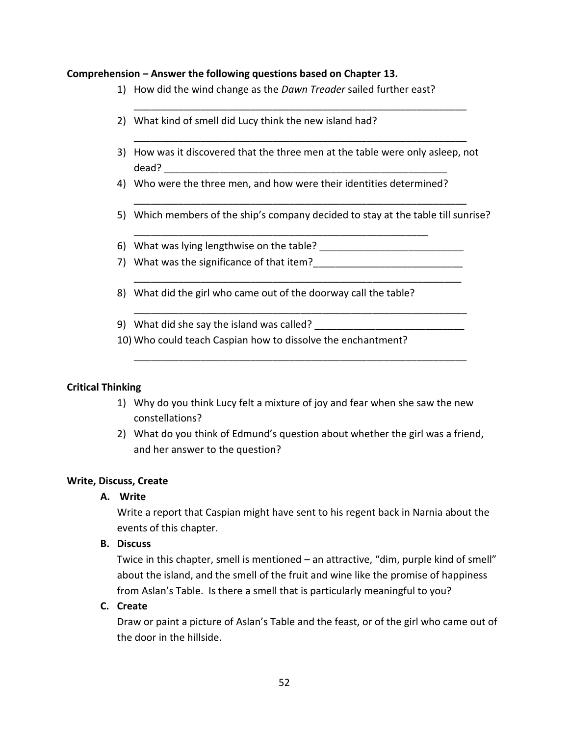**Comprehension – Answer the following questions based on Chapter 13.**

1) How did the wind change as the *Dawn Treader* sailed further east?
   ______________________________________________________________
2) What kind of smell did Lucy think the new island had?
   ______________________________________________________________
3) How was it discovered that the three men at the table were only asleep, not dead? _____________________________________________________
4) Who were the three men, and how were their identities determined?
   ______________________________________________________________
5) Which members of the ship's company decided to stay at the table till sunrise?
   _______________________________________________________
6) What was lying lengthwise on the table? __________________________
7) What was the significance of that item?___________________________
   _____________________________________________________________
8) What did the girl who came out of the doorway call the table?
   ______________________________________________________________
9) What did she say the island was called? ___________________________
10) Who could teach Caspian how to dissolve the enchantment?
    ______________________________________________________________

**Critical Thinking**

1) Why do you think Lucy felt a mixture of joy and fear when she saw the new constellations?
2) What do you think of Edmund's question about whether the girl was a friend, and her answer to the question?

**Write, Discuss, Create**

**A. Write**

Write a report that Caspian might have sent to his regent back in Narnia about the events of this chapter.

**B. Discuss**

Twice in this chapter, smell is mentioned – an attractive, "dim, purple kind of smell" about the island, and the smell of the fruit and wine like the promise of happiness from Aslan's Table. Is there a smell that is particularly meaningful to you?

**C. Create**

Draw or paint a picture of Aslan's Table and the feast, or of the girl who came out of the door in the hillside.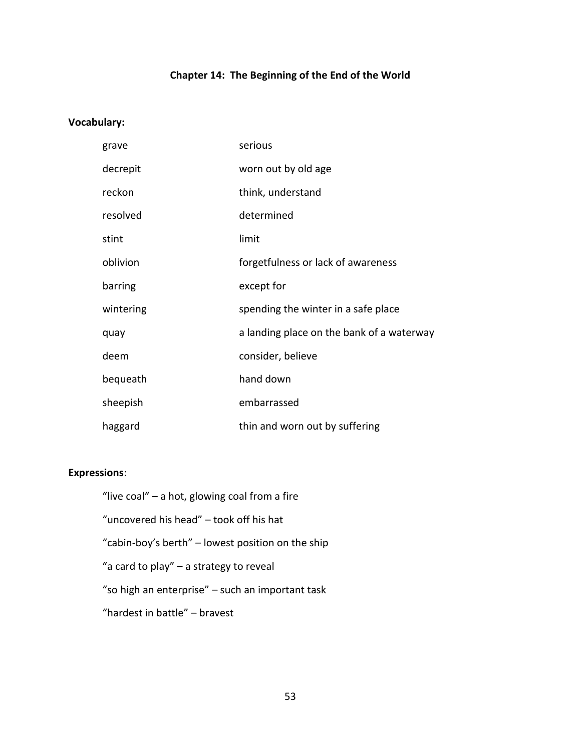## Chapter 14: The Beginning of the End of the World

**Vocabulary:**

| | |
|---|---|
| grave | serious |
| decrepit | worn out by old age |
| reckon | think, understand |
| resolved | determined |
| stint | limit |
| oblivion | forgetfulness or lack of awareness |
| barring | except for |
| wintering | spending the winter in a safe place |
| quay | a landing place on the bank of a waterway |
| deem | consider, believe |
| bequeath | hand down |
| sheepish | embarrassed |
| haggard | thin and worn out by suffering |

**Expressions**:

"live coal" – a hot, glowing coal from a fire

"uncovered his head" – took off his hat

"cabin-boy's berth" – lowest position on the ship

"a card to play" – a strategy to reveal

"so high an enterprise" – such an important task

"hardest in battle" – bravest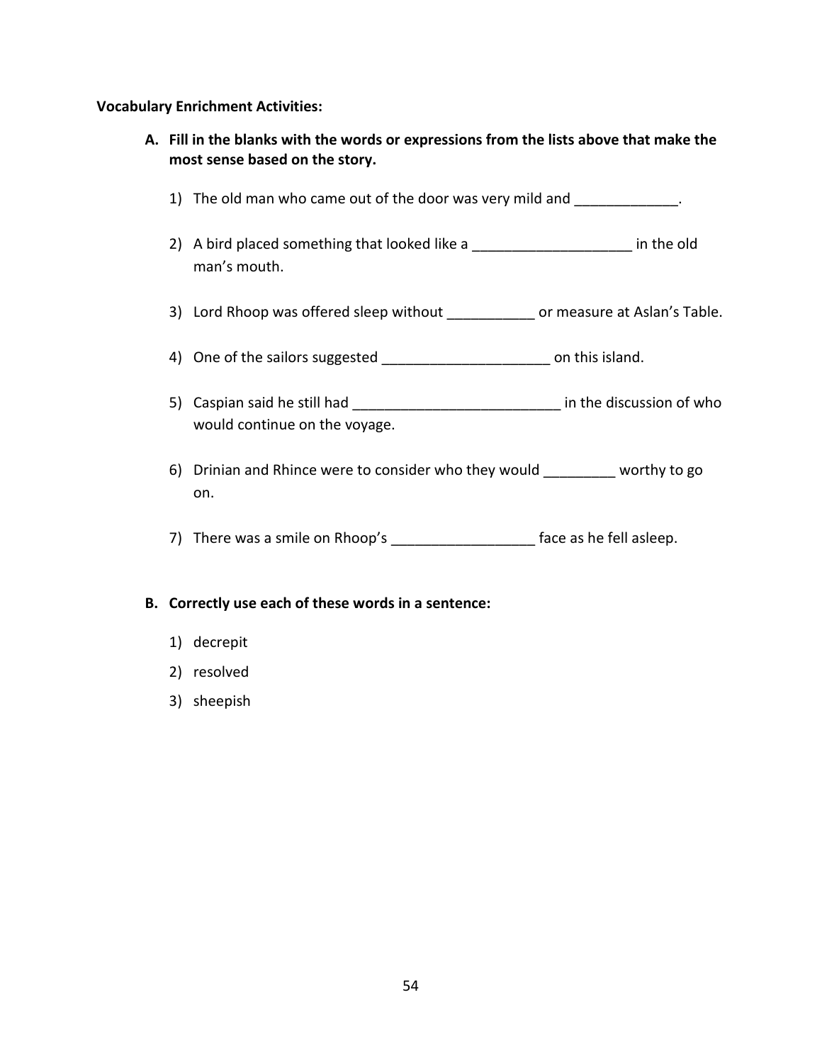**Vocabulary Enrichment Activities:**

**A. Fill in the blanks with the words or expressions from the lists above that make the most sense based on the story.**

1) The old man who came out of the door was very mild and _____________.

2) A bird placed something that looked like a ____________________ in the old man's mouth.

3) Lord Rhoop was offered sleep without ___________ or measure at Aslan's Table.

4) One of the sailors suggested _____________________ on this island.

5) Caspian said he still had __________________________ in the discussion of who would continue on the voyage.

6) Drinian and Rhince were to consider who they would _________ worthy to go on.

7) There was a smile on Rhoop's __________________ face as he fell asleep.

**B. Correctly use each of these words in a sentence:**

1) decrepit
2) resolved
3) sheepish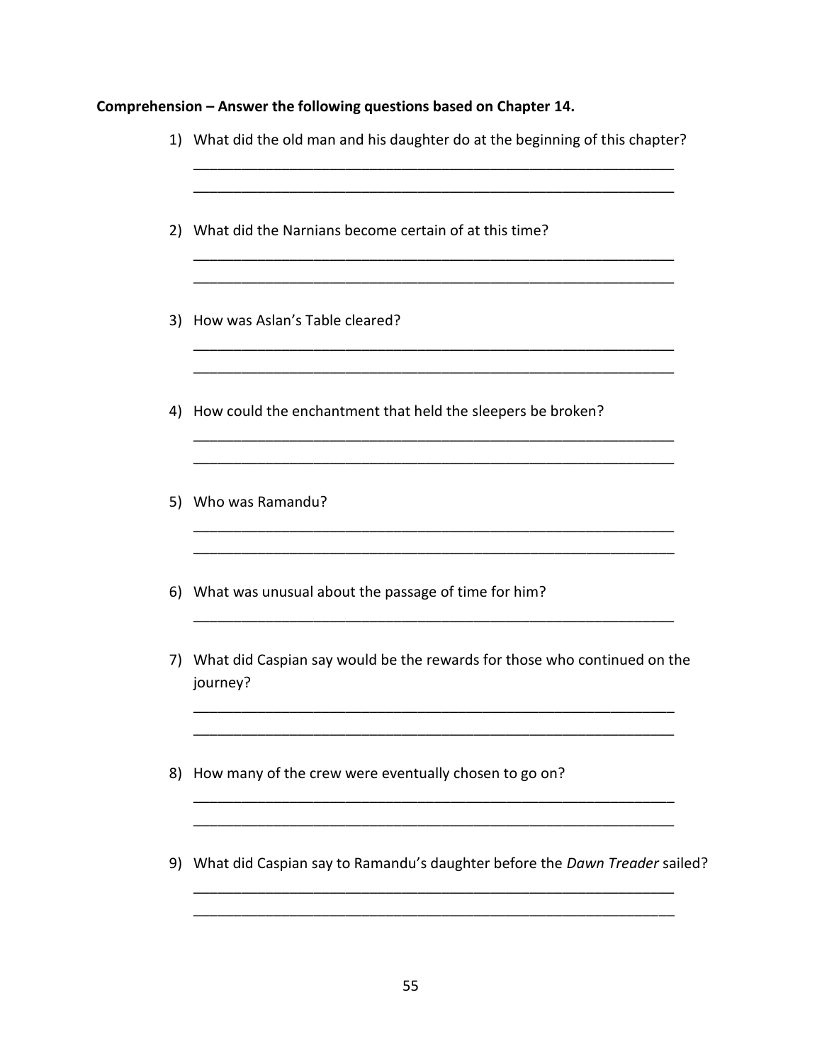**Comprehension – Answer the following questions based on Chapter 14.**

1) What did the old man and his daughter do at the beginning of this chapter?

______________________________________________________________

______________________________________________________________

2) What did the Narnians become certain of at this time?

______________________________________________________________

______________________________________________________________

3) How was Aslan's Table cleared?

______________________________________________________________

______________________________________________________________

4) How could the enchantment that held the sleepers be broken?

______________________________________________________________

______________________________________________________________

5) Who was Ramandu?

______________________________________________________________

______________________________________________________________

6) What was unusual about the passage of time for him?

______________________________________________________________

7) What did Caspian say would be the rewards for those who continued on the journey?

______________________________________________________________

______________________________________________________________

8) How many of the crew were eventually chosen to go on?

______________________________________________________________

______________________________________________________________

9) What did Caspian say to Ramandu's daughter before the *Dawn Treader* sailed?

______________________________________________________________

______________________________________________________________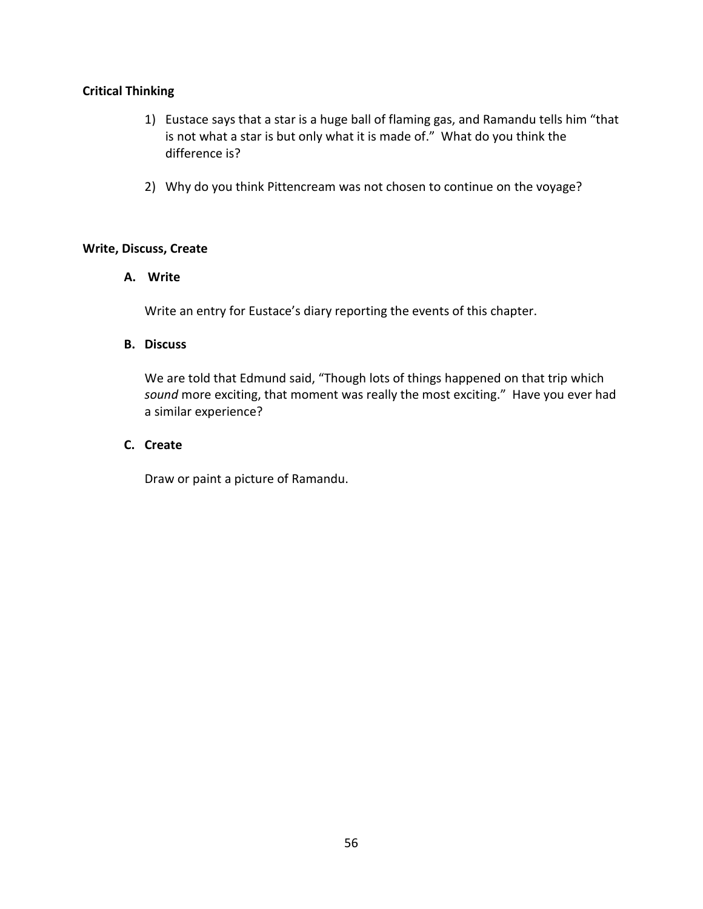**Critical Thinking**

1) Eustace says that a star is a huge ball of flaming gas, and Ramandu tells him "that is not what a star is but only what it is made of." What do you think the difference is?

2) Why do you think Pittencream was not chosen to continue on the voyage?

**Write, Discuss, Create**

**A. Write**

Write an entry for Eustace's diary reporting the events of this chapter.

**B. Discuss**

We are told that Edmund said, "Though lots of things happened on that trip which *sound* more exciting, that moment was really the most exciting." Have you ever had a similar experience?

**C. Create**

Draw or paint a picture of Ramandu.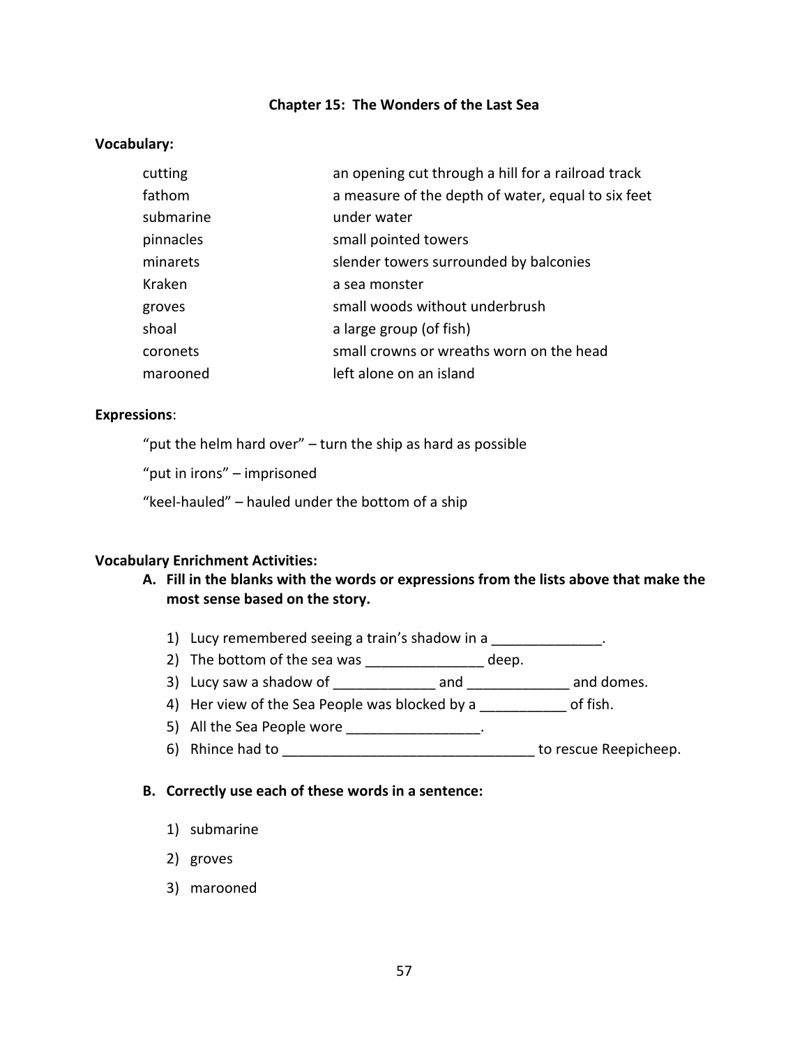## Chapter 15: The Wonders of the Last Sea

**Vocabulary:**

| | |
|---|---|
| cutting | an opening cut through a hill for a railroad track |
| fathom | a measure of the depth of water, equal to six feet |
| submarine | under water |
| pinnacles | small pointed towers |
| minarets | slender towers surrounded by balconies |
| Kraken | a sea monster |
| groves | small woods without underbrush |
| shoal | a large group (of fish) |
| coronets | small crowns or wreaths worn on the head |
| marooned | left alone on an island |

**Expressions**:

"put the helm hard over" – turn the ship as hard as possible

"put in irons" – imprisoned

"keel-hauled" – hauled under the bottom of a ship

**Vocabulary Enrichment Activities:**

**A. Fill in the blanks with the words or expressions from the lists above that make the most sense based on the story.**

1) Lucy remembered seeing a train's shadow in a ______________.
2) The bottom of the sea was _______________ deep.
3) Lucy saw a shadow of _____________ and _____________ and domes.
4) Her view of the Sea People was blocked by a ___________ of fish.
5) All the Sea People wore _________________.
6) Rhince had to ________________________________ to rescue Reepicheep.

**B. Correctly use each of these words in a sentence:**

1) submarine
2) groves
3) marooned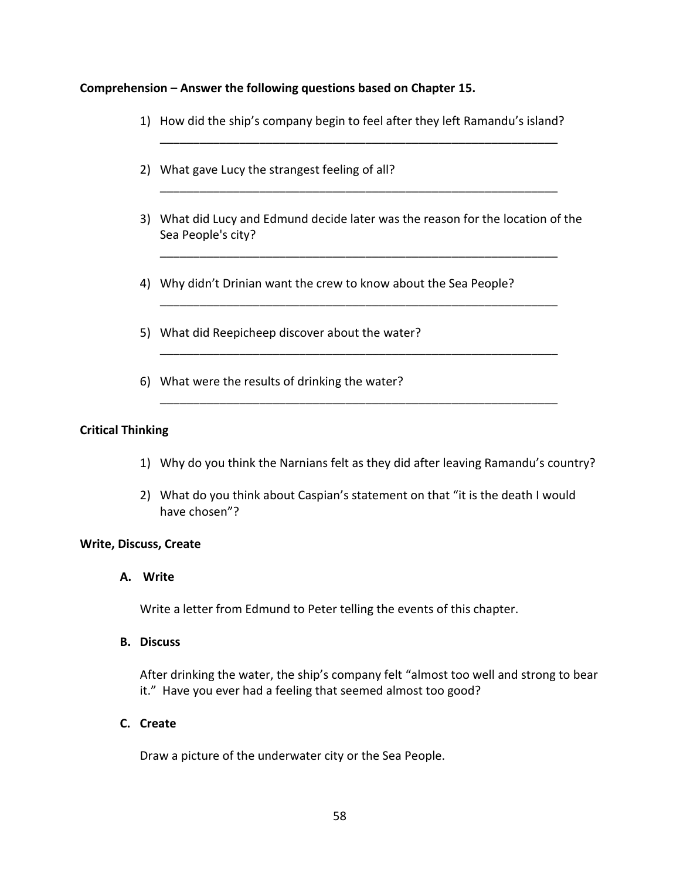**Comprehension – Answer the following questions based on Chapter 15.**

1) How did the ship's company begin to feel after they left Ramandu's island?
_______________________________________________________________

2) What gave Lucy the strangest feeling of all?
_______________________________________________________________

3) What did Lucy and Edmund decide later was the reason for the location of the Sea People's city?
_______________________________________________________________

4) Why didn't Drinian want the crew to know about the Sea People?
_______________________________________________________________

5) What did Reepicheep discover about the water?
_______________________________________________________________

6) What were the results of drinking the water?
_______________________________________________________________

**Critical Thinking**

1) Why do you think the Narnians felt as they did after leaving Ramandu's country?
2) What do you think about Caspian's statement on that "it is the death I would have chosen"?

**Write, Discuss, Create**

**A. Write**

Write a letter from Edmund to Peter telling the events of this chapter.

**B. Discuss**

After drinking the water, the ship's company felt "almost too well and strong to bear it." Have you ever had a feeling that seemed almost too good?

**C. Create**

Draw a picture of the underwater city or the Sea People.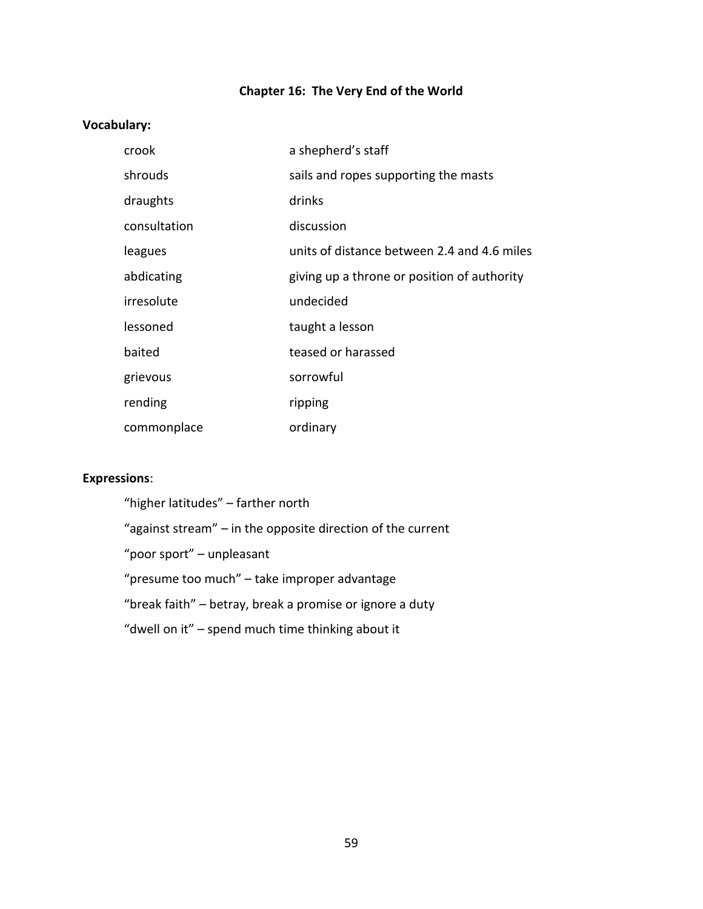## Chapter 16: The Very End of the World

**Vocabulary:**

| | |
|---|---|
| crook | a shepherd's staff |
| shrouds | sails and ropes supporting the masts |
| draughts | drinks |
| consultation | discussion |
| leagues | units of distance between 2.4 and 4.6 miles |
| abdicating | giving up a throne or position of authority |
| irresolute | undecided |
| lessoned | taught a lesson |
| baited | teased or harassed |
| grievous | sorrowful |
| rending | ripping |
| commonplace | ordinary |

**Expressions**:

"higher latitudes" – farther north

"against stream" – in the opposite direction of the current

"poor sport" – unpleasant

"presume too much" – take improper advantage

"break faith" – betray, break a promise or ignore a duty

"dwell on it" – spend much time thinking about it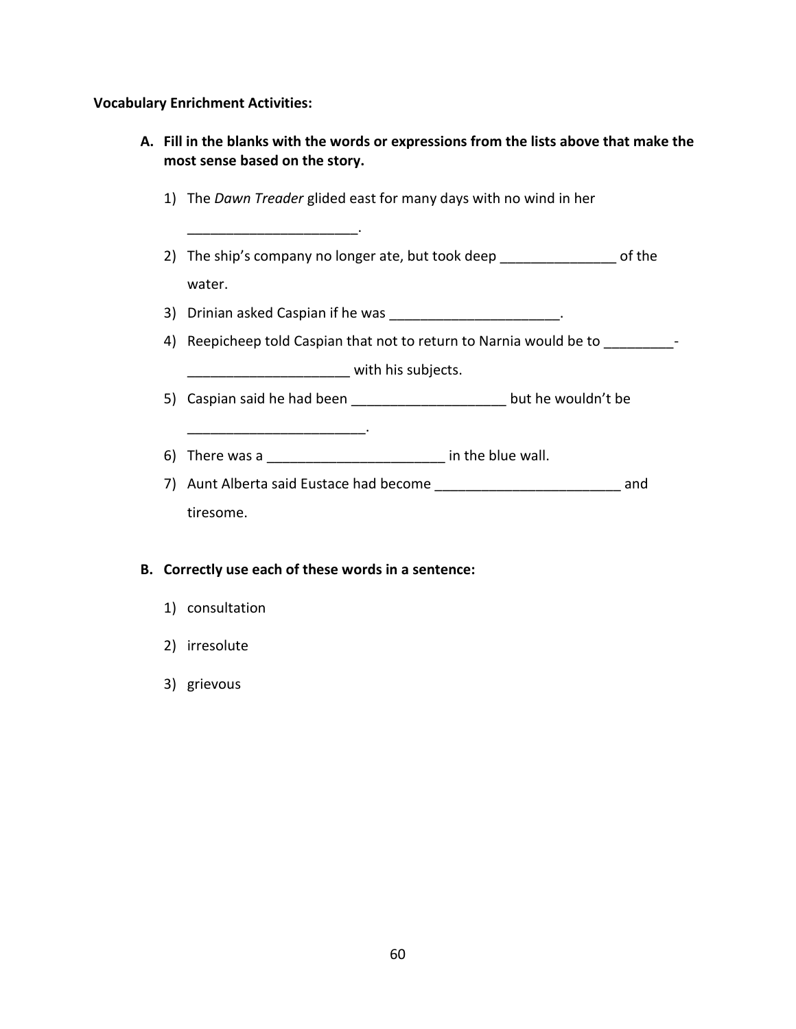**Vocabulary Enrichment Activities:**

**A. Fill in the blanks with the words or expressions from the lists above that make the most sense based on the story.**

1) The *Dawn Treader* glided east for many days with no wind in her ______________________.

2) The ship's company no longer ate, but took deep _______________ of the water.

3) Drinian asked Caspian if he was ______________________.

4) Reepicheep told Caspian that not to return to Narnia would be to _________-_____________________ with his subjects.

5) Caspian said he had been ____________________ but he wouldn't be _______________________.

6) There was a _______________________ in the blue wall.

7) Aunt Alberta said Eustace had become ________________________ and tiresome.

**B. Correctly use each of these words in a sentence:**

1) consultation

2) irresolute

3) grievous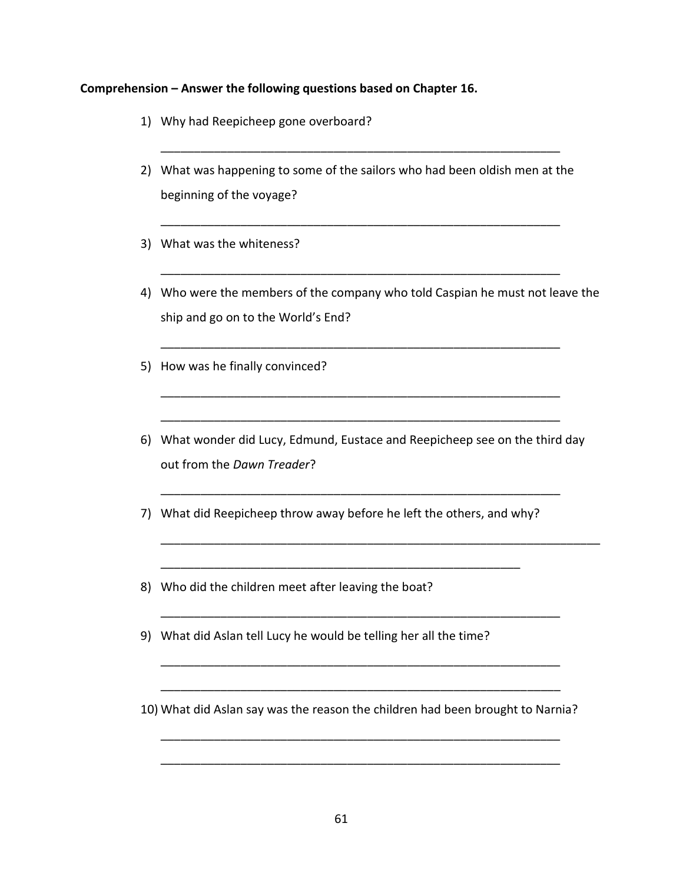**Comprehension – Answer the following questions based on Chapter 16.**

1) Why had Reepicheep gone overboard?

_______________________________________________________________

2) What was happening to some of the sailors who had been oldish men at the beginning of the voyage?

_______________________________________________________________

3) What was the whiteness?

_______________________________________________________________

4) Who were the members of the company who told Caspian he must not leave the ship and go on to the World's End?

_______________________________________________________________

5) How was he finally convinced?

_______________________________________________________________

_______________________________________________________________

6) What wonder did Lucy, Edmund, Eustace and Reepicheep see on the third day out from the *Dawn Treader*?

_______________________________________________________________

7) What did Reepicheep throw away before he left the others, and why?

_______________________________________________________________

_______________________________________________________________

8) Who did the children meet after leaving the boat?

_______________________________________________________________

9) What did Aslan tell Lucy he would be telling her all the time?

_______________________________________________________________

_______________________________________________________________

10) What did Aslan say was the reason the children had been brought to Narnia?

_______________________________________________________________

_______________________________________________________________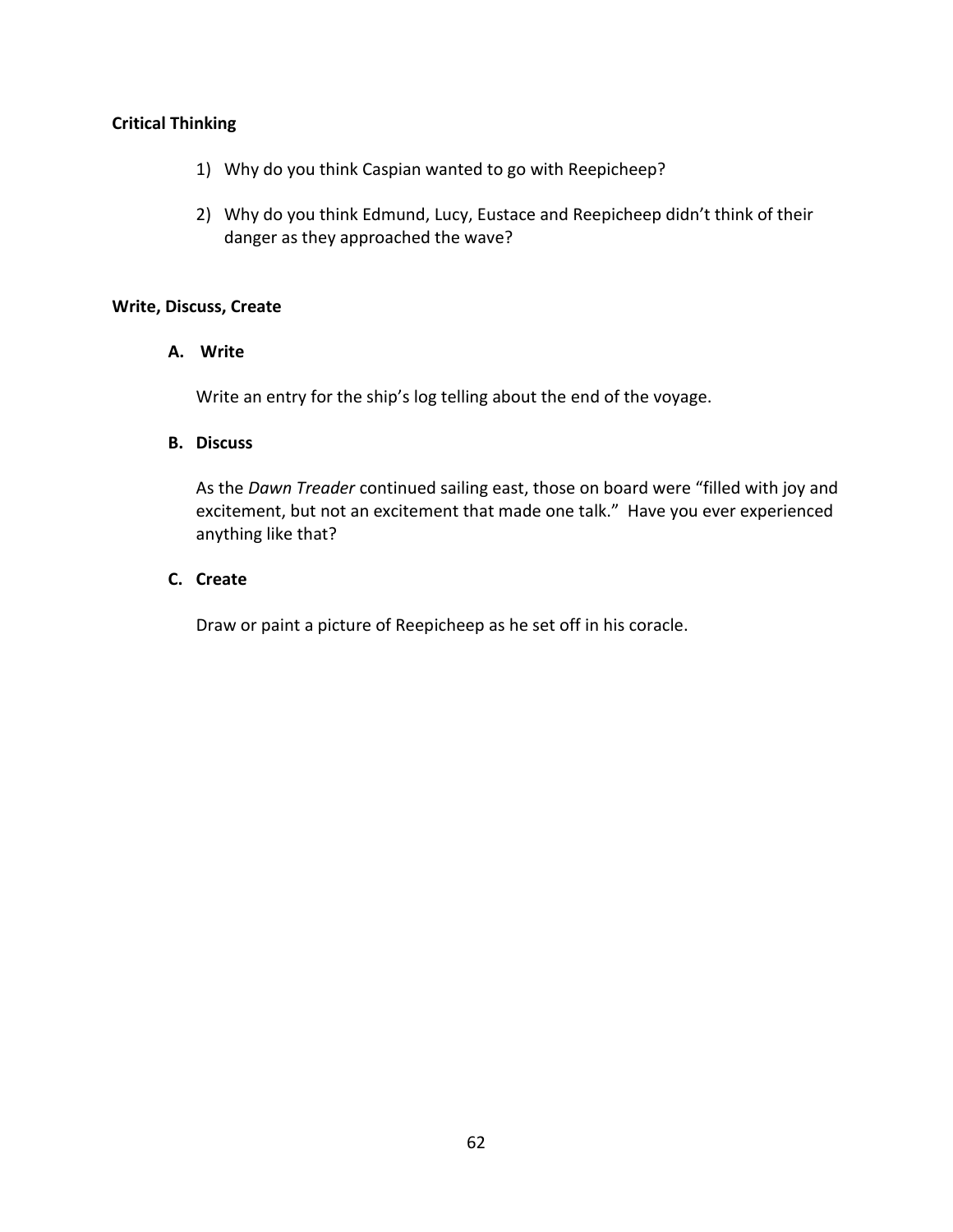**Critical Thinking**

1) Why do you think Caspian wanted to go with Reepicheep?

2) Why do you think Edmund, Lucy, Eustace and Reepicheep didn't think of their danger as they approached the wave?

**Write, Discuss, Create**

**A. Write**

Write an entry for the ship's log telling about the end of the voyage.

**B. Discuss**

As the *Dawn Treader* continued sailing east, those on board were "filled with joy and excitement, but not an excitement that made one talk." Have you ever experienced anything like that?

**C. Create**

Draw or paint a picture of Reepicheep as he set off in his coracle.